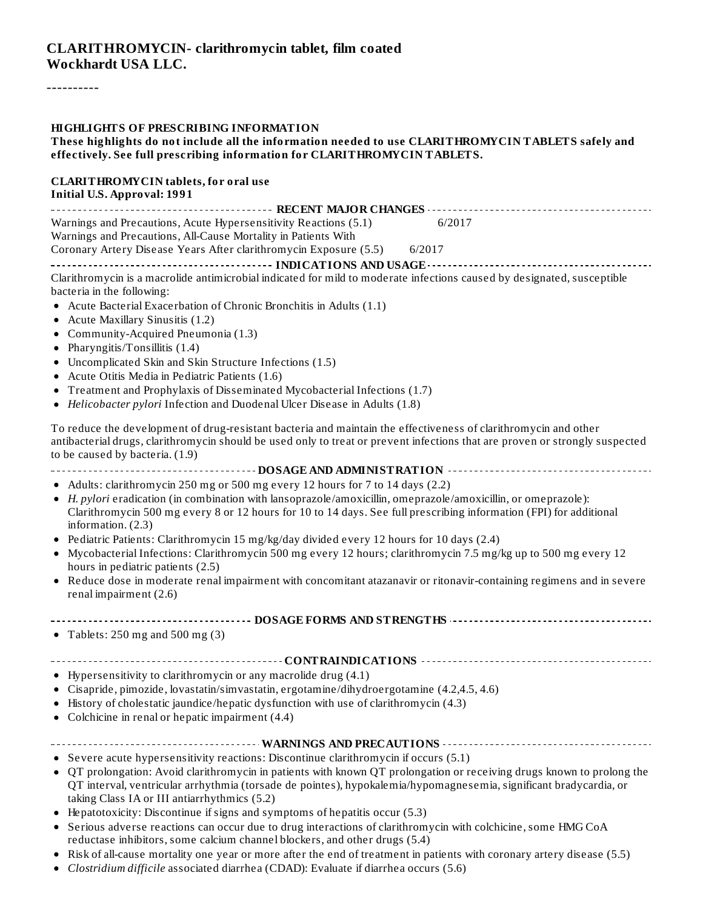# CLARITHROMYCIN- clarithromycin tablet, film coated
# Wockhardt USA LLC.

----------

## HIGHLIGHTS OF PRESCRIBING INFORMATION

**These highlights do not include all the information needed to use CLARITHROMYCIN TABLETS safely and effectively. See full prescribing information for CLARITHROMYCIN TABLETS.**

**CLARITHROMYCIN tablets, for oral use**
**Initial U.S. Approval: 1991**

### RECENT MAJOR CHANGES

Warnings and Precautions, Acute Hypersensitivity Reactions (5.1) 6/2017
Warnings and Precautions, All-Cause Mortality in Patients With Coronary Artery Disease Years After clarithromycin Exposure (5.5) 6/2017

### INDICATIONS AND USAGE

Clarithromycin is a macrolide antimicrobial indicated for mild to moderate infections caused by designated, susceptible bacteria in the following:

- Acute Bacterial Exacerbation of Chronic Bronchitis in Adults (1.1)
- Acute Maxillary Sinusitis (1.2)
- Community-Acquired Pneumonia (1.3)
- Pharyngitis/Tonsillitis (1.4)
- Uncomplicated Skin and Skin Structure Infections (1.5)
- Acute Otitis Media in Pediatric Patients (1.6)
- Treatment and Prophylaxis of Disseminated Mycobacterial Infections (1.7)
- *Helicobacter pylori* Infection and Duodenal Ulcer Disease in Adults (1.8)

To reduce the development of drug-resistant bacteria and maintain the effectiveness of clarithromycin and other antibacterial drugs, clarithromycin should be used only to treat or prevent infections that are proven or strongly suspected to be caused by bacteria. (1.9)

### DOSAGE AND ADMINISTRATION

- Adults: clarithromycin 250 mg or 500 mg every 12 hours for 7 to 14 days (2.2)
- *H. pylori* eradication (in combination with lansoprazole/amoxicillin, omeprazole/amoxicillin, or omeprazole): Clarithromycin 500 mg every 8 or 12 hours for 10 to 14 days. See full prescribing information (FPI) for additional information. (2.3)
- Pediatric Patients: Clarithromycin 15 mg/kg/day divided every 12 hours for 10 days (2.4)
- Mycobacterial Infections: Clarithromycin 500 mg every 12 hours; clarithromycin 7.5 mg/kg up to 500 mg every 12 hours in pediatric patients (2.5)
- Reduce dose in moderate renal impairment with concomitant atazanavir or ritonavir-containing regimens and in severe renal impairment (2.6)

### DOSAGE FORMS AND STRENGTHS

- Tablets: 250 mg and 500 mg (3)

### CONTRAINDICATIONS

- Hypersensitivity to clarithromycin or any macrolide drug (4.1)
- Cisapride, pimozide, lovastatin/simvastatin, ergotamine/dihydroergotamine (4.2,4.5, 4.6)
- History of cholestatic jaundice/hepatic dysfunction with use of clarithromycin (4.3)
- Colchicine in renal or hepatic impairment (4.4)

### WARNINGS AND PRECAUTIONS

- Severe acute hypersensitivity reactions: Discontinue clarithromycin if occurs (5.1)
- QT prolongation: Avoid clarithromycin in patients with known QT prolongation or receiving drugs known to prolong the QT interval, ventricular arrhythmia (torsade de pointes), hypokalemia/hypomagnesemia, significant bradycardia, or taking Class IA or III antiarrhythmics (5.2)
- Hepatotoxicity: Discontinue if signs and symptoms of hepatitis occur (5.3)
- Serious adverse reactions can occur due to drug interactions of clarithromycin with colchicine, some HMG CoA reductase inhibitors, some calcium channel blockers, and other drugs (5.4)
- Risk of all-cause mortality one year or more after the end of treatment in patients with coronary artery disease (5.5)
- *Clostridium difficile* associated diarrhea (CDAD): Evaluate if diarrhea occurs (5.6)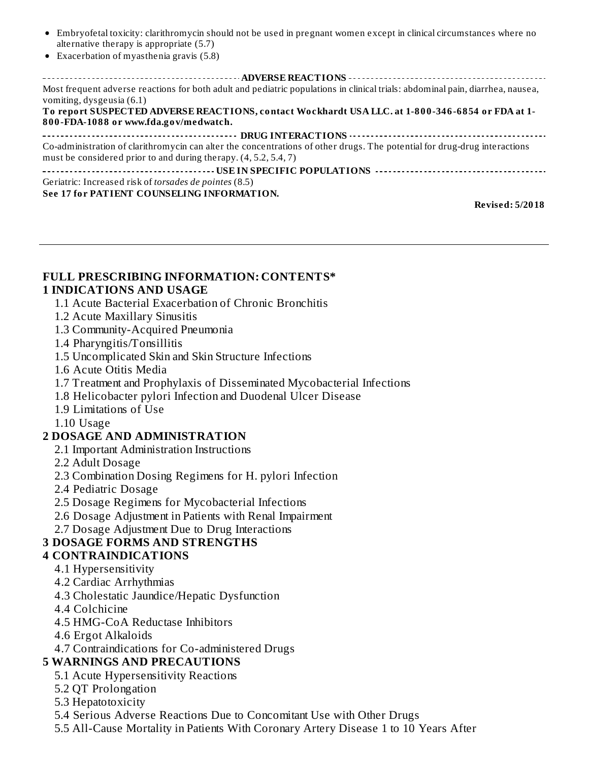- Embryofetal toxicity: clarithromycin should not be used in pregnant women except in clinical circumstances where no alternative therapy is appropriate (5.7)
- Exacerbation of myasthenia gravis (5.8)

**ADVERSE REACTIONS**

Most frequent adverse reactions for both adult and pediatric populations in clinical trials: abdominal pain, diarrhea, nausea, vomiting, dysgeusia (6.1)

**To report SUSPECTED ADVERSE REACTIONS, contact Wockhardt USA LLC. at 1-800-346-6854 or FDA at 1-800-FDA-1088 or www.fda.gov/medwatch.**

**DRUG INTERACTIONS**

Co-administration of clarithromycin can alter the concentrations of other drugs. The potential for drug-drug interactions must be considered prior to and during therapy. (4, 5.2, 5.4, 7)

**USE IN SPECIFIC POPULATIONS**

Geriatric: Increased risk of *torsades de pointes* (8.5)

**See 17 for PATIENT COUNSELING INFORMATION.**

**Revised: 5/2018**

---

## FULL PRESCRIBING INFORMATION: CONTENTS*

### 1 INDICATIONS AND USAGE

1.1 Acute Bacterial Exacerbation of Chronic Bronchitis
1.2 Acute Maxillary Sinusitis
1.3 Community-Acquired Pneumonia
1.4 Pharyngitis/Tonsillitis
1.5 Uncomplicated Skin and Skin Structure Infections
1.6 Acute Otitis Media
1.7 Treatment and Prophylaxis of Disseminated Mycobacterial Infections
1.8 Helicobacter pylori Infection and Duodenal Ulcer Disease
1.9 Limitations of Use
1.10 Usage

### 2 DOSAGE AND ADMINISTRATION

2.1 Important Administration Instructions
2.2 Adult Dosage
2.3 Combination Dosing Regimens for H. pylori Infection
2.4 Pediatric Dosage
2.5 Dosage Regimens for Mycobacterial Infections
2.6 Dosage Adjustment in Patients with Renal Impairment
2.7 Dosage Adjustment Due to Drug Interactions

### 3 DOSAGE FORMS AND STRENGTHS

### 4 CONTRAINDICATIONS

4.1 Hypersensitivity
4.2 Cardiac Arrhythmias
4.3 Cholestatic Jaundice/Hepatic Dysfunction
4.4 Colchicine
4.5 HMG-CoA Reductase Inhibitors
4.6 Ergot Alkaloids
4.7 Contraindications for Co-administered Drugs

### 5 WARNINGS AND PRECAUTIONS

5.1 Acute Hypersensitivity Reactions
5.2 QT Prolongation
5.3 Hepatotoxicity
5.4 Serious Adverse Reactions Due to Concomitant Use with Other Drugs
5.5 All-Cause Mortality in Patients With Coronary Artery Disease 1 to 10 Years After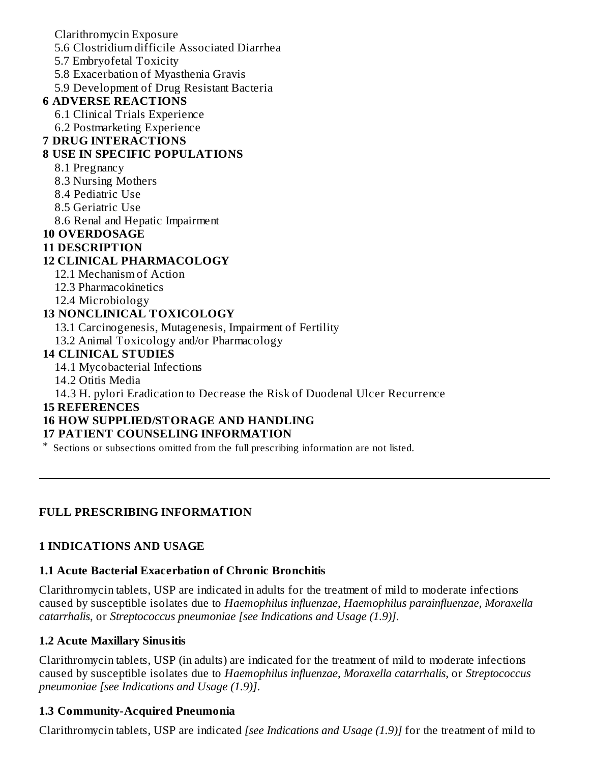Clarithromycin Exposure
5.6 Clostridium difficile Associated Diarrhea
5.7 Embryofetal Toxicity
5.8 Exacerbation of Myasthenia Gravis
5.9 Development of Drug Resistant Bacteria

**6 ADVERSE REACTIONS**
6.1 Clinical Trials Experience
6.2 Postmarketing Experience

**7 DRUG INTERACTIONS**

**8 USE IN SPECIFIC POPULATIONS**
8.1 Pregnancy
8.3 Nursing Mothers
8.4 Pediatric Use
8.5 Geriatric Use
8.6 Renal and Hepatic Impairment

**10 OVERDOSAGE**

**11 DESCRIPTION**

**12 CLINICAL PHARMACOLOGY**
12.1 Mechanism of Action
12.3 Pharmacokinetics
12.4 Microbiology

**13 NONCLINICAL TOXICOLOGY**
13.1 Carcinogenesis, Mutagenesis, Impairment of Fertility
13.2 Animal Toxicology and/or Pharmacology

**14 CLINICAL STUDIES**
14.1 Mycobacterial Infections
14.2 Otitis Media
14.3 H. pylori Eradication to Decrease the Risk of Duodenal Ulcer Recurrence

**15 REFERENCES**

**16 HOW SUPPLIED/STORAGE AND HANDLING**

**17 PATIENT COUNSELING INFORMATION**

* Sections or subsections omitted from the full prescribing information are not listed.

---

## FULL PRESCRIBING INFORMATION

## 1 INDICATIONS AND USAGE

### 1.1 Acute Bacterial Exacerbation of Chronic Bronchitis

Clarithromycin tablets, USP are indicated in adults for the treatment of mild to moderate infections caused by susceptible isolates due to *Haemophilus influenzae*, *Haemophilus parainfluenzae*, *Moraxella catarrhalis*, or *Streptococcus pneumoniae [see Indications and Usage (1.9)]*.

### 1.2 Acute Maxillary Sinusitis

Clarithromycin tablets, USP (in adults) are indicated for the treatment of mild to moderate infections caused by susceptible isolates due to *Haemophilus influenzae*, *Moraxella catarrhalis*, or *Streptococcus pneumoniae [see Indications and Usage (1.9)]*.

### 1.3 Community-Acquired Pneumonia

Clarithromycin tablets, USP are indicated *[see Indications and Usage (1.9)]* for the treatment of mild to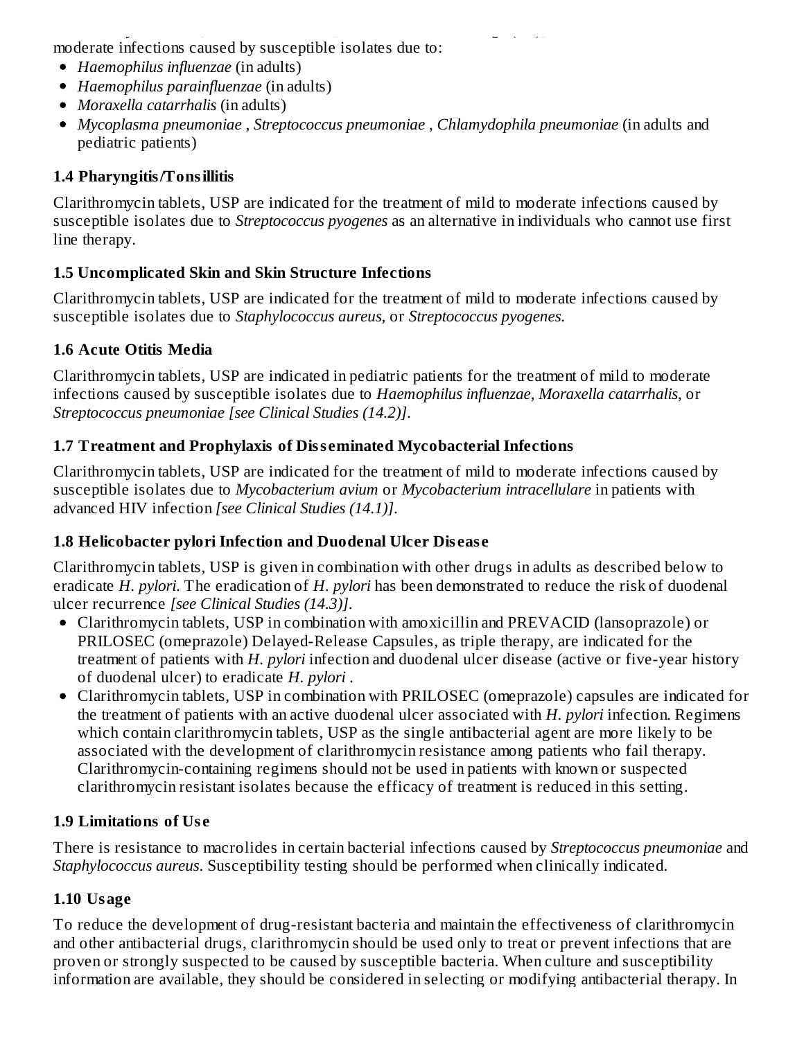moderate infections caused by susceptible isolates due to:

- *Haemophilus influenzae* (in adults)
- *Haemophilus parainfluenzae* (in adults)
- *Moraxella catarrhalis* (in adults)
- *Mycoplasma pneumoniae* , *Streptococcus pneumoniae* , *Chlamydophila pneumoniae* (in adults and pediatric patients)

### 1.4 Pharyngitis/Tonsillitis

Clarithromycin tablets, USP are indicated for the treatment of mild to moderate infections caused by susceptible isolates due to *Streptococcus pyogenes* as an alternative in individuals who cannot use first line therapy.

### 1.5 Uncomplicated Skin and Skin Structure Infections

Clarithromycin tablets, USP are indicated for the treatment of mild to moderate infections caused by susceptible isolates due to *Staphylococcus aureus*, or *Streptococcus pyogenes*.

### 1.6 Acute Otitis Media

Clarithromycin tablets, USP are indicated in pediatric patients for the treatment of mild to moderate infections caused by susceptible isolates due to *Haemophilus influenzae*, *Moraxella catarrhalis*, or *Streptococcus pneumoniae [see Clinical Studies (14.2)]*.

### 1.7 Treatment and Prophylaxis of Disseminated Mycobacterial Infections

Clarithromycin tablets, USP are indicated for the treatment of mild to moderate infections caused by susceptible isolates due to *Mycobacterium avium* or *Mycobacterium intracellulare* in patients with advanced HIV infection *[see Clinical Studies (14.1)]*.

### 1.8 Helicobacter pylori Infection and Duodenal Ulcer Disease

Clarithromycin tablets, USP is given in combination with other drugs in adults as described below to eradicate *H. pylori*. The eradication of *H. pylori* has been demonstrated to reduce the risk of duodenal ulcer recurrence *[see Clinical Studies (14.3)]*.

- Clarithromycin tablets, USP in combination with amoxicillin and PREVACID (lansoprazole) or PRILOSEC (omeprazole) Delayed-Release Capsules, as triple therapy, are indicated for the treatment of patients with *H. pylori* infection and duodenal ulcer disease (active or five-year history of duodenal ulcer) to eradicate *H. pylori* .
- Clarithromycin tablets, USP in combination with PRILOSEC (omeprazole) capsules are indicated for the treatment of patients with an active duodenal ulcer associated with *H. pylori* infection. Regimens which contain clarithromycin tablets, USP as the single antibacterial agent are more likely to be associated with the development of clarithromycin resistance among patients who fail therapy. Clarithromycin-containing regimens should not be used in patients with known or suspected clarithromycin resistant isolates because the efficacy of treatment is reduced in this setting.

### 1.9 Limitations of Use

There is resistance to macrolides in certain bacterial infections caused by *Streptococcus pneumoniae* and *Staphylococcus aureus*. Susceptibility testing should be performed when clinically indicated.

### 1.10 Usage

To reduce the development of drug-resistant bacteria and maintain the effectiveness of clarithromycin and other antibacterial drugs, clarithromycin should be used only to treat or prevent infections that are proven or strongly suspected to be caused by susceptible bacteria. When culture and susceptibility information are available, they should be considered in selecting or modifying antibacterial therapy. In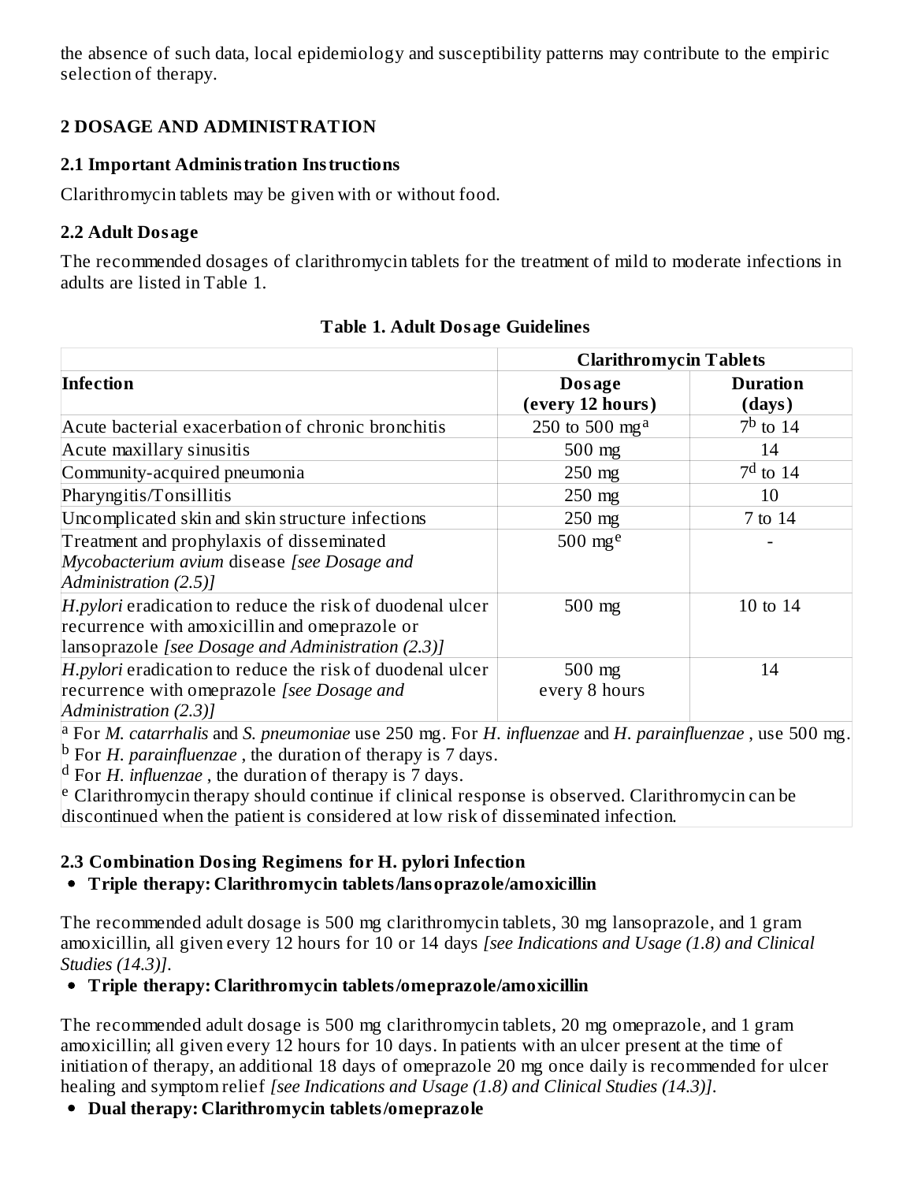the absence of such data, local epidemiology and susceptibility patterns may contribute to the empiric selection of therapy.

## 2 DOSAGE AND ADMINISTRATION

### 2.1 Important Administration Instructions

Clarithromycin tablets may be given with or without food.

### 2.2 Adult Dosage

The recommended dosages of clarithromycin tablets for the treatment of mild to moderate infections in adults are listed in Table 1.

**Table 1. Adult Dosage Guidelines**

| | **Clarithromycin Tablets** | |
|---|---|---|
| **Infection** | **Dosage (every 12 hours)** | **Duration (days)** |
| Acute bacterial exacerbation of chronic bronchitis | 250 to 500 mg[a] | 7[b] to 14 |
| Acute maxillary sinusitis | 500 mg | 14 |
| Community-acquired pneumonia | 250 mg | 7[d] to 14 |
| Pharyngitis/Tonsillitis | 250 mg | 10 |
| Uncomplicated skin and skin structure infections | 250 mg | 7 to 14 |
| Treatment and prophylaxis of disseminated *Mycobacterium avium* disease *[see Dosage and Administration (2.5)]* | 500 mg[e] | - |
| *H.pylori* eradication to reduce the risk of duodenal ulcer recurrence with amoxicillin and omeprazole or lansoprazole *[see Dosage and Administration (2.3)]* | 500 mg | 10 to 14 |
| *H.pylori* eradication to reduce the risk of duodenal ulcer recurrence with omeprazole *[see Dosage and Administration (2.3)]* | 500 mg every 8 hours | 14 |

[a] For *M. catarrhalis* and *S. pneumoniae* use 250 mg. For *H. influenzae* and *H. parainfluenzae* , use 500 mg.
[b] For *H. parainfluenzae* , the duration of therapy is 7 days.
[d] For *H. influenzae* , the duration of therapy is 7 days.
[e] Clarithromycin therapy should continue if clinical response is observed. Clarithromycin can be discontinued when the patient is considered at low risk of disseminated infection.

### 2.3 Combination Dosing Regimens for H. pylori Infection

- **Triple therapy: Clarithromycin tablets/lansoprazole/amoxicillin**

The recommended adult dosage is 500 mg clarithromycin tablets, 30 mg lansoprazole, and 1 gram amoxicillin, all given every 12 hours for 10 or 14 days *[see Indications and Usage (1.8) and Clinical Studies (14.3)]*.

- **Triple therapy: Clarithromycin tablets/omeprazole/amoxicillin**

The recommended adult dosage is 500 mg clarithromycin tablets, 20 mg omeprazole, and 1 gram amoxicillin; all given every 12 hours for 10 days. In patients with an ulcer present at the time of initiation of therapy, an additional 18 days of omeprazole 20 mg once daily is recommended for ulcer healing and symptom relief *[see Indications and Usage (1.8) and Clinical Studies (14.3)]*.

- **Dual therapy: Clarithromycin tablets/omeprazole**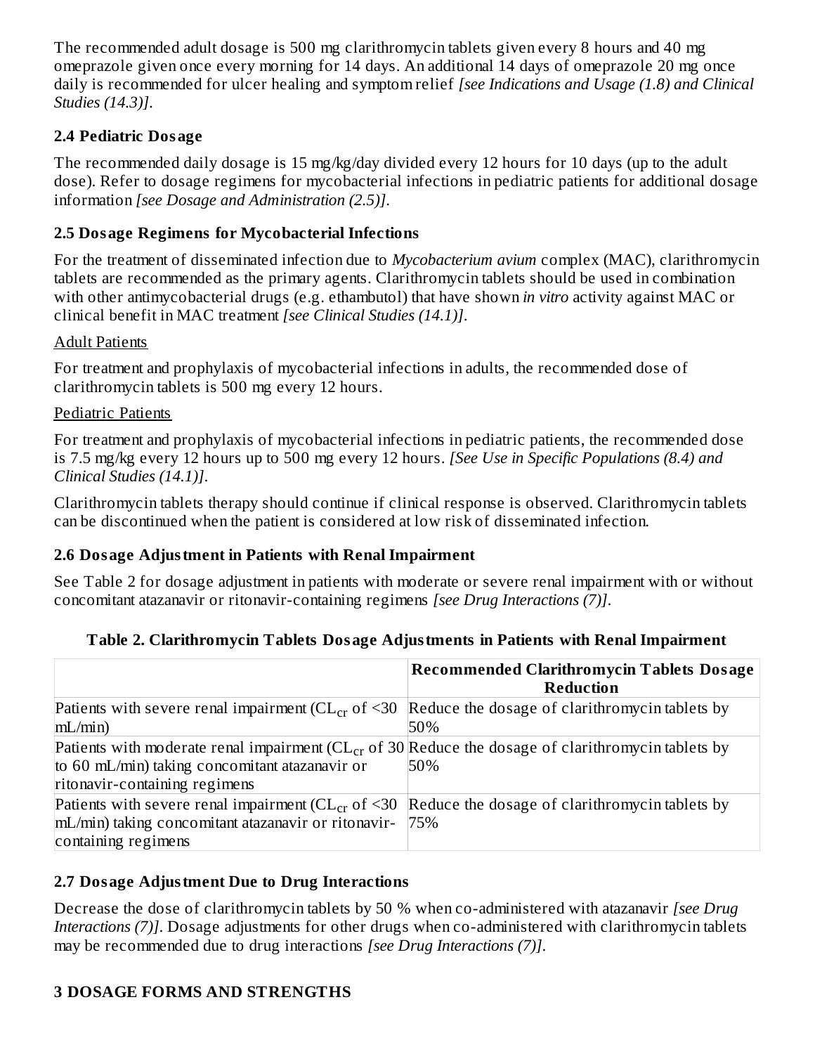The recommended adult dosage is 500 mg clarithromycin tablets given every 8 hours and 40 mg omeprazole given once every morning for 14 days. An additional 14 days of omeprazole 20 mg once daily is recommended for ulcer healing and symptom relief *[see Indications and Usage (1.8) and Clinical Studies (14.3)]*.

### 2.4 Pediatric Dosage

The recommended daily dosage is 15 mg/kg/day divided every 12 hours for 10 days (up to the adult dose). Refer to dosage regimens for mycobacterial infections in pediatric patients for additional dosage information *[see Dosage and Administration (2.5)]*.

### 2.5 Dosage Regimens for Mycobacterial Infections

For the treatment of disseminated infection due to *Mycobacterium avium* complex (MAC), clarithromycin tablets are recommended as the primary agents. Clarithromycin tablets should be used in combination with other antimycobacterial drugs (e.g. ethambutol) that have shown *in vitro* activity against MAC or clinical benefit in MAC treatment *[see Clinical Studies (14.1)]*.

Adult Patients

For treatment and prophylaxis of mycobacterial infections in adults, the recommended dose of clarithromycin tablets is 500 mg every 12 hours.

Pediatric Patients

For treatment and prophylaxis of mycobacterial infections in pediatric patients, the recommended dose is 7.5 mg/kg every 12 hours up to 500 mg every 12 hours. *[See Use in Specific Populations (8.4) and Clinical Studies (14.1)]*.

Clarithromycin tablets therapy should continue if clinical response is observed. Clarithromycin tablets can be discontinued when the patient is considered at low risk of disseminated infection.

### 2.6 Dosage Adjustment in Patients with Renal Impairment

See Table 2 for dosage adjustment in patients with moderate or severe renal impairment with or without concomitant atazanavir or ritonavir-containing regimens *[see Drug Interactions (7)]*.

**Table 2. Clarithromycin Tablets Dosage Adjustments in Patients with Renal Impairment**

| | **Recommended Clarithromycin Tablets Dosage Reduction** |
|---|---|
| Patients with severe renal impairment ($CL_{cr}$ of <30 mL/min) | Reduce the dosage of clarithromycin tablets by 50% |
| Patients with moderate renal impairment ($CL_{cr}$ of 30 to 60 mL/min) taking concomitant atazanavir or ritonavir-containing regimens | Reduce the dosage of clarithromycin tablets by 50% |
| Patients with severe renal impairment ($CL_{cr}$ of <30 mL/min) taking concomitant atazanavir or ritonavir-containing regimens | Reduce the dosage of clarithromycin tablets by 75% |

### 2.7 Dosage Adjustment Due to Drug Interactions

Decrease the dose of clarithromycin tablets by 50 % when co-administered with atazanavir *[see Drug Interactions (7)]*. Dosage adjustments for other drugs when co-administered with clarithromycin tablets may be recommended due to drug interactions *[see Drug Interactions (7)]*.

## 3 DOSAGE FORMS AND STRENGTHS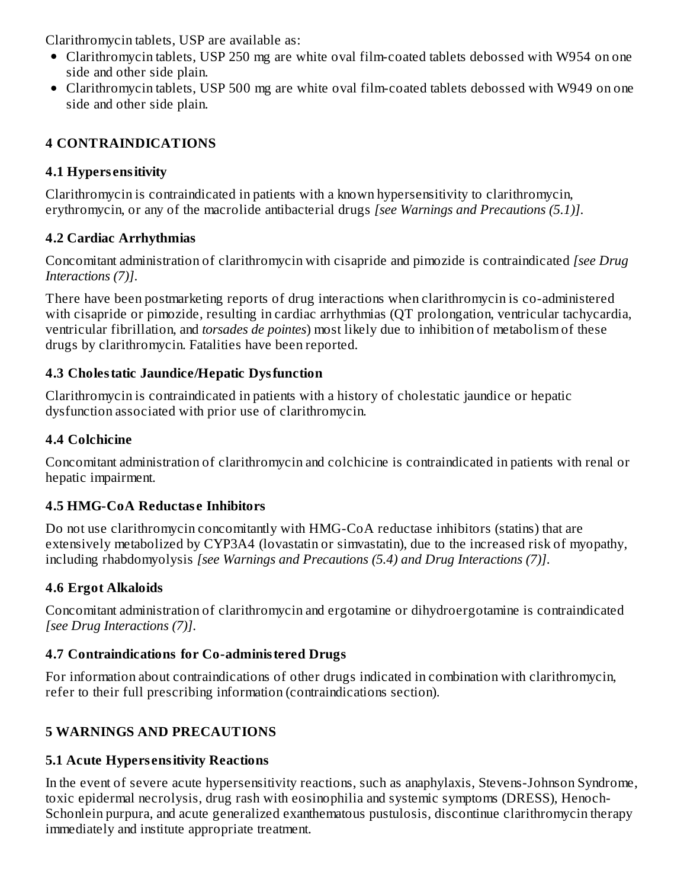Clarithromycin tablets, USP are available as:

- Clarithromycin tablets, USP 250 mg are white oval film-coated tablets debossed with W954 on one side and other side plain.
- Clarithromycin tablets, USP 500 mg are white oval film-coated tablets debossed with W949 on one side and other side plain.

## 4 CONTRAINDICATIONS

### 4.1 Hypersensitivity

Clarithromycin is contraindicated in patients with a known hypersensitivity to clarithromycin, erythromycin, or any of the macrolide antibacterial drugs *[see Warnings and Precautions (5.1)]*.

### 4.2 Cardiac Arrhythmias

Concomitant administration of clarithromycin with cisapride and pimozide is contraindicated *[see Drug Interactions (7)]*.

There have been postmarketing reports of drug interactions when clarithromycin is co-administered with cisapride or pimozide, resulting in cardiac arrhythmias (QT prolongation, ventricular tachycardia, ventricular fibrillation, and *torsades de pointes*) most likely due to inhibition of metabolism of these drugs by clarithromycin. Fatalities have been reported.

### 4.3 Cholestatic Jaundice/Hepatic Dysfunction

Clarithromycin is contraindicated in patients with a history of cholestatic jaundice or hepatic dysfunction associated with prior use of clarithromycin.

### 4.4 Colchicine

Concomitant administration of clarithromycin and colchicine is contraindicated in patients with renal or hepatic impairment.

### 4.5 HMG-CoA Reductase Inhibitors

Do not use clarithromycin concomitantly with HMG-CoA reductase inhibitors (statins) that are extensively metabolized by CYP3A4 (lovastatin or simvastatin), due to the increased risk of myopathy, including rhabdomyolysis *[see Warnings and Precautions (5.4) and Drug Interactions (7)]*.

### 4.6 Ergot Alkaloids

Concomitant administration of clarithromycin and ergotamine or dihydroergotamine is contraindicated *[see Drug Interactions (7)]*.

### 4.7 Contraindications for Co-administered Drugs

For information about contraindications of other drugs indicated in combination with clarithromycin, refer to their full prescribing information (contraindications section).

## 5 WARNINGS AND PRECAUTIONS

### 5.1 Acute Hypersensitivity Reactions

In the event of severe acute hypersensitivity reactions, such as anaphylaxis, Stevens-Johnson Syndrome, toxic epidermal necrolysis, drug rash with eosinophilia and systemic symptoms (DRESS), Henoch-Schonlein purpura, and acute generalized exanthematous pustulosis, discontinue clarithromycin therapy immediately and institute appropriate treatment.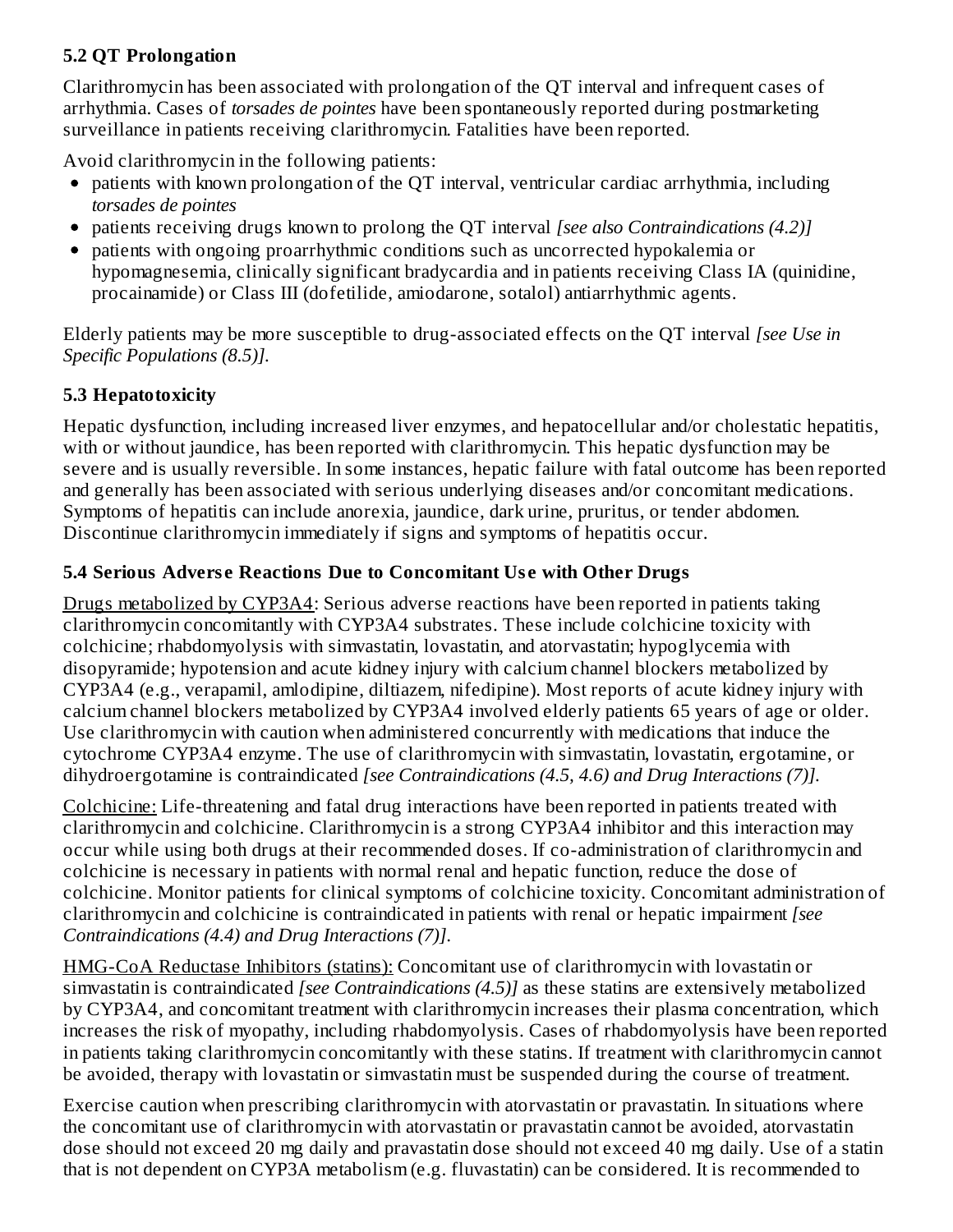### 5.2 QT Prolongation

Clarithromycin has been associated with prolongation of the QT interval and infrequent cases of arrhythmia. Cases of *torsades de pointes* have been spontaneously reported during postmarketing surveillance in patients receiving clarithromycin. Fatalities have been reported.

Avoid clarithromycin in the following patients:

- patients with known prolongation of the QT interval, ventricular cardiac arrhythmia, including *torsades de pointes*
- patients receiving drugs known to prolong the QT interval *[see also Contraindications (4.2)]*
- patients with ongoing proarrhythmic conditions such as uncorrected hypokalemia or hypomagnesemia, clinically significant bradycardia and in patients receiving Class IA (quinidine, procainamide) or Class III (dofetilide, amiodarone, sotalol) antiarrhythmic agents.

Elderly patients may be more susceptible to drug-associated effects on the QT interval *[see Use in Specific Populations (8.5)]*.

### 5.3 Hepatotoxicity

Hepatic dysfunction, including increased liver enzymes, and hepatocellular and/or cholestatic hepatitis, with or without jaundice, has been reported with clarithromycin. This hepatic dysfunction may be severe and is usually reversible. In some instances, hepatic failure with fatal outcome has been reported and generally has been associated with serious underlying diseases and/or concomitant medications. Symptoms of hepatitis can include anorexia, jaundice, dark urine, pruritus, or tender abdomen. Discontinue clarithromycin immediately if signs and symptoms of hepatitis occur.

### 5.4 Serious Adverse Reactions Due to Concomitant Use with Other Drugs

Drugs metabolized by CYP3A4: Serious adverse reactions have been reported in patients taking clarithromycin concomitantly with CYP3A4 substrates. These include colchicine toxicity with colchicine; rhabdomyolysis with simvastatin, lovastatin, and atorvastatin; hypoglycemia with disopyramide; hypotension and acute kidney injury with calcium channel blockers metabolized by CYP3A4 (e.g., verapamil, amlodipine, diltiazem, nifedipine). Most reports of acute kidney injury with calcium channel blockers metabolized by CYP3A4 involved elderly patients 65 years of age or older. Use clarithromycin with caution when administered concurrently with medications that induce the cytochrome CYP3A4 enzyme. The use of clarithromycin with simvastatin, lovastatin, ergotamine, or dihydroergotamine is contraindicated *[see Contraindications (4.5, 4.6) and Drug Interactions (7)]*.

Colchicine: Life-threatening and fatal drug interactions have been reported in patients treated with clarithromycin and colchicine. Clarithromycin is a strong CYP3A4 inhibitor and this interaction may occur while using both drugs at their recommended doses. If co-administration of clarithromycin and colchicine is necessary in patients with normal renal and hepatic function, reduce the dose of colchicine. Monitor patients for clinical symptoms of colchicine toxicity. Concomitant administration of clarithromycin and colchicine is contraindicated in patients with renal or hepatic impairment *[see Contraindications (4.4) and Drug Interactions (7)]*.

HMG-CoA Reductase Inhibitors (statins): Concomitant use of clarithromycin with lovastatin or simvastatin is contraindicated *[see Contraindications (4.5)]* as these statins are extensively metabolized by CYP3A4, and concomitant treatment with clarithromycin increases their plasma concentration, which increases the risk of myopathy, including rhabdomyolysis. Cases of rhabdomyolysis have been reported in patients taking clarithromycin concomitantly with these statins. If treatment with clarithromycin cannot be avoided, therapy with lovastatin or simvastatin must be suspended during the course of treatment.

Exercise caution when prescribing clarithromycin with atorvastatin or pravastatin. In situations where the concomitant use of clarithromycin with atorvastatin or pravastatin cannot be avoided, atorvastatin dose should not exceed 20 mg daily and pravastatin dose should not exceed 40 mg daily. Use of a statin that is not dependent on CYP3A metabolism (e.g. fluvastatin) can be considered. It is recommended to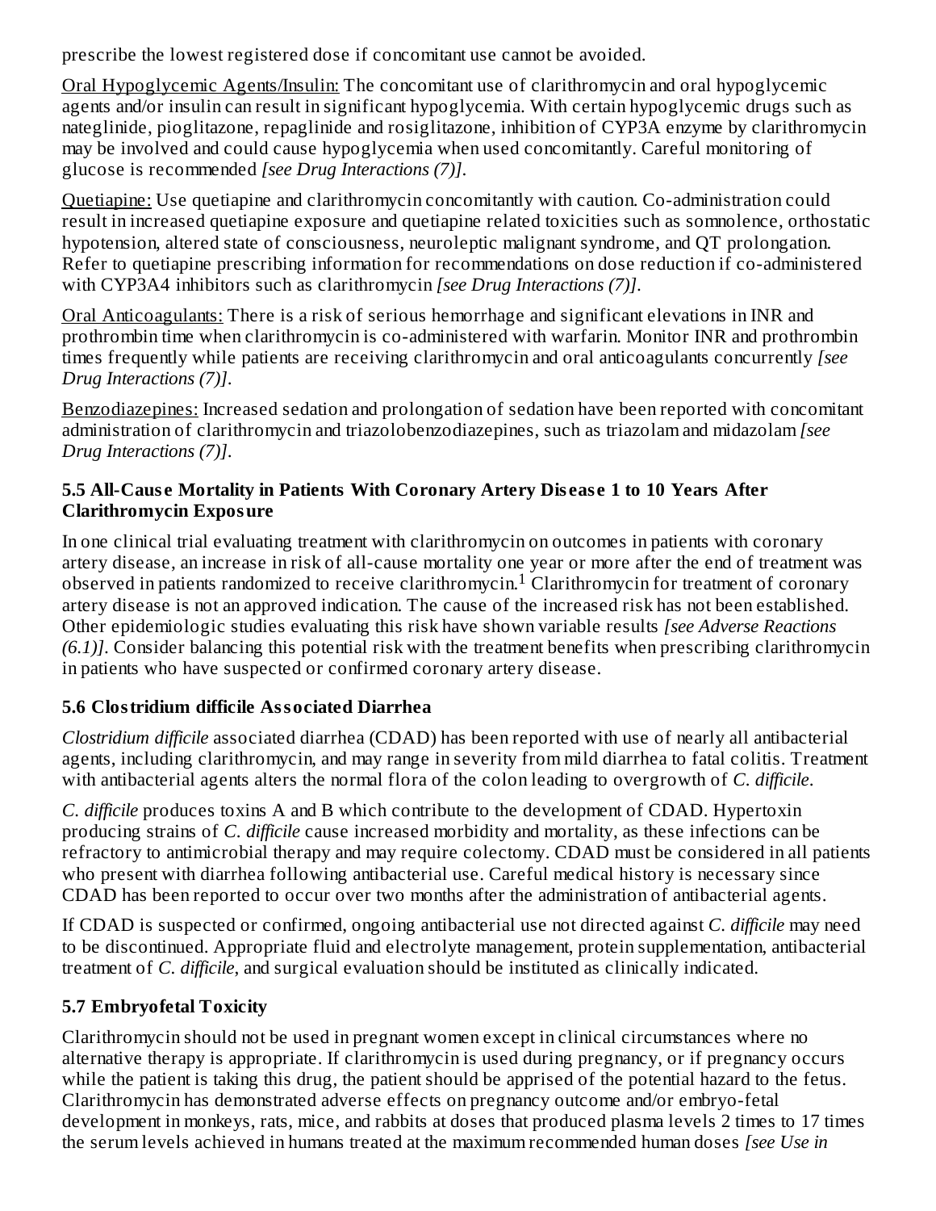prescribe the lowest registered dose if concomitant use cannot be avoided.

Oral Hypoglycemic Agents/Insulin: The concomitant use of clarithromycin and oral hypoglycemic agents and/or insulin can result in significant hypoglycemia. With certain hypoglycemic drugs such as nateglinide, pioglitazone, repaglinide and rosiglitazone, inhibition of CYP3A enzyme by clarithromycin may be involved and could cause hypoglycemia when used concomitantly. Careful monitoring of glucose is recommended *[see Drug Interactions (7)]*.

Quetiapine: Use quetiapine and clarithromycin concomitantly with caution. Co-administration could result in increased quetiapine exposure and quetiapine related toxicities such as somnolence, orthostatic hypotension, altered state of consciousness, neuroleptic malignant syndrome, and QT prolongation. Refer to quetiapine prescribing information for recommendations on dose reduction if co-administered with CYP3A4 inhibitors such as clarithromycin *[see Drug Interactions (7)]*.

Oral Anticoagulants: There is a risk of serious hemorrhage and significant elevations in INR and prothrombin time when clarithromycin is co-administered with warfarin. Monitor INR and prothrombin times frequently while patients are receiving clarithromycin and oral anticoagulants concurrently *[see Drug Interactions (7)]*.

Benzodiazepines: Increased sedation and prolongation of sedation have been reported with concomitant administration of clarithromycin and triazolobenzodiazepines, such as triazolam and midazolam *[see Drug Interactions (7)]*.

### 5.5 All-Cause Mortality in Patients With Coronary Artery Disease 1 to 10 Years After Clarithromycin Exposure

In one clinical trial evaluating treatment with clarithromycin on outcomes in patients with coronary artery disease, an increase in risk of all-cause mortality one year or more after the end of treatment was observed in patients randomized to receive clarithromycin.[1] Clarithromycin for treatment of coronary artery disease is not an approved indication. The cause of the increased risk has not been established. Other epidemiologic studies evaluating this risk have shown variable results *[see Adverse Reactions (6.1)]*. Consider balancing this potential risk with the treatment benefits when prescribing clarithromycin in patients who have suspected or confirmed coronary artery disease.

### 5.6 Clostridium difficile Associated Diarrhea

*Clostridium difficile* associated diarrhea (CDAD) has been reported with use of nearly all antibacterial agents, including clarithromycin, and may range in severity from mild diarrhea to fatal colitis. Treatment with antibacterial agents alters the normal flora of the colon leading to overgrowth of *C. difficile*.

*C. difficile* produces toxins A and B which contribute to the development of CDAD. Hypertoxin producing strains of *C. difficile* cause increased morbidity and mortality, as these infections can be refractory to antimicrobial therapy and may require colectomy. CDAD must be considered in all patients who present with diarrhea following antibacterial use. Careful medical history is necessary since CDAD has been reported to occur over two months after the administration of antibacterial agents.

If CDAD is suspected or confirmed, ongoing antibacterial use not directed against *C. difficile* may need to be discontinued. Appropriate fluid and electrolyte management, protein supplementation, antibacterial treatment of *C. difficile*, and surgical evaluation should be instituted as clinically indicated.

### 5.7 Embryofetal Toxicity

Clarithromycin should not be used in pregnant women except in clinical circumstances where no alternative therapy is appropriate. If clarithromycin is used during pregnancy, or if pregnancy occurs while the patient is taking this drug, the patient should be apprised of the potential hazard to the fetus. Clarithromycin has demonstrated adverse effects on pregnancy outcome and/or embryo-fetal development in monkeys, rats, mice, and rabbits at doses that produced plasma levels 2 times to 17 times the serum levels achieved in humans treated at the maximum recommended human doses *[see Use in*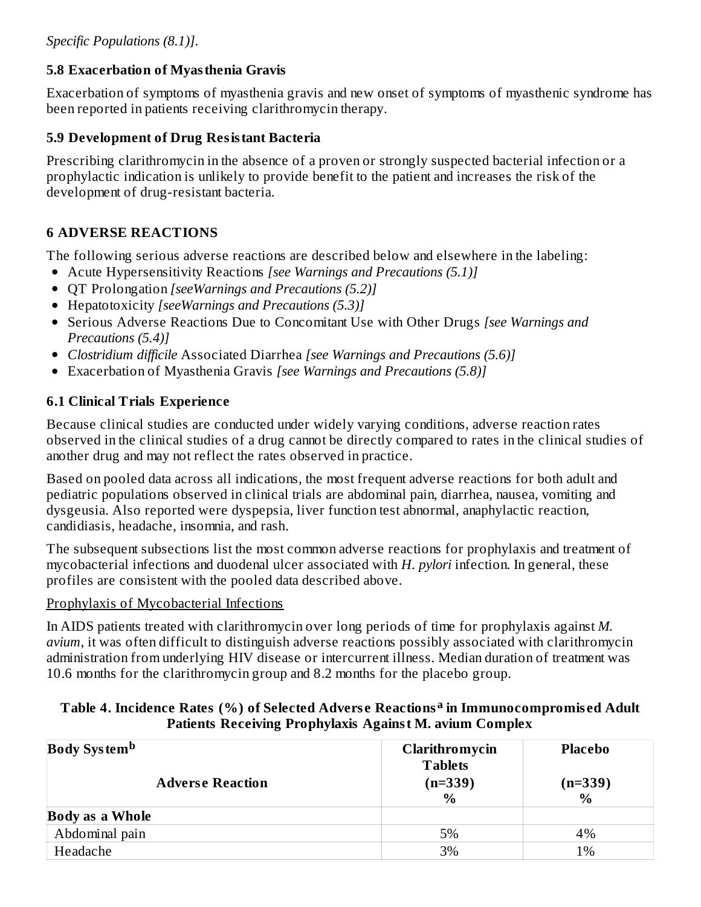*Specific Populations (8.1)]*.

### 5.8 Exacerbation of Myasthenia Gravis

Exacerbation of symptoms of myasthenia gravis and new onset of symptoms of myasthenic syndrome has been reported in patients receiving clarithromycin therapy.

### 5.9 Development of Drug Resistant Bacteria

Prescribing clarithromycin in the absence of a proven or strongly suspected bacterial infection or a prophylactic indication is unlikely to provide benefit to the patient and increases the risk of the development of drug-resistant bacteria.

## 6 ADVERSE REACTIONS

The following serious adverse reactions are described below and elsewhere in the labeling:

- Acute Hypersensitivity Reactions *[see Warnings and Precautions (5.1)]*
- QT Prolongation *[seeWarnings and Precautions (5.2)]*
- Hepatotoxicity *[seeWarnings and Precautions (5.3)]*
- Serious Adverse Reactions Due to Concomitant Use with Other Drugs *[see Warnings and Precautions (5.4)]*
- *Clostridium difficile* Associated Diarrhea *[see Warnings and Precautions (5.6)]*
- Exacerbation of Myasthenia Gravis *[see Warnings and Precautions (5.8)]*

### 6.1 Clinical Trials Experience

Because clinical studies are conducted under widely varying conditions, adverse reaction rates observed in the clinical studies of a drug cannot be directly compared to rates in the clinical studies of another drug and may not reflect the rates observed in practice.

Based on pooled data across all indications, the most frequent adverse reactions for both adult and pediatric populations observed in clinical trials are abdominal pain, diarrhea, nausea, vomiting and dysgeusia. Also reported were dyspepsia, liver function test abnormal, anaphylactic reaction, candidiasis, headache, insomnia, and rash.

The subsequent subsections list the most common adverse reactions for prophylaxis and treatment of mycobacterial infections and duodenal ulcer associated with *H. pylori* infection. In general, these profiles are consistent with the pooled data described above.

Prophylaxis of Mycobacterial Infections

In AIDS patients treated with clarithromycin over long periods of time for prophylaxis against *M. avium*, it was often difficult to distinguish adverse reactions possibly associated with clarithromycin administration from underlying HIV disease or intercurrent illness. Median duration of treatment was 10.6 months for the clarithromycin group and 8.2 months for the placebo group.

**Table 4. Incidence Rates (%) of Selected Adverse Reactions[a] in Immunocompromised Adult Patients Receiving Prophylaxis Against M. avium Complex**

| **Body System[b]**<br>**Adverse Reaction** | **Clarithromycin Tablets (n=339) %** | **Placebo (n=339) %** |
|---|---|---|
| **Body as a Whole** | | |
| Abdominal pain | 5% | 4% |
| Headache | 3% | 1% |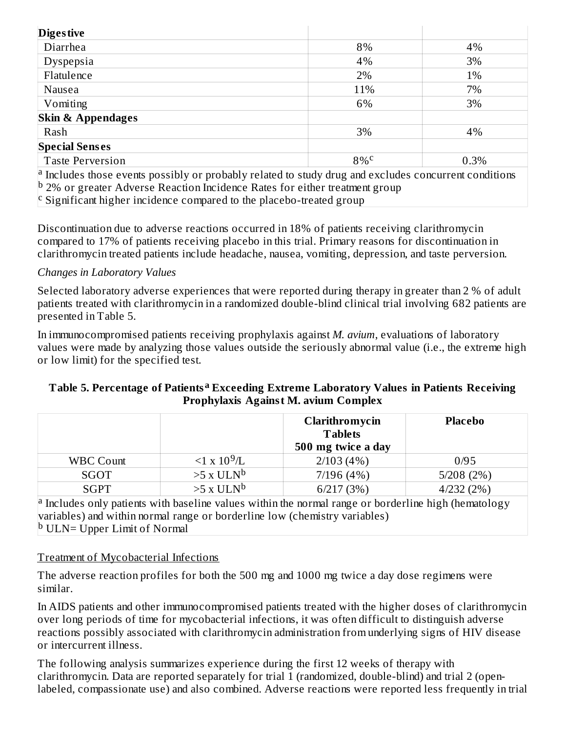| | | |
|---|---|---|
| **Digestive** | | |
| Diarrhea | 8% | 4% |
| Dyspepsia | 4% | 3% |
| Flatulence | 2% | 1% |
| Nausea | 11% | 7% |
| Vomiting | 6% | 3% |
| **Skin & Appendages** | | |
| Rash | 3% | 4% |
| **Special Senses** | | |
| Taste Perversion | 8%[c] | 0.3% |

[a] Includes those events possibly or probably related to study drug and excludes concurrent conditions
[b] 2% or greater Adverse Reaction Incidence Rates for either treatment group
[c] Significant higher incidence compared to the placebo-treated group

Discontinuation due to adverse reactions occurred in 18% of patients receiving clarithromycin compared to 17% of patients receiving placebo in this trial. Primary reasons for discontinuation in clarithromycin treated patients include headache, nausea, vomiting, depression, and taste perversion.

*Changes in Laboratory Values*

Selected laboratory adverse experiences that were reported during therapy in greater than 2 % of adult patients treated with clarithromycin in a randomized double-blind clinical trial involving 682 patients are presented in Table 5.

In immunocompromised patients receiving prophylaxis against *M. avium*, evaluations of laboratory values were made by analyzing those values outside the seriously abnormal value (i.e., the extreme high or low limit) for the specified test.

**Table 5. Percentage of Patients[a] Exceeding Extreme Laboratory Values in Patients Receiving Prophylaxis Against M. avium Complex**

| | | Clarithromycin Tablets 500 mg twice a day | Placebo |
|---|---|---|---|
| WBC Count | $<1 \times 10^9$/L | 2/103 (4%) | 0/95 |
| SGOT | $>5$ x ULN[b] | 7/196 (4%) | 5/208 (2%) |
| SGPT | $>5$ x ULN[b] | 6/217 (3%) | 4/232 (2%) |

[a] Includes only patients with baseline values within the normal range or borderline high (hematology variables) and within normal range or borderline low (chemistry variables)
[b] ULN= Upper Limit of Normal

Treatment of Mycobacterial Infections

The adverse reaction profiles for both the 500 mg and 1000 mg twice a day dose regimens were similar.

In AIDS patients and other immunocompromised patients treated with the higher doses of clarithromycin over long periods of time for mycobacterial infections, it was often difficult to distinguish adverse reactions possibly associated with clarithromycin administration from underlying signs of HIV disease or intercurrent illness.

The following analysis summarizes experience during the first 12 weeks of therapy with clarithromycin. Data are reported separately for trial 1 (randomized, double-blind) and trial 2 (open-labeled, compassionate use) and also combined. Adverse reactions were reported less frequently in trial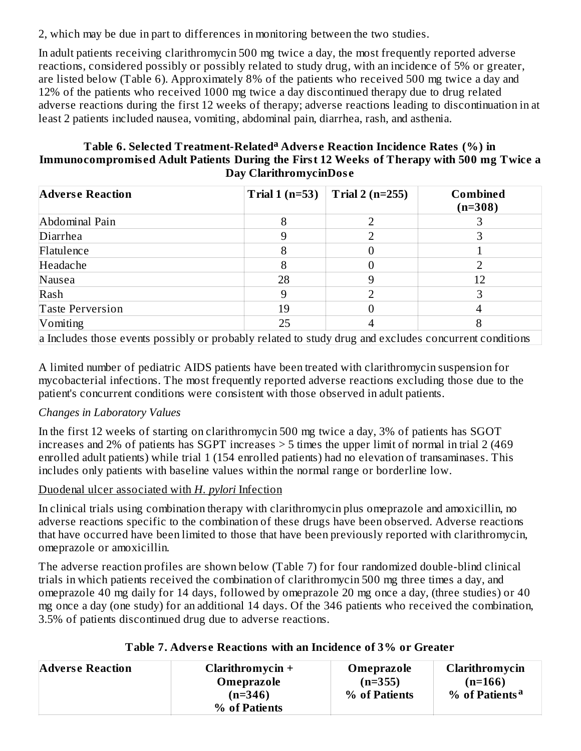2, which may be due in part to differences in monitoring between the two studies.

In adult patients receiving clarithromycin 500 mg twice a day, the most frequently reported adverse reactions, considered possibly or possibly related to study drug, with an incidence of 5% or greater, are listed below (Table 6). Approximately 8% of the patients who received 500 mg twice a day and 12% of the patients who received 1000 mg twice a day discontinued therapy due to drug related adverse reactions during the first 12 weeks of therapy; adverse reactions leading to discontinuation in at least 2 patients included nausea, vomiting, abdominal pain, diarrhea, rash, and asthenia.

**Table 6. Selected Treatment-Related[a] Adverse Reaction Incidence Rates (%) in Immunocompromised Adult Patients During the First 12 Weeks of Therapy with 500 mg Twice a Day ClarithromycinDose**

| Adverse Reaction | Trial 1 (n=53) | Trial 2 (n=255) | Combined (n=308) |
|---|---|---|---|
| Abdominal Pain | 8 | 2 | 3 |
| Diarrhea | 9 | 2 | 3 |
| Flatulence | 8 | 0 | 1 |
| Headache | 8 | 0 | 2 |
| Nausea | 28 | 9 | 12 |
| Rash | 9 | 2 | 3 |
| Taste Perversion | 19 | 0 | 4 |
| Vomiting | 25 | 4 | 8 |
| a Includes those events possibly or probably related to study drug and excludes concurrent conditions | | | |

A limited number of pediatric AIDS patients have been treated with clarithromycin suspension for mycobacterial infections. The most frequently reported adverse reactions excluding those due to the patient's concurrent conditions were consistent with those observed in adult patients.

*Changes in Laboratory Values*

In the first 12 weeks of starting on clarithromycin 500 mg twice a day, 3% of patients has SGOT increases and 2% of patients has SGPT increases > 5 times the upper limit of normal in trial 2 (469 enrolled adult patients) while trial 1 (154 enrolled patients) had no elevation of transaminases. This includes only patients with baseline values within the normal range or borderline low.

Duodenal ulcer associated with *H. pylori* Infection

In clinical trials using combination therapy with clarithromycin plus omeprazole and amoxicillin, no adverse reactions specific to the combination of these drugs have been observed. Adverse reactions that have occurred have been limited to those that have been previously reported with clarithromycin, omeprazole or amoxicillin.

The adverse reaction profiles are shown below (Table 7) for four randomized double-blind clinical trials in which patients received the combination of clarithromycin 500 mg three times a day, and omeprazole 40 mg daily for 14 days, followed by omeprazole 20 mg once a day, (three studies) or 40 mg once a day (one study) for an additional 14 days. Of the 346 patients who received the combination, 3.5% of patients discontinued drug due to adverse reactions.

**Table 7. Adverse Reactions with an Incidence of 3% or Greater**

| Adverse Reaction | Clarithromycin + Omeprazole (n=346) % of Patients | Omeprazole (n=355) % of Patients | Clarithromycin (n=166) % of Patients[a] |
|---|---|---|---|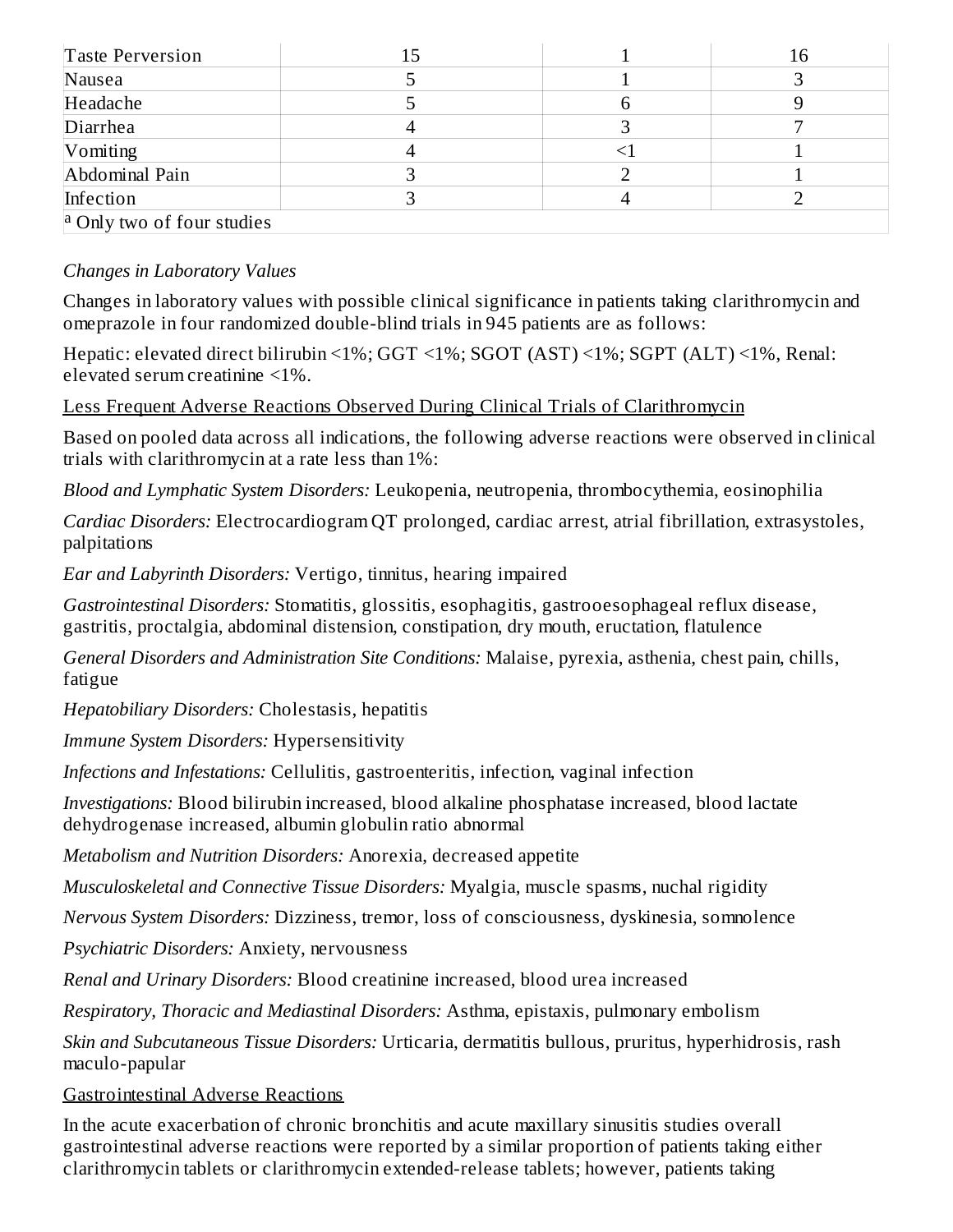| Taste Perversion | 15 | 1 | 16 |
|---|---|---|---|
| Nausea | 5 | 1 | 3 |
| Headache | 5 | 6 | 9 |
| Diarrhea | 4 | 3 | 7 |
| Vomiting | 4 | <1 | 1 |
| Abdominal Pain | 3 | 2 | 1 |
| Infection | 3 | 4 | 2 |
| [a] Only two of four studies | | | |

*Changes in Laboratory Values*

Changes in laboratory values with possible clinical significance in patients taking clarithromycin and omeprazole in four randomized double-blind trials in 945 patients are as follows:

Hepatic: elevated direct bilirubin <1%; GGT <1%; SGOT (AST) <1%; SGPT (ALT) <1%, Renal: elevated serum creatinine <1%.

<u>Less Frequent Adverse Reactions Observed During Clinical Trials of Clarithromycin</u>

Based on pooled data across all indications, the following adverse reactions were observed in clinical trials with clarithromycin at a rate less than 1%:

*Blood and Lymphatic System Disorders:* Leukopenia, neutropenia, thrombocythemia, eosinophilia

*Cardiac Disorders:* Electrocardiogram QT prolonged, cardiac arrest, atrial fibrillation, extrasystoles, palpitations

*Ear and Labyrinth Disorders:* Vertigo, tinnitus, hearing impaired

*Gastrointestinal Disorders:* Stomatitis, glossitis, esophagitis, gastrooesophageal reflux disease, gastritis, proctalgia, abdominal distension, constipation, dry mouth, eructation, flatulence

*General Disorders and Administration Site Conditions:* Malaise, pyrexia, asthenia, chest pain, chills, fatigue

*Hepatobiliary Disorders:* Cholestasis, hepatitis

*Immune System Disorders:* Hypersensitivity

*Infections and Infestations:* Cellulitis, gastroenteritis, infection, vaginal infection

*Investigations:* Blood bilirubin increased, blood alkaline phosphatase increased, blood lactate dehydrogenase increased, albumin globulin ratio abnormal

*Metabolism and Nutrition Disorders:* Anorexia, decreased appetite

*Musculoskeletal and Connective Tissue Disorders:* Myalgia, muscle spasms, nuchal rigidity

*Nervous System Disorders:* Dizziness, tremor, loss of consciousness, dyskinesia, somnolence

*Psychiatric Disorders:* Anxiety, nervousness

*Renal and Urinary Disorders:* Blood creatinine increased, blood urea increased

*Respiratory, Thoracic and Mediastinal Disorders:* Asthma, epistaxis, pulmonary embolism

*Skin and Subcutaneous Tissue Disorders:* Urticaria, dermatitis bullous, pruritus, hyperhidrosis, rash maculo-papular

<u>Gastrointestinal Adverse Reactions</u>

In the acute exacerbation of chronic bronchitis and acute maxillary sinusitis studies overall gastrointestinal adverse reactions were reported by a similar proportion of patients taking either clarithromycin tablets or clarithromycin extended-release tablets; however, patients taking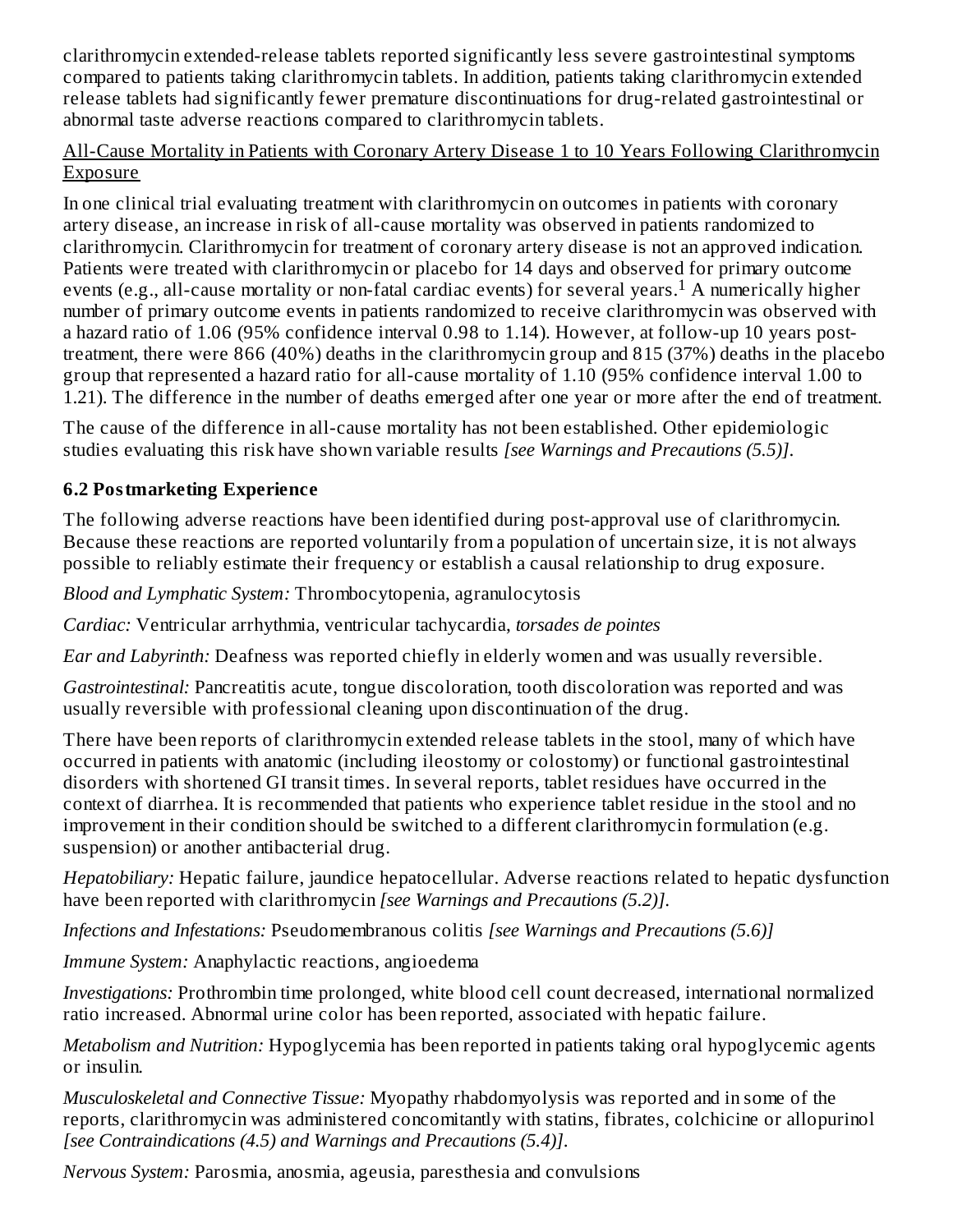clarithromycin extended-release tablets reported significantly less severe gastrointestinal symptoms compared to patients taking clarithromycin tablets. In addition, patients taking clarithromycin extended release tablets had significantly fewer premature discontinuations for drug-related gastrointestinal or abnormal taste adverse reactions compared to clarithromycin tablets.

<u>All-Cause Mortality in Patients with Coronary Artery Disease 1 to 10 Years Following Clarithromycin Exposure</u>

In one clinical trial evaluating treatment with clarithromycin on outcomes in patients with coronary artery disease, an increase in risk of all-cause mortality was observed in patients randomized to clarithromycin. Clarithromycin for treatment of coronary artery disease is not an approved indication. Patients were treated with clarithromycin or placebo for 14 days and observed for primary outcome events (e.g., all-cause mortality or non-fatal cardiac events) for several years.[1] A numerically higher number of primary outcome events in patients randomized to receive clarithromycin was observed with a hazard ratio of 1.06 (95% confidence interval 0.98 to 1.14). However, at follow-up 10 years post-treatment, there were 866 (40%) deaths in the clarithromycin group and 815 (37%) deaths in the placebo group that represented a hazard ratio for all-cause mortality of 1.10 (95% confidence interval 1.00 to 1.21). The difference in the number of deaths emerged after one year or more after the end of treatment.

The cause of the difference in all-cause mortality has not been established. Other epidemiologic studies evaluating this risk have shown variable results *[see Warnings and Precautions (5.5)]*.

### 6.2 Postmarketing Experience

The following adverse reactions have been identified during post-approval use of clarithromycin. Because these reactions are reported voluntarily from a population of uncertain size, it is not always possible to reliably estimate their frequency or establish a causal relationship to drug exposure.

*Blood and Lymphatic System:* Thrombocytopenia, agranulocytosis

*Cardiac:* Ventricular arrhythmia, ventricular tachycardia, *torsades de pointes*

*Ear and Labyrinth:* Deafness was reported chiefly in elderly women and was usually reversible.

*Gastrointestinal:* Pancreatitis acute, tongue discoloration, tooth discoloration was reported and was usually reversible with professional cleaning upon discontinuation of the drug.

There have been reports of clarithromycin extended release tablets in the stool, many of which have occurred in patients with anatomic (including ileostomy or colostomy) or functional gastrointestinal disorders with shortened GI transit times. In several reports, tablet residues have occurred in the context of diarrhea. It is recommended that patients who experience tablet residue in the stool and no improvement in their condition should be switched to a different clarithromycin formulation (e.g. suspension) or another antibacterial drug.

*Hepatobiliary:* Hepatic failure, jaundice hepatocellular. Adverse reactions related to hepatic dysfunction have been reported with clarithromycin *[see Warnings and Precautions (5.2)]*.

*Infections and Infestations:* Pseudomembranous colitis *[see Warnings and Precautions (5.6)]*

*Immune System:* Anaphylactic reactions, angioedema

*Investigations:* Prothrombin time prolonged, white blood cell count decreased, international normalized ratio increased. Abnormal urine color has been reported, associated with hepatic failure.

*Metabolism and Nutrition:* Hypoglycemia has been reported in patients taking oral hypoglycemic agents or insulin.

*Musculoskeletal and Connective Tissue:* Myopathy rhabdomyolysis was reported and in some of the reports, clarithromycin was administered concomitantly with statins, fibrates, colchicine or allopurinol *[see Contraindications (4.5) and Warnings and Precautions (5.4)]*.

*Nervous System:* Parosmia, anosmia, ageusia, paresthesia and convulsions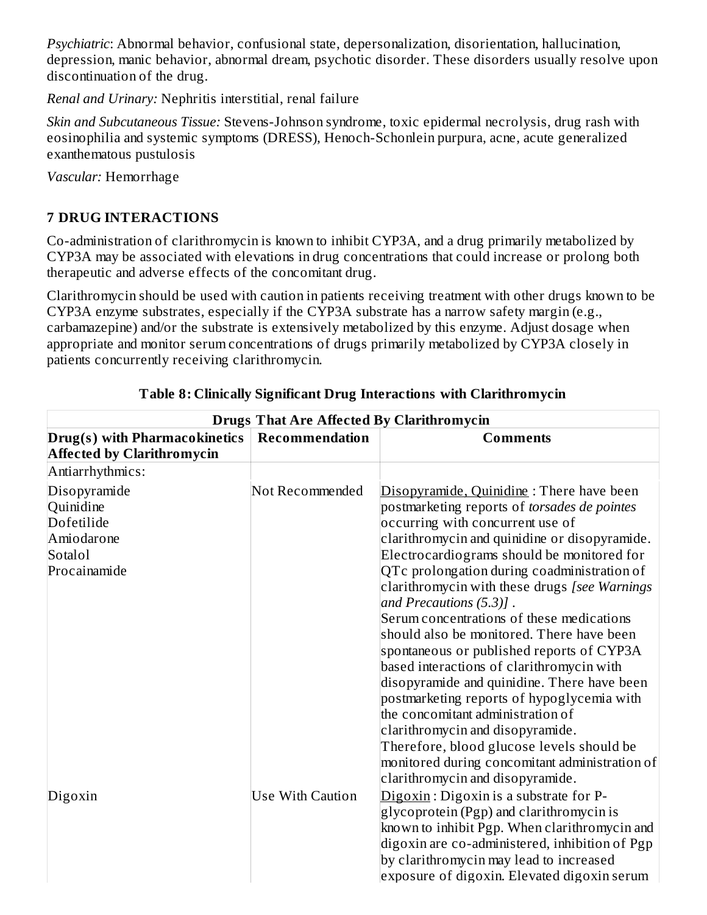*Psychiatric*: Abnormal behavior, confusional state, depersonalization, disorientation, hallucination, depression, manic behavior, abnormal dream, psychotic disorder. These disorders usually resolve upon discontinuation of the drug.

*Renal and Urinary:* Nephritis interstitial, renal failure

*Skin and Subcutaneous Tissue:* Stevens-Johnson syndrome, toxic epidermal necrolysis, drug rash with eosinophilia and systemic symptoms (DRESS), Henoch-Schonlein purpura, acne, acute generalized exanthematous pustulosis

*Vascular:* Hemorrhage

## 7 DRUG INTERACTIONS

Co-administration of clarithromycin is known to inhibit CYP3A, and a drug primarily metabolized by CYP3A may be associated with elevations in drug concentrations that could increase or prolong both therapeutic and adverse effects of the concomitant drug.

Clarithromycin should be used with caution in patients receiving treatment with other drugs known to be CYP3A enzyme substrates, especially if the CYP3A substrate has a narrow safety margin (e.g., carbamazepine) and/or the substrate is extensively metabolized by this enzyme. Adjust dosage when appropriate and monitor serum concentrations of drugs primarily metabolized by CYP3A closely in patients concurrently receiving clarithromycin.

**Table 8: Clinically Significant Drug Interactions with Clarithromycin**

| **Drugs That Are Affected By Clarithromycin** | | |
|---|---|---|
| **Drug(s) with Pharmacokinetics Affected by Clarithromycin** | **Recommendation** | **Comments** |
| Antiarrhythmics: | | |
| Disopyramide<br>Quinidine<br>Dofetilide<br>Amiodarone<br>Sotalol<br>Procainamide | Not Recommended | Disopyramide, Quinidine : There have been postmarketing reports of *torsades de pointes* occurring with concurrent use of clarithromycin and quinidine or disopyramide. Electrocardiograms should be monitored for QTc prolongation during coadministration of clarithromycin with these drugs *[see Warnings and Precautions (5.3)]* .<br>Serum concentrations of these medications should also be monitored. There have been spontaneous or published reports of CYP3A based interactions of clarithromycin with disopyramide and quinidine. There have been postmarketing reports of hypoglycemia with the concomitant administration of clarithromycin and disopyramide. Therefore, blood glucose levels should be monitored during concomitant administration of clarithromycin and disopyramide. |
| Digoxin | Use With Caution | Digoxin : Digoxin is a substrate for P-glycoprotein (Pgp) and clarithromycin is known to inhibit Pgp. When clarithromycin and digoxin are co-administered, inhibition of Pgp by clarithromycin may lead to increased exposure of digoxin. Elevated digoxin serum |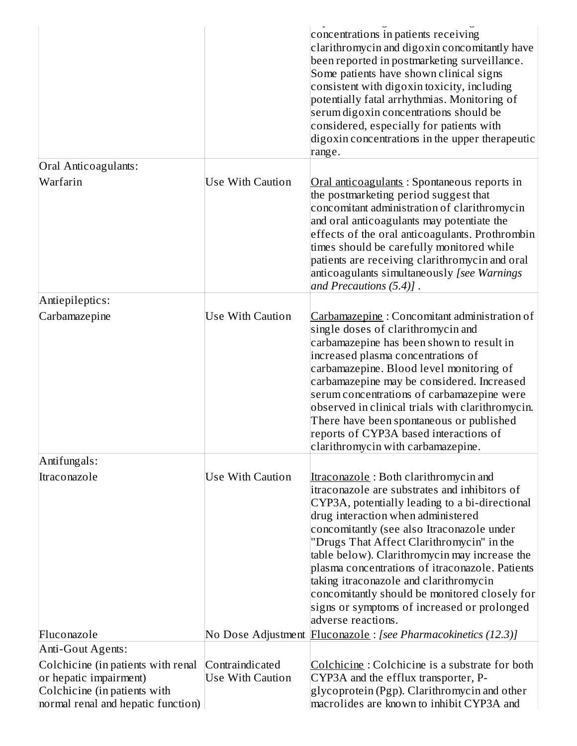| | | concentrations in patients receiving clarithromycin and digoxin concomitantly have been reported in postmarketing surveillance. Some patients have shown clinical signs consistent with digoxin toxicity, including potentially fatal arrhythmias. Monitoring of serum digoxin concentrations should be considered, especially for patients with digoxin concentrations in the upper therapeutic range. |
|---|---|---|
| Oral Anticoagulants: | | |
| Warfarin | Use With Caution | Oral anticoagulants : Spontaneous reports in the postmarketing period suggest that concomitant administration of clarithromycin and oral anticoagulants may potentiate the effects of the oral anticoagulants. Prothrombin times should be carefully monitored while patients are receiving clarithromycin and oral anticoagulants simultaneously *[see Warnings and Precautions (5.4)]* . |
| Antiepileptics: | | |
| Carbamazepine | Use With Caution | Carbamazepine : Concomitant administration of single doses of clarithromycin and carbamazepine has been shown to result in increased plasma concentrations of carbamazepine. Blood level monitoring of carbamazepine may be considered. Increased serum concentrations of carbamazepine were observed in clinical trials with clarithromycin. There have been spontaneous or published reports of CYP3A based interactions of clarithromycin with carbamazepine. |
| Antifungals: | | |
| Itraconazole | Use With Caution | Itraconazole : Both clarithromycin and itraconazole are substrates and inhibitors of CYP3A, potentially leading to a bi-directional drug interaction when administered concomitantly (see also Itraconazole under "Drugs That Affect Clarithromycin" in the table below). Clarithromycin may increase the plasma concentrations of itraconazole. Patients taking itraconazole and clarithromycin concomitantly should be monitored closely for signs or symptoms of increased or prolonged adverse reactions. |
| Fluconazole | No Dose Adjustment | Fluconazole : *[see Pharmacokinetics (12.3)]* |
| Anti-Gout Agents: | | |
| Colchicine (in patients with renal or hepatic impairment)<br>Colchicine (in patients with normal renal and hepatic function) | Contraindicated<br>Use With Caution | Colchicine : Colchicine is a substrate for both CYP3A and the efflux transporter, P-glycoprotein (Pgp). Clarithromycin and other macrolides are known to inhibit CYP3A and |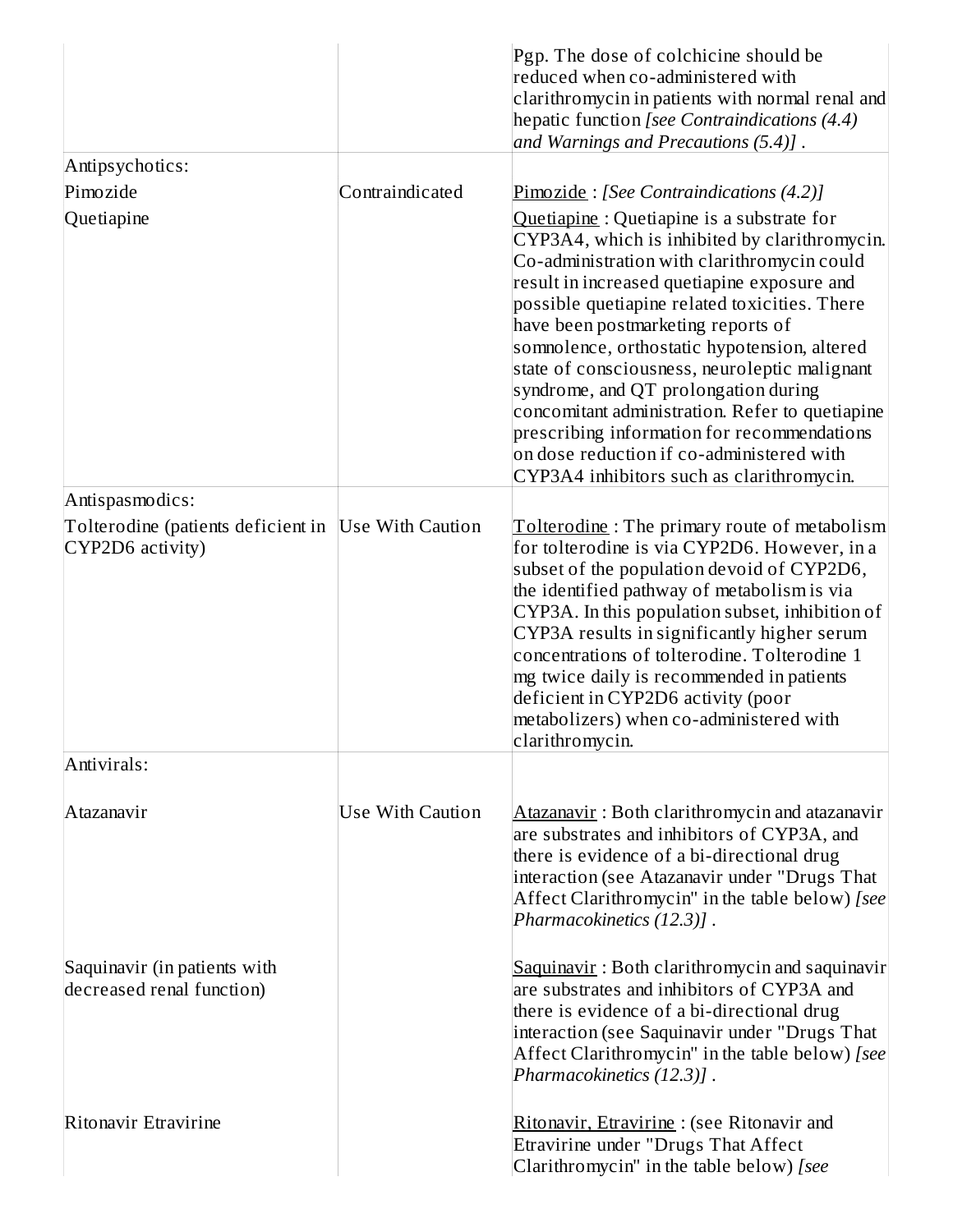| | | |
|---|---|---|
| | | Pgp. The dose of colchicine should be reduced when co-administered with clarithromycin in patients with normal renal and hepatic function *[see Contraindications (4.4) and Warnings and Precautions (5.4)]* . |
| Antipsychotics:<br>Pimozide<br>Quetiapine | Contraindicated | Pimozide : *[See Contraindications (4.2)]*<br>Quetiapine : Quetiapine is a substrate for CYP3A4, which is inhibited by clarithromycin. Co-administration with clarithromycin could result in increased quetiapine exposure and possible quetiapine related toxicities. There have been postmarketing reports of somnolence, orthostatic hypotension, altered state of consciousness, neuroleptic malignant syndrome, and QT prolongation during concomitant administration. Refer to quetiapine prescribing information for recommendations on dose reduction if co-administered with CYP3A4 inhibitors such as clarithromycin. |
| Antispasmodics:<br>Tolterodine (patients deficient in CYP2D6 activity) | Use With Caution | Tolterodine : The primary route of metabolism for tolterodine is via CYP2D6. However, in a subset of the population devoid of CYP2D6, the identified pathway of metabolism is via CYP3A. In this population subset, inhibition of CYP3A results in significantly higher serum concentrations of tolterodine. Tolterodine 1 mg twice daily is recommended in patients deficient in CYP2D6 activity (poor metabolizers) when co-administered with clarithromycin. |
| Antivirals:<br><br>Atazanavir<br><br>Saquinavir (in patients with decreased renal function)<br><br>Ritonavir Etravirine | Use With Caution | Atazanavir : Both clarithromycin and atazanavir are substrates and inhibitors of CYP3A, and there is evidence of a bi-directional drug interaction (see Atazanavir under "Drugs That Affect Clarithromycin" in the table below) *[see Pharmacokinetics (12.3)]* .<br><br>Saquinavir : Both clarithromycin and saquinavir are substrates and inhibitors of CYP3A and there is evidence of a bi-directional drug interaction (see Saquinavir under "Drugs That Affect Clarithromycin" in the table below) *[see Pharmacokinetics (12.3)]* .<br><br>Ritonavir, Etravirine : (see Ritonavir and Etravirine under "Drugs That Affect Clarithromycin" in the table below) *[see* |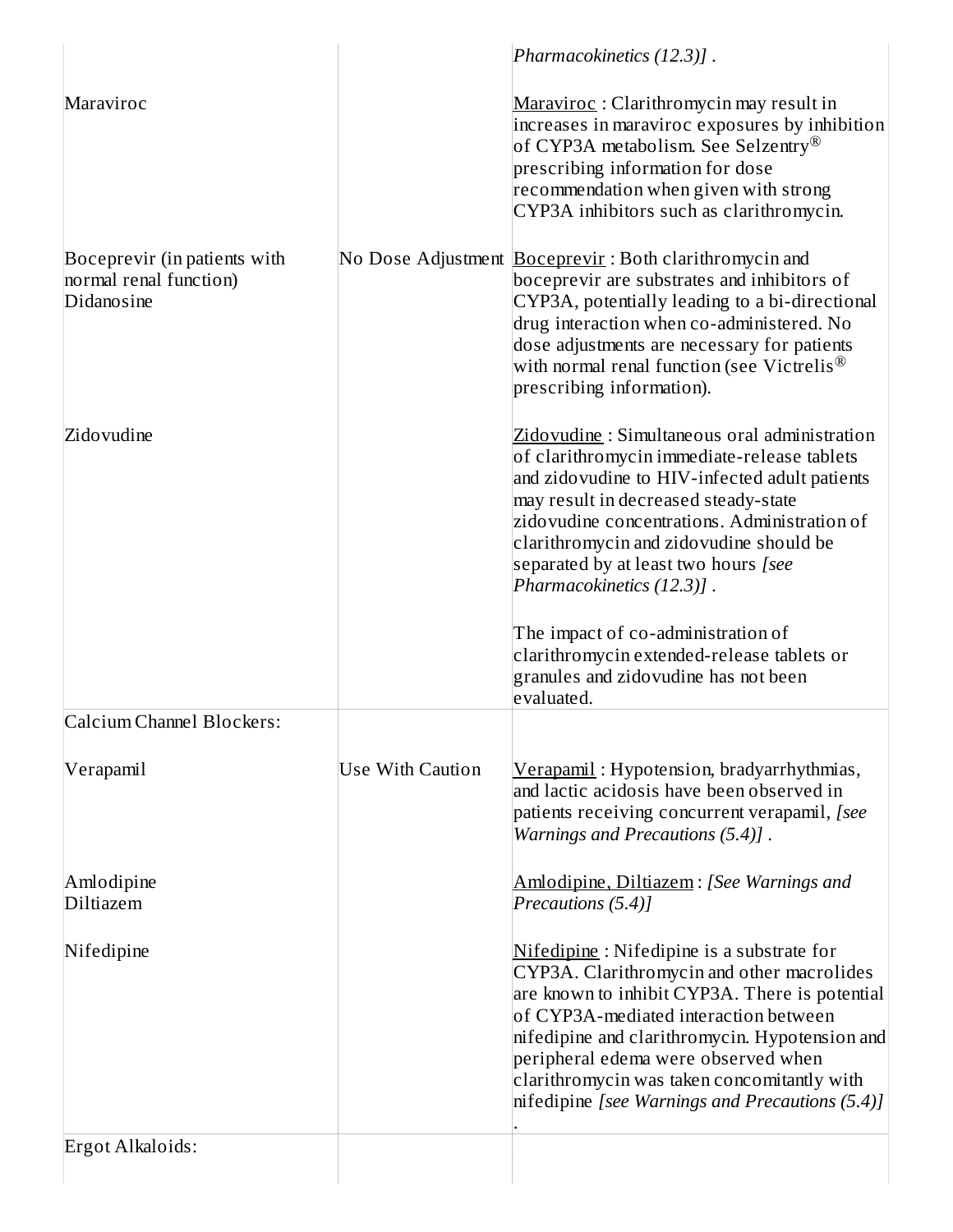| | | |
|---|---|---|
| | | *Pharmacokinetics (12.3)]* . |
| Maraviroc | | Maraviroc : Clarithromycin may result in increases in maraviroc exposures by inhibition of CYP3A metabolism. See Selzentry® prescribing information for dose recommendation when given with strong CYP3A inhibitors such as clarithromycin. |
| Boceprevir (in patients with normal renal function)<br>Didanosine | No Dose Adjustment | Boceprevir : Both clarithromycin and boceprevir are substrates and inhibitors of CYP3A, potentially leading to a bi-directional drug interaction when co-administered. No dose adjustments are necessary for patients with normal renal function (see Victrelis® prescribing information). |
| Zidovudine | | Zidovudine : Simultaneous oral administration of clarithromycin immediate-release tablets and zidovudine to HIV-infected adult patients may result in decreased steady-state zidovudine concentrations. Administration of clarithromycin and zidovudine should be separated by at least two hours *[see Pharmacokinetics (12.3)]* .<br><br>The impact of co-administration of clarithromycin extended-release tablets or granules and zidovudine has not been evaluated. |
| Calcium Channel Blockers: | | |
| Verapamil | Use With Caution | Verapamil : Hypotension, bradyarrhythmias, and lactic acidosis have been observed in patients receiving concurrent verapamil, *[see Warnings and Precautions (5.4)]* . |
| Amlodipine<br>Diltiazem | | Amlodipine, Diltiazem : *[See Warnings and Precautions (5.4)]* |
| Nifedipine | | Nifedipine : Nifedipine is a substrate for CYP3A. Clarithromycin and other macrolides are known to inhibit CYP3A. There is potential of CYP3A-mediated interaction between nifedipine and clarithromycin. Hypotension and peripheral edema were observed when clarithromycin was taken concomitantly with nifedipine *[see Warnings and Precautions (5.4)]* . |
| Ergot Alkaloids: | | |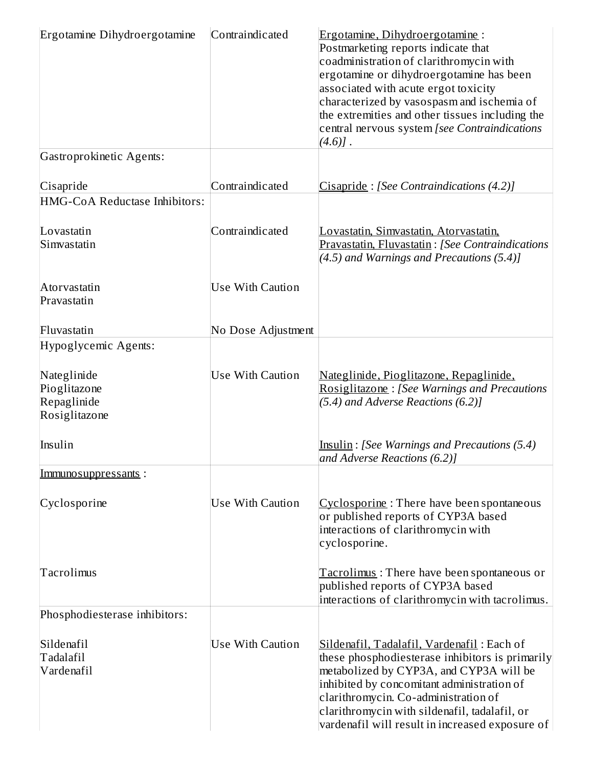| | | |
|---|---|---|
| Ergotamine Dihydroergotamine | Contraindicated | Ergotamine, Dihydroergotamine : Postmarketing reports indicate that coadministration of clarithromycin with ergotamine or dihydroergotamine has been associated with acute ergot toxicity characterized by vasospasm and ischemia of the extremities and other tissues including the central nervous system *[see Contraindications (4.6)]* . |
| Gastroprokinetic Agents:<br><br>Cisapride | <br><br>Contraindicated | <br><br>Cisapride : *[See Contraindications (4.2)]* |
| HMG-CoA Reductase Inhibitors:<br><br>Lovastatin<br>Simvastatin<br><br>Atorvastatin<br>Pravastatin<br><br>Fluvastatin | <br><br>Contraindicated<br><br><br>Use With Caution<br><br><br>No Dose Adjustment | <br><br>Lovastatin, Simvastatin, Atorvastatin, Pravastatin, Fluvastatin : *[See Contraindications (4.5) and Warnings and Precautions (5.4)]* |
| Hypoglycemic Agents:<br><br>Nateglinide<br>Pioglitazone<br>Repaglinide<br>Rosiglitazone<br><br>Insulin | <br><br>Use With Caution | <br><br>Nateglinide, Pioglitazone, Repaglinide, Rosiglitazone : *[See Warnings and Precautions (5.4) and Adverse Reactions (6.2)]*<br><br>Insulin : *[See Warnings and Precautions (5.4) and Adverse Reactions (6.2)]* |
| Immunosuppressants :<br><br>Cyclosporine<br><br>Tacrolimus | <br><br>Use With Caution | <br><br>Cyclosporine : There have been spontaneous or published reports of CYP3A based interactions of clarithromycin with cyclosporine.<br><br>Tacrolimus : There have been spontaneous or published reports of CYP3A based interactions of clarithromycin with tacrolimus. |
| Phosphodiesterase inhibitors:<br><br>Sildenafil<br>Tadalafil<br>Vardenafil | <br><br>Use With Caution | <br><br>Sildenafil, Tadalafil, Vardenafil : Each of these phosphodiesterase inhibitors is primarily metabolized by CYP3A, and CYP3A will be inhibited by concomitant administration of clarithromycin. Co-administration of clarithromycin with sildenafil, tadalafil, or vardenafil will result in increased exposure of |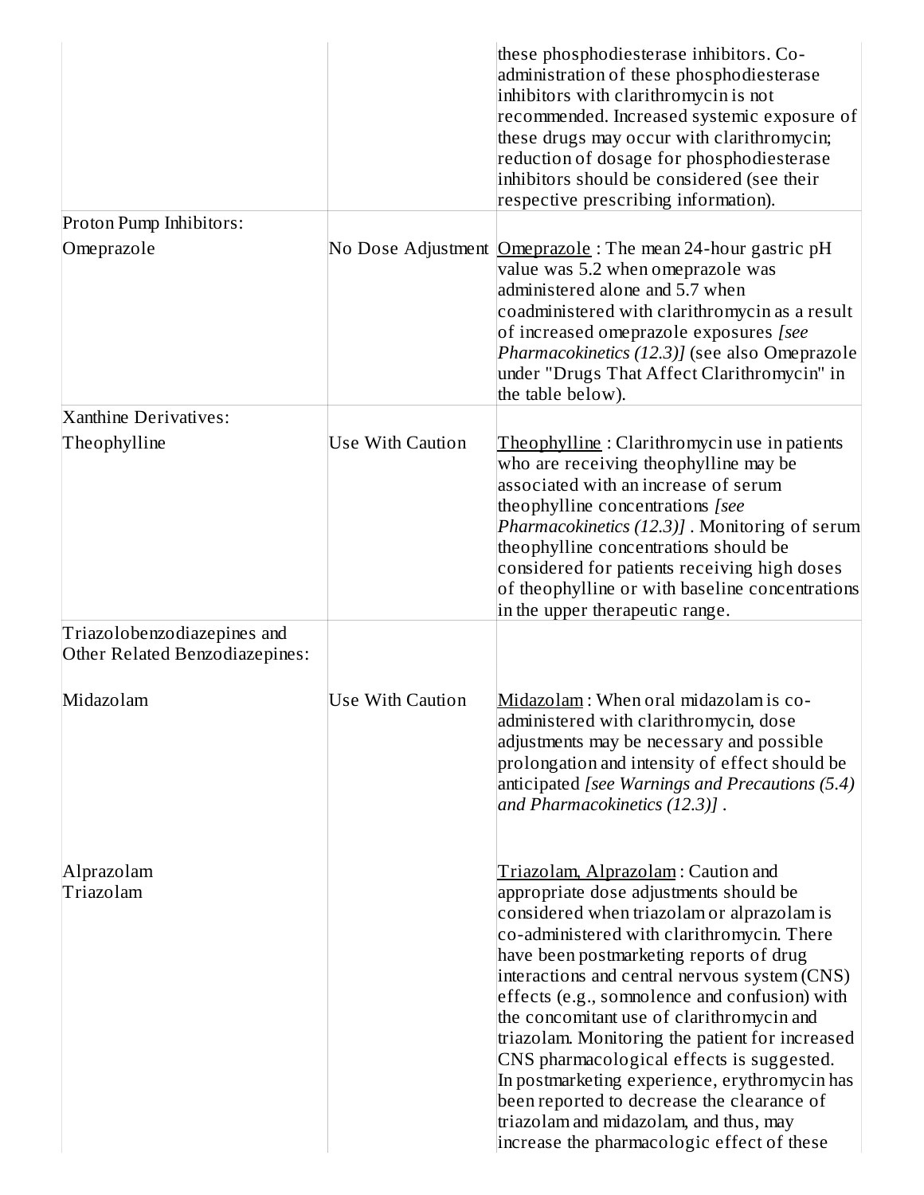| | | |
|---|---|---|
| | | these phosphodiesterase inhibitors. Co-administration of these phosphodiesterase inhibitors with clarithromycin is not recommended. Increased systemic exposure of these drugs may occur with clarithromycin; reduction of dosage for phosphodiesterase inhibitors should be considered (see their respective prescribing information). |
| Proton Pump Inhibitors: Omeprazole | No Dose Adjustment | Omeprazole : The mean 24-hour gastric pH value was 5.2 when omeprazole was administered alone and 5.7 when coadministered with clarithromycin as a result of increased omeprazole exposures *[see Pharmacokinetics (12.3)]* (see also Omeprazole under "Drugs That Affect Clarithromycin" in the table below). |
| Xanthine Derivatives: Theophylline | Use With Caution | Theophylline : Clarithromycin use in patients who are receiving theophylline may be associated with an increase of serum theophylline concentrations *[see Pharmacokinetics (12.3)]* . Monitoring of serum theophylline concentrations should be considered for patients receiving high doses of theophylline or with baseline concentrations in the upper therapeutic range. |
| Triazolobenzodiazepines and Other Related Benzodiazepines: Midazolam | Use With Caution | Midazolam : When oral midazolam is co-administered with clarithromycin, dose adjustments may be necessary and possible prolongation and intensity of effect should be anticipated *[see Warnings and Precautions (5.4) and Pharmacokinetics (12.3)]* . |
| Alprazolam Triazolam | | Triazolam, Alprazolam : Caution and appropriate dose adjustments should be considered when triazolam or alprazolam is co-administered with clarithromycin. There have been postmarketing reports of drug interactions and central nervous system (CNS) effects (e.g., somnolence and confusion) with the concomitant use of clarithromycin and triazolam. Monitoring the patient for increased CNS pharmacological effects is suggested. In postmarketing experience, erythromycin has been reported to decrease the clearance of triazolam and midazolam, and thus, may increase the pharmacologic effect of these |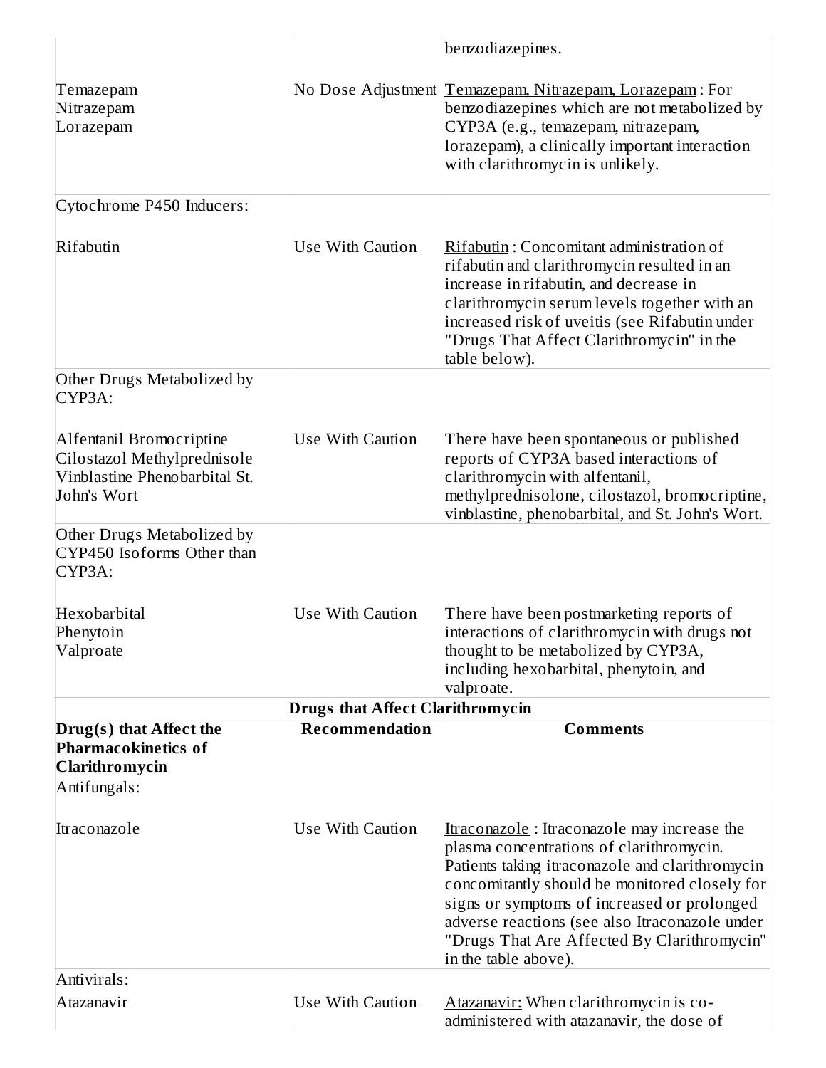| | | benzodiazepines. |
|---|---|---|
| Temazepam<br>Nitrazepam<br>Lorazepam | No Dose Adjustment | Temazepam, Nitrazepam, Lorazepam : For benzodiazepines which are not metabolized by CYP3A (e.g., temazepam, nitrazepam, lorazepam), a clinically important interaction with clarithromycin is unlikely. |
| Cytochrome P450 Inducers: | | |
| Rifabutin | Use With Caution | Rifabutin : Concomitant administration of rifabutin and clarithromycin resulted in an increase in rifabutin, and decrease in clarithromycin serum levels together with an increased risk of uveitis (see Rifabutin under "Drugs That Affect Clarithromycin" in the table below). |
| Other Drugs Metabolized by CYP3A: | | |
| Alfentanil Bromocriptine Cilostazol Methylprednisole Vinblastine Phenobarbital St. John's Wort | Use With Caution | There have been spontaneous or published reports of CYP3A based interactions of clarithromycin with alfentanil, methylprednisolone, cilostazol, bromocriptine, vinblastine, phenobarbital, and St. John's Wort. |
| Other Drugs Metabolized by CYP450 Isoforms Other than CYP3A: | | |
| Hexobarbital<br>Phenytoin<br>Valproate | Use With Caution | There have been postmarketing reports of interactions of clarithromycin with drugs not thought to be metabolized by CYP3A, including hexobarbital, phenytoin, and valproate. |
| **Drugs that Affect Clarithromycin** | | |
| **Drug(s) that Affect the Pharmacokinetics of Clarithromycin** | **Recommendation** | **Comments** |
| Antifungals: | | |
| Itraconazole | Use With Caution | Itraconazole : Itraconazole may increase the plasma concentrations of clarithromycin. Patients taking itraconazole and clarithromycin concomitantly should be monitored closely for signs or symptoms of increased or prolonged adverse reactions (see also Itraconazole under "Drugs That Are Affected By Clarithromycin" in the table above). |
| Antivirals: | | |
| Atazanavir | Use With Caution | Atazanavir: When clarithromycin is co-administered with atazanavir, the dose of |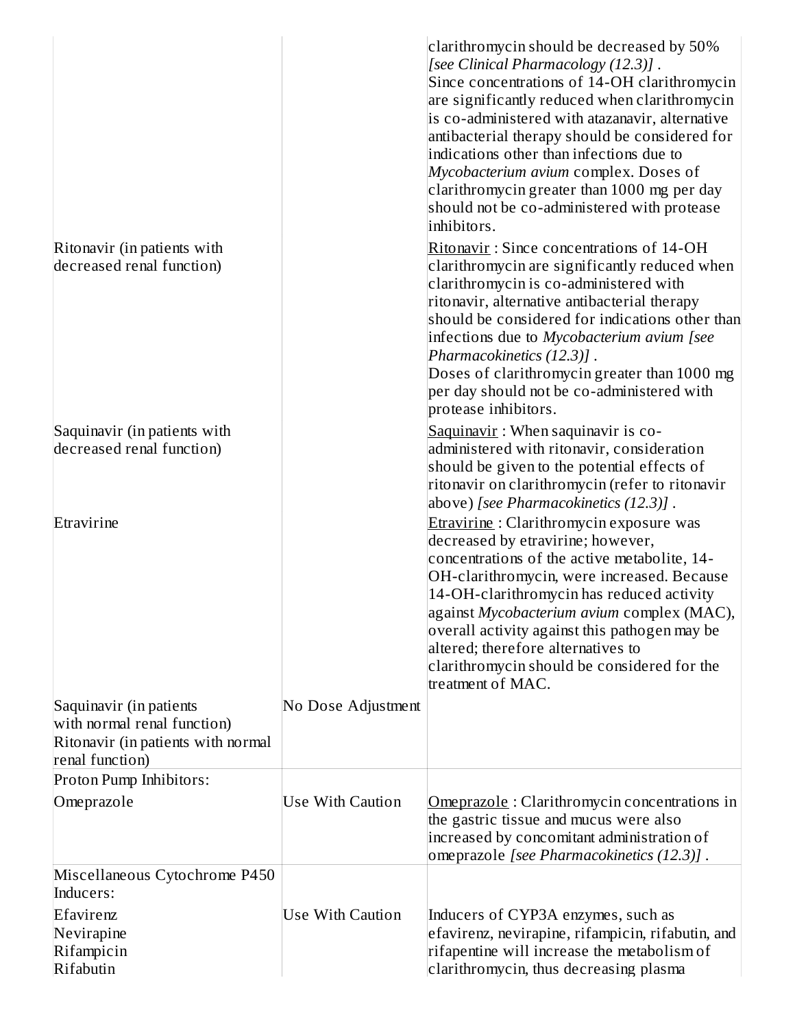| | | |
|---|---|---|
| | | clarithromycin should be decreased by 50% *[see Clinical Pharmacology (12.3)]* . Since concentrations of 14-OH clarithromycin are significantly reduced when clarithromycin is co-administered with atazanavir, alternative antibacterial therapy should be considered for indications other than infections due to *Mycobacterium avium* complex. Doses of clarithromycin greater than 1000 mg per day should not be co-administered with protease inhibitors. |
| Ritonavir (in patients with decreased renal function) | | Ritonavir : Since concentrations of 14-OH clarithromycin are significantly reduced when clarithromycin is co-administered with ritonavir, alternative antibacterial therapy should be considered for indications other than infections due to *Mycobacterium avium [see Pharmacokinetics (12.3)]* . Doses of clarithromycin greater than 1000 mg per day should not be co-administered with protease inhibitors. |
| Saquinavir (in patients with decreased renal function) | | Saquinavir : When saquinavir is co-administered with ritonavir, consideration should be given to the potential effects of ritonavir on clarithromycin (refer to ritonavir above) *[see Pharmacokinetics (12.3)]* . |
| Etravirine | | Etravirine : Clarithromycin exposure was decreased by etravirine; however, concentrations of the active metabolite, 14-OH-clarithromycin, were increased. Because 14-OH-clarithromycin has reduced activity against *Mycobacterium avium* complex (MAC), overall activity against this pathogen may be altered; therefore alternatives to clarithromycin should be considered for the treatment of MAC. |
| Saquinavir (in patients with normal renal function) Ritonavir (in patients with normal renal function) | No Dose Adjustment | |
| Proton Pump Inhibitors: | | |
| Omeprazole | Use With Caution | Omeprazole : Clarithromycin concentrations in the gastric tissue and mucus were also increased by concomitant administration of omeprazole *[see Pharmacokinetics (12.3)]* . |
| Miscellaneous Cytochrome P450 Inducers: | | |
| Efavirenz Nevirapine Rifampicin Rifabutin | Use With Caution | Inducers of CYP3A enzymes, such as efavirenz, nevirapine, rifampicin, rifabutin, and rifapentine will increase the metabolism of clarithromycin, thus decreasing plasma |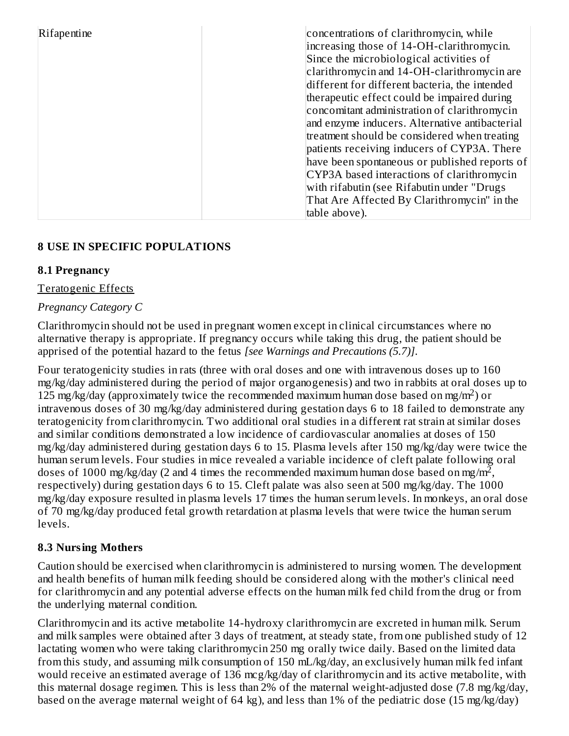| Rifapentine | | concentrations of clarithromycin, while increasing those of 14-OH-clarithromycin. Since the microbiological activities of clarithromycin and 14-OH-clarithromycin are different for different bacteria, the intended therapeutic effect could be impaired during concomitant administration of clarithromycin and enzyme inducers. Alternative antibacterial treatment should be considered when treating patients receiving inducers of CYP3A. There have been spontaneous or published reports of CYP3A based interactions of clarithromycin with rifabutin (see Rifabutin under "Drugs That Are Affected By Clarithromycin" in the table above). |
|---|---|---|

## 8 USE IN SPECIFIC POPULATIONS

### 8.1 Pregnancy

Teratogenic Effects

*Pregnancy Category C*

Clarithromycin should not be used in pregnant women except in clinical circumstances where no alternative therapy is appropriate. If pregnancy occurs while taking this drug, the patient should be apprised of the potential hazard to the fetus *[see Warnings and Precautions (5.7)]*.

Four teratogenicity studies in rats (three with oral doses and one with intravenous doses up to 160 mg/kg/day administered during the period of major organogenesis) and two in rabbits at oral doses up to 125 mg/kg/day (approximately twice the recommended maximum human dose based on mg/$m^2$) or intravenous doses of 30 mg/kg/day administered during gestation days 6 to 18 failed to demonstrate any teratogenicity from clarithromycin. Two additional oral studies in a different rat strain at similar doses and similar conditions demonstrated a low incidence of cardiovascular anomalies at doses of 150 mg/kg/day administered during gestation days 6 to 15. Plasma levels after 150 mg/kg/day were twice the human serum levels. Four studies in mice revealed a variable incidence of cleft palate following oral doses of 1000 mg/kg/day (2 and 4 times the recommended maximum human dose based on mg/$m^2$, respectively) during gestation days 6 to 15. Cleft palate was also seen at 500 mg/kg/day. The 1000 mg/kg/day exposure resulted in plasma levels 17 times the human serum levels. In monkeys, an oral dose of 70 mg/kg/day produced fetal growth retardation at plasma levels that were twice the human serum levels.

### 8.3 Nursing Mothers

Caution should be exercised when clarithromycin is administered to nursing women. The development and health benefits of human milk feeding should be considered along with the mother's clinical need for clarithromycin and any potential adverse effects on the human milk fed child from the drug or from the underlying maternal condition.

Clarithromycin and its active metabolite 14-hydroxy clarithromycin are excreted in human milk. Serum and milk samples were obtained after 3 days of treatment, at steady state, from one published study of 12 lactating women who were taking clarithromycin 250 mg orally twice daily. Based on the limited data from this study, and assuming milk consumption of 150 mL/kg/day, an exclusively human milk fed infant would receive an estimated average of 136 mcg/kg/day of clarithromycin and its active metabolite, with this maternal dosage regimen. This is less than 2% of the maternal weight-adjusted dose (7.8 mg/kg/day, based on the average maternal weight of 64 kg), and less than 1% of the pediatric dose (15 mg/kg/day)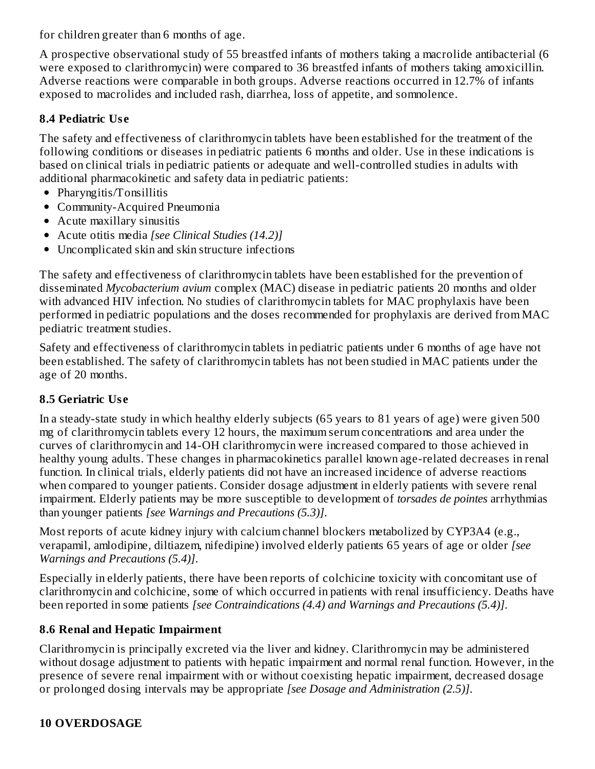for children greater than 6 months of age.

A prospective observational study of 55 breastfed infants of mothers taking a macrolide antibacterial (6 were exposed to clarithromycin) were compared to 36 breastfed infants of mothers taking amoxicillin. Adverse reactions were comparable in both groups. Adverse reactions occurred in 12.7% of infants exposed to macrolides and included rash, diarrhea, loss of appetite, and somnolence.

### 8.4 Pediatric Use

The safety and effectiveness of clarithromycin tablets have been established for the treatment of the following conditions or diseases in pediatric patients 6 months and older. Use in these indications is based on clinical trials in pediatric patients or adequate and well-controlled studies in adults with additional pharmacokinetic and safety data in pediatric patients:

- Pharyngitis/Tonsillitis
- Community-Acquired Pneumonia
- Acute maxillary sinusitis
- Acute otitis media *[see Clinical Studies (14.2)]*
- Uncomplicated skin and skin structure infections

The safety and effectiveness of clarithromycin tablets have been established for the prevention of disseminated *Mycobacterium avium* complex (MAC) disease in pediatric patients 20 months and older with advanced HIV infection. No studies of clarithromycin tablets for MAC prophylaxis have been performed in pediatric populations and the doses recommended for prophylaxis are derived from MAC pediatric treatment studies.

Safety and effectiveness of clarithromycin tablets in pediatric patients under 6 months of age have not been established. The safety of clarithromycin tablets has not been studied in MAC patients under the age of 20 months.

### 8.5 Geriatric Use

In a steady-state study in which healthy elderly subjects (65 years to 81 years of age) were given 500 mg of clarithromycin tablets every 12 hours, the maximum serum concentrations and area under the curves of clarithromycin and 14-OH clarithromycin were increased compared to those achieved in healthy young adults. These changes in pharmacokinetics parallel known age-related decreases in renal function. In clinical trials, elderly patients did not have an increased incidence of adverse reactions when compared to younger patients. Consider dosage adjustment in elderly patients with severe renal impairment. Elderly patients may be more susceptible to development of *torsades de pointes* arrhythmias than younger patients *[see Warnings and Precautions (5.3)]*.

Most reports of acute kidney injury with calcium channel blockers metabolized by CYP3A4 (e.g., verapamil, amlodipine, diltiazem, nifedipine) involved elderly patients 65 years of age or older *[see Warnings and Precautions (5.4)]*.

Especially in elderly patients, there have been reports of colchicine toxicity with concomitant use of clarithromycin and colchicine, some of which occurred in patients with renal insufficiency. Deaths have been reported in some patients *[see Contraindications (4.4) and Warnings and Precautions (5.4)]*.

### 8.6 Renal and Hepatic Impairment

Clarithromycin is principally excreted via the liver and kidney. Clarithromycin may be administered without dosage adjustment to patients with hepatic impairment and normal renal function. However, in the presence of severe renal impairment with or without coexisting hepatic impairment, decreased dosage or prolonged dosing intervals may be appropriate *[see Dosage and Administration (2.5)]*.

## 10 OVERDOSAGE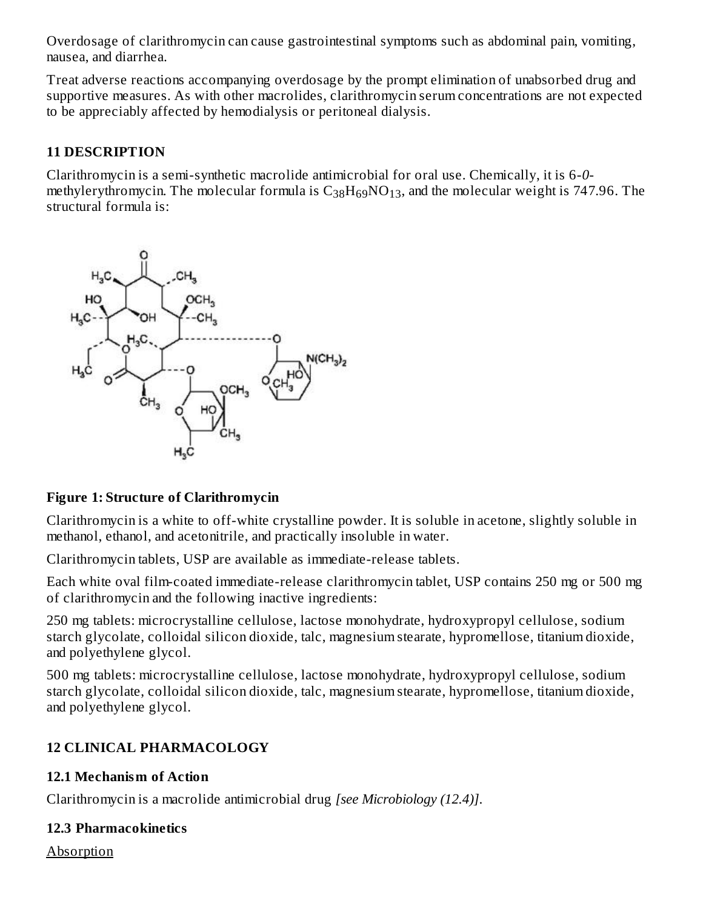Overdosage of clarithromycin can cause gastrointestinal symptoms such as abdominal pain, vomiting, nausea, and diarrhea.

Treat adverse reactions accompanying overdosage by the prompt elimination of unabsorbed drug and supportive measures. As with other macrolides, clarithromycin serum concentrations are not expected to be appreciably affected by hemodialysis or peritoneal dialysis.

## 11 DESCRIPTION

Clarithromycin is a semi-synthetic macrolide antimicrobial for oral use. Chemically, it is 6-*0*-methylerythromycin. The molecular formula is $C_{38}H_{69}NO_{13}$, and the molecular weight is 747.96. The structural formula is:

**Figure 1: Structure of Clarithromycin**

Clarithromycin is a white to off-white crystalline powder. It is soluble in acetone, slightly soluble in methanol, ethanol, and acetonitrile, and practically insoluble in water.

Clarithromycin tablets, USP are available as immediate-release tablets.

Each white oval film-coated immediate-release clarithromycin tablet, USP contains 250 mg or 500 mg of clarithromycin and the following inactive ingredients:

250 mg tablets: microcrystalline cellulose, lactose monohydrate, hydroxypropyl cellulose, sodium starch glycolate, colloidal silicon dioxide, talc, magnesium stearate, hypromellose, titanium dioxide, and polyethylene glycol.

500 mg tablets: microcrystalline cellulose, lactose monohydrate, hydroxypropyl cellulose, sodium starch glycolate, colloidal silicon dioxide, talc, magnesium stearate, hypromellose, titanium dioxide, and polyethylene glycol.

## 12 CLINICAL PHARMACOLOGY

### 12.1 Mechanism of Action

Clarithromycin is a macrolide antimicrobial drug *[see Microbiology (12.4)]*.

### 12.3 Pharmacokinetics

Absorption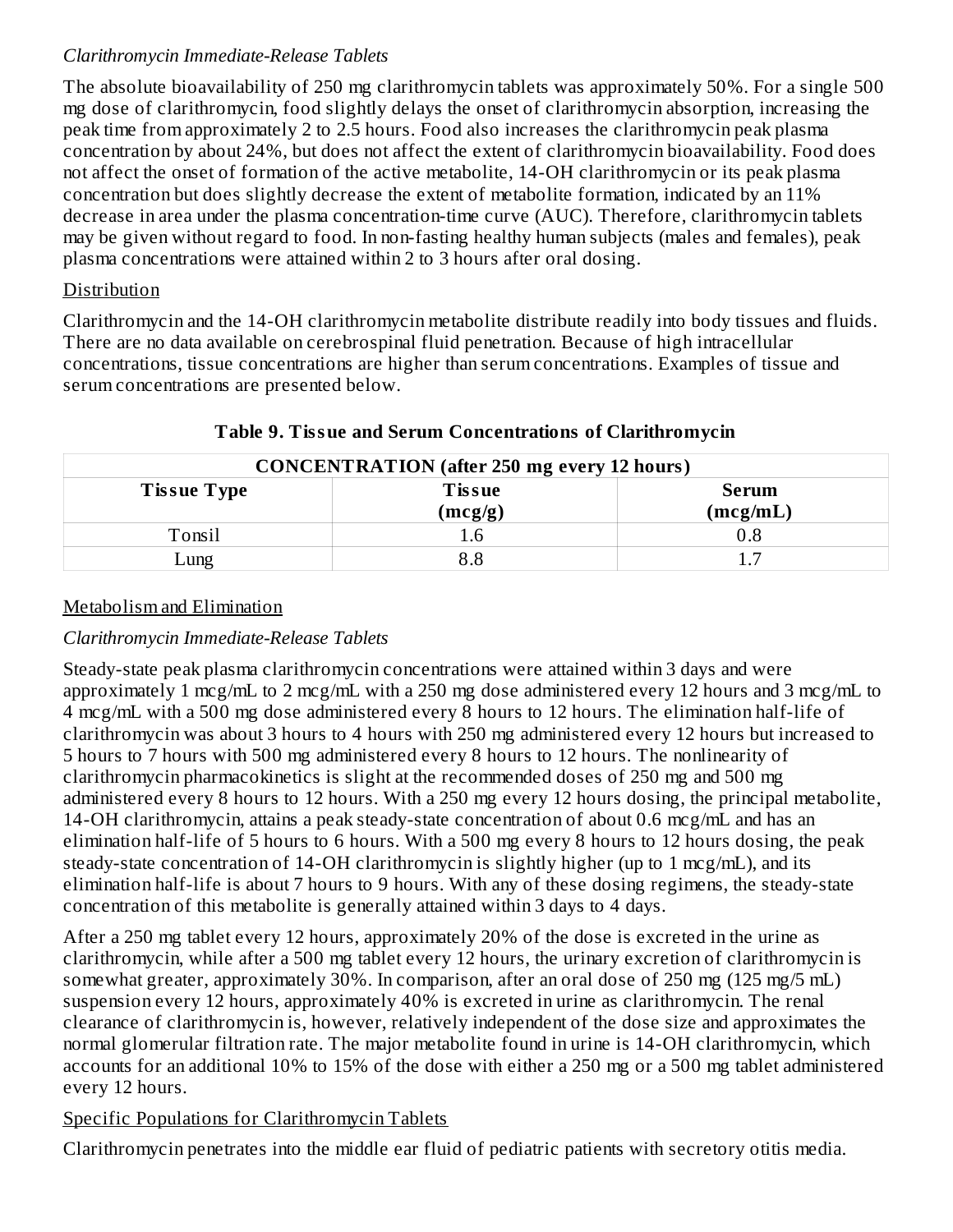*Clarithromycin Immediate-Release Tablets*

The absolute bioavailability of 250 mg clarithromycin tablets was approximately 50%. For a single 500 mg dose of clarithromycin, food slightly delays the onset of clarithromycin absorption, increasing the peak time from approximately 2 to 2.5 hours. Food also increases the clarithromycin peak plasma concentration by about 24%, but does not affect the extent of clarithromycin bioavailability. Food does not affect the onset of formation of the active metabolite, 14-OH clarithromycin or its peak plasma concentration but does slightly decrease the extent of metabolite formation, indicated by an 11% decrease in area under the plasma concentration-time curve (AUC). Therefore, clarithromycin tablets may be given without regard to food. In non-fasting healthy human subjects (males and females), peak plasma concentrations were attained within 2 to 3 hours after oral dosing.

Distribution

Clarithromycin and the 14-OH clarithromycin metabolite distribute readily into body tissues and fluids. There are no data available on cerebrospinal fluid penetration. Because of high intracellular concentrations, tissue concentrations are higher than serum concentrations. Examples of tissue and serum concentrations are presented below.

**Table 9. Tissue and Serum Concentrations of Clarithromycin**

| **CONCENTRATION (after 250 mg every 12 hours)** | | |
|---|---|---|
| **Tissue Type** | **Tissue (mcg/g)** | **Serum (mcg/mL)** |
| Tonsil | 1.6 | 0.8 |
| Lung | 8.8 | 1.7 |

Metabolism and Elimination

*Clarithromycin Immediate-Release Tablets*

Steady-state peak plasma clarithromycin concentrations were attained within 3 days and were approximately 1 mcg/mL to 2 mcg/mL with a 250 mg dose administered every 12 hours and 3 mcg/mL to 4 mcg/mL with a 500 mg dose administered every 8 hours to 12 hours. The elimination half-life of clarithromycin was about 3 hours to 4 hours with 250 mg administered every 12 hours but increased to 5 hours to 7 hours with 500 mg administered every 8 hours to 12 hours. The nonlinearity of clarithromycin pharmacokinetics is slight at the recommended doses of 250 mg and 500 mg administered every 8 hours to 12 hours. With a 250 mg every 12 hours dosing, the principal metabolite, 14-OH clarithromycin, attains a peak steady-state concentration of about 0.6 mcg/mL and has an elimination half-life of 5 hours to 6 hours. With a 500 mg every 8 hours to 12 hours dosing, the peak steady-state concentration of 14-OH clarithromycin is slightly higher (up to 1 mcg/mL), and its elimination half-life is about 7 hours to 9 hours. With any of these dosing regimens, the steady-state concentration of this metabolite is generally attained within 3 days to 4 days.

After a 250 mg tablet every 12 hours, approximately 20% of the dose is excreted in the urine as clarithromycin, while after a 500 mg tablet every 12 hours, the urinary excretion of clarithromycin is somewhat greater, approximately 30%. In comparison, after an oral dose of 250 mg (125 mg/5 mL) suspension every 12 hours, approximately 40% is excreted in urine as clarithromycin. The renal clearance of clarithromycin is, however, relatively independent of the dose size and approximates the normal glomerular filtration rate. The major metabolite found in urine is 14-OH clarithromycin, which accounts for an additional 10% to 15% of the dose with either a 250 mg or a 500 mg tablet administered every 12 hours.

Specific Populations for Clarithromycin Tablets

Clarithromycin penetrates into the middle ear fluid of pediatric patients with secretory otitis media.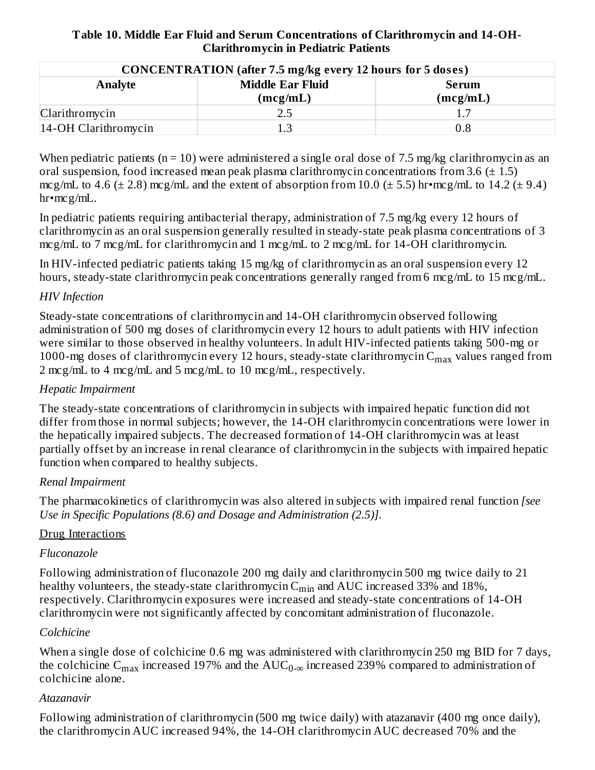**Table 10. Middle Ear Fluid and Serum Concentrations of Clarithromycin and 14-OH-Clarithromycin in Pediatric Patients**

| CONCENTRATION (after 7.5 mg/kg every 12 hours for 5 doses) | | |
|---|---|---|
| **Analyte** | **Middle Ear Fluid (mcg/mL)** | **Serum (mcg/mL)** |
| Clarithromycin | 2.5 | 1.7 |
| 14-OH Clarithromycin | 1.3 | 0.8 |

When pediatric patients (n = 10) were administered a single oral dose of 7.5 mg/kg clarithromycin as an oral suspension, food increased mean peak plasma clarithromycin concentrations from 3.6 (± 1.5) mcg/mL to 4.6 (± 2.8) mcg/mL and the extent of absorption from 10.0 (± 5.5) hr•mcg/mL to 14.2 (± 9.4) hr•mcg/mL.

In pediatric patients requiring antibacterial therapy, administration of 7.5 mg/kg every 12 hours of clarithromycin as an oral suspension generally resulted in steady-state peak plasma concentrations of 3 mcg/mL to 7 mcg/mL for clarithromycin and 1 mcg/mL to 2 mcg/mL for 14-OH clarithromycin.

In HIV-infected pediatric patients taking 15 mg/kg of clarithromycin as an oral suspension every 12 hours, steady-state clarithromycin peak concentrations generally ranged from 6 mcg/mL to 15 mcg/mL.

*HIV Infection*

Steady-state concentrations of clarithromycin and 14-OH clarithromycin observed following administration of 500 mg doses of clarithromycin every 12 hours to adult patients with HIV infection were similar to those observed in healthy volunteers. In adult HIV-infected patients taking 500-mg or 1000-mg doses of clarithromycin every 12 hours, steady-state clarithromycin $C_{max}$ values ranged from 2 mcg/mL to 4 mcg/mL and 5 mcg/mL to 10 mcg/mL, respectively.

*Hepatic Impairment*

The steady-state concentrations of clarithromycin in subjects with impaired hepatic function did not differ from those in normal subjects; however, the 14-OH clarithromycin concentrations were lower in the hepatically impaired subjects. The decreased formation of 14-OH clarithromycin was at least partially offset by an increase in renal clearance of clarithromycin in the subjects with impaired hepatic function when compared to healthy subjects.

*Renal Impairment*

The pharmacokinetics of clarithromycin was also altered in subjects with impaired renal function *[see Use in Specific Populations (8.6) and Dosage and Administration (2.5)]*.

Drug Interactions

*Fluconazole*

Following administration of fluconazole 200 mg daily and clarithromycin 500 mg twice daily to 21 healthy volunteers, the steady-state clarithromycin $C_{min}$ and AUC increased 33% and 18%, respectively. Clarithromycin exposures were increased and steady-state concentrations of 14-OH clarithromycin were not significantly affected by concomitant administration of fluconazole.

*Colchicine*

When a single dose of colchicine 0.6 mg was administered with clarithromycin 250 mg BID for 7 days, the colchicine $C_{max}$ increased 197% and the $AUC_{0-\infty}$ increased 239% compared to administration of colchicine alone.

*Atazanavir*

Following administration of clarithromycin (500 mg twice daily) with atazanavir (400 mg once daily), the clarithromycin AUC increased 94%, the 14-OH clarithromycin AUC decreased 70% and the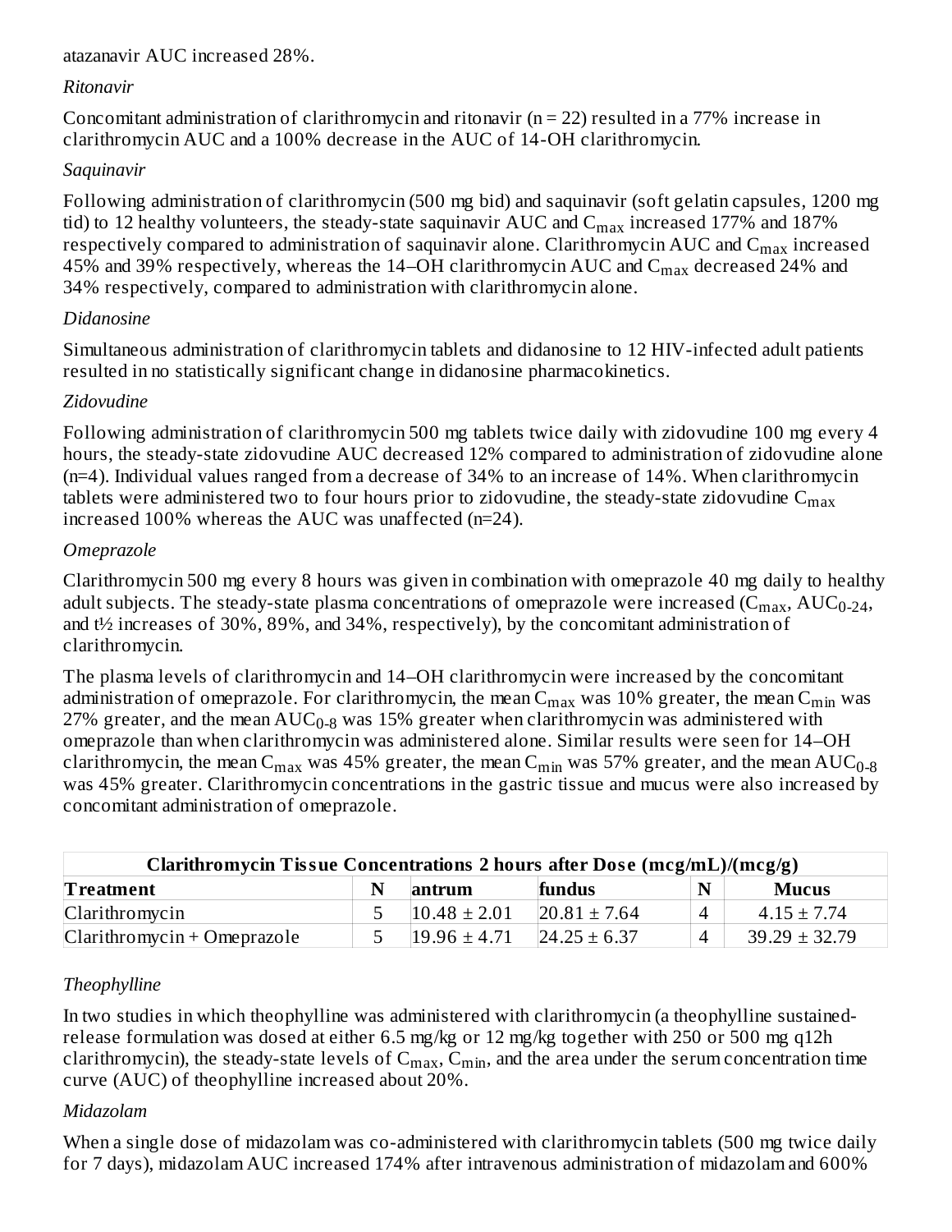atazanavir AUC increased 28%.

*Ritonavir*

Concomitant administration of clarithromycin and ritonavir (n = 22) resulted in a 77% increase in clarithromycin AUC and a 100% decrease in the AUC of 14-OH clarithromycin.

*Saquinavir*

Following administration of clarithromycin (500 mg bid) and saquinavir (soft gelatin capsules, 1200 mg tid) to 12 healthy volunteers, the steady-state saquinavir AUC and $C_{max}$ increased 177% and 187% respectively compared to administration of saquinavir alone. Clarithromycin AUC and $C_{max}$ increased 45% and 39% respectively, whereas the 14–OH clarithromycin AUC and $C_{max}$ decreased 24% and 34% respectively, compared to administration with clarithromycin alone.

*Didanosine*

Simultaneous administration of clarithromycin tablets and didanosine to 12 HIV-infected adult patients resulted in no statistically significant change in didanosine pharmacokinetics.

*Zidovudine*

Following administration of clarithromycin 500 mg tablets twice daily with zidovudine 100 mg every 4 hours, the steady-state zidovudine AUC decreased 12% compared to administration of zidovudine alone (n=4). Individual values ranged from a decrease of 34% to an increase of 14%. When clarithromycin tablets were administered two to four hours prior to zidovudine, the steady-state zidovudine $C_{max}$ increased 100% whereas the AUC was unaffected (n=24).

*Omeprazole*

Clarithromycin 500 mg every 8 hours was given in combination with omeprazole 40 mg daily to healthy adult subjects. The steady-state plasma concentrations of omeprazole were increased ($C_{max}$, $AUC_{0\text{-}24}$, and t½ increases of 30%, 89%, and 34%, respectively), by the concomitant administration of clarithromycin.

The plasma levels of clarithromycin and 14–OH clarithromycin were increased by the concomitant administration of omeprazole. For clarithromycin, the mean $C_{max}$ was 10% greater, the mean $C_{min}$ was 27% greater, and the mean $AUC_{0\text{-}8}$ was 15% greater when clarithromycin was administered with omeprazole than when clarithromycin was administered alone. Similar results were seen for 14–OH clarithromycin, the mean $C_{max}$ was 45% greater, the mean $C_{min}$ was 57% greater, and the mean $AUC_{0\text{-}8}$ was 45% greater. Clarithromycin concentrations in the gastric tissue and mucus were also increased by concomitant administration of omeprazole.

| **Clarithromycin Tissue Concentrations 2 hours after Dose (mcg/mL)/(mcg/g)** | | | | | |
|---|---|---|---|---|---|
| **Treatment** | **N** | **antrum** | **fundus** | **N** | **Mucus** |
| Clarithromycin | 5 | 10.48 ± 2.01 | 20.81 ± 7.64 | 4 | 4.15 ± 7.74 |
| Clarithromycin + Omeprazole | 5 | 19.96 ± 4.71 | 24.25 ± 6.37 | 4 | 39.29 ± 32.79 |

*Theophylline*

In two studies in which theophylline was administered with clarithromycin (a theophylline sustained-release formulation was dosed at either 6.5 mg/kg or 12 mg/kg together with 250 or 500 mg q12h clarithromycin), the steady-state levels of $C_{max}$, $C_{min}$, and the area under the serum concentration time curve (AUC) of theophylline increased about 20%.

*Midazolam*

When a single dose of midazolam was co-administered with clarithromycin tablets (500 mg twice daily for 7 days), midazolam AUC increased 174% after intravenous administration of midazolam and 600%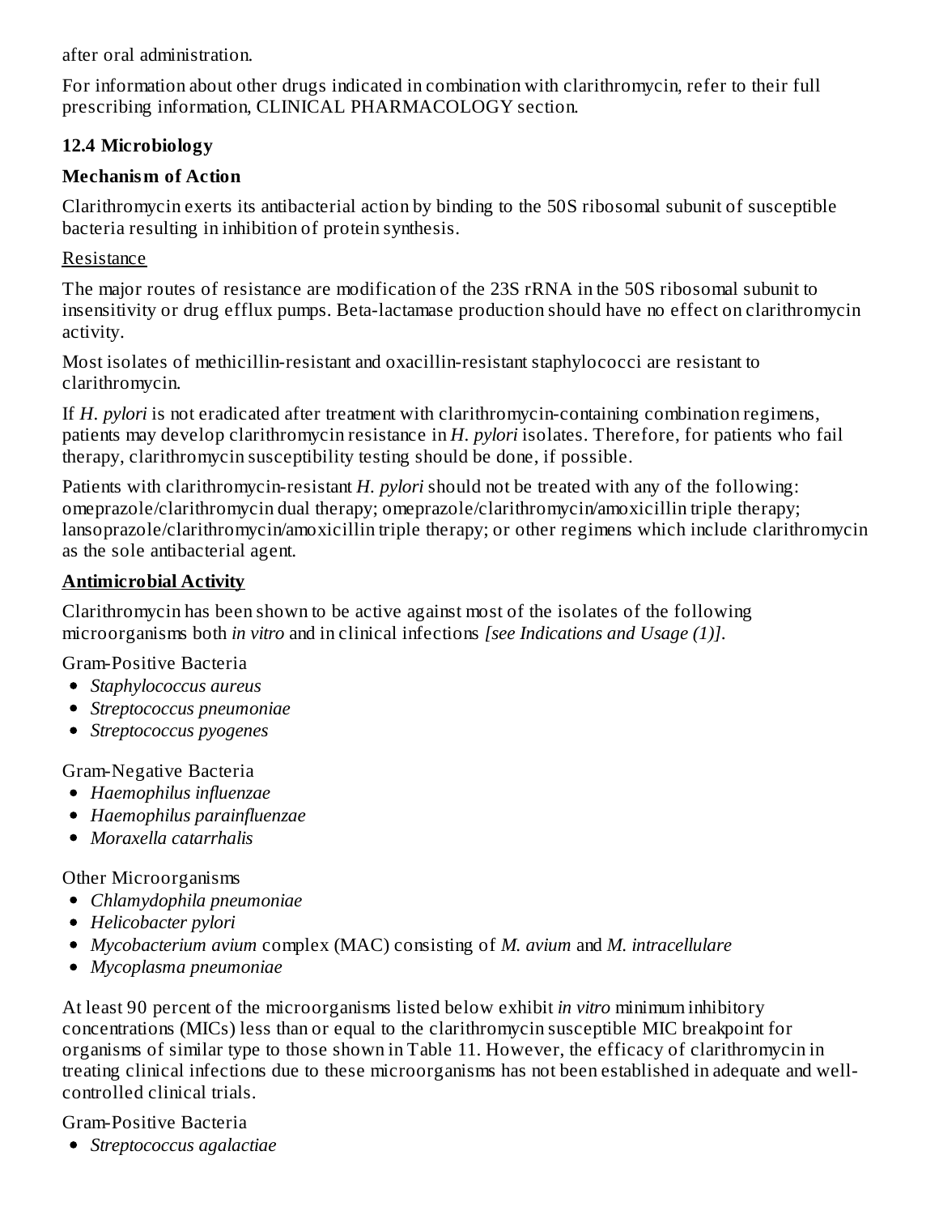after oral administration.

For information about other drugs indicated in combination with clarithromycin, refer to their full prescribing information, CLINICAL PHARMACOLOGY section.

### 12.4 Microbiology

**Mechanism of Action**

Clarithromycin exerts its antibacterial action by binding to the 50S ribosomal subunit of susceptible bacteria resulting in inhibition of protein synthesis.

Resistance

The major routes of resistance are modification of the 23S rRNA in the 50S ribosomal subunit to insensitivity or drug efflux pumps. Beta-lactamase production should have no effect on clarithromycin activity.

Most isolates of methicillin-resistant and oxacillin-resistant staphylococci are resistant to clarithromycin.

If *H. pylori* is not eradicated after treatment with clarithromycin-containing combination regimens, patients may develop clarithromycin resistance in *H. pylori* isolates. Therefore, for patients who fail therapy, clarithromycin susceptibility testing should be done, if possible.

Patients with clarithromycin-resistant *H. pylori* should not be treated with any of the following: omeprazole/clarithromycin dual therapy; omeprazole/clarithromycin/amoxicillin triple therapy; lansoprazole/clarithromycin/amoxicillin triple therapy; or other regimens which include clarithromycin as the sole antibacterial agent.

**Antimicrobial Activity**

Clarithromycin has been shown to be active against most of the isolates of the following microorganisms both *in vitro* and in clinical infections *[see Indications and Usage (1)]*.

Gram-Positive Bacteria

- *Staphylococcus aureus*
- *Streptococcus pneumoniae*
- *Streptococcus pyogenes*

Gram-Negative Bacteria

- *Haemophilus influenzae*
- *Haemophilus parainfluenzae*
- *Moraxella catarrhalis*

Other Microorganisms

- *Chlamydophila pneumoniae*
- *Helicobacter pylori*
- *Mycobacterium avium* complex (MAC) consisting of *M. avium* and *M. intracellulare*
- *Mycoplasma pneumoniae*

At least 90 percent of the microorganisms listed below exhibit *in vitro* minimum inhibitory concentrations (MICs) less than or equal to the clarithromycin susceptible MIC breakpoint for organisms of similar type to those shown in Table 11. However, the efficacy of clarithromycin in treating clinical infections due to these microorganisms has not been established in adequate and well-controlled clinical trials.

Gram-Positive Bacteria

- *Streptococcus agalactiae*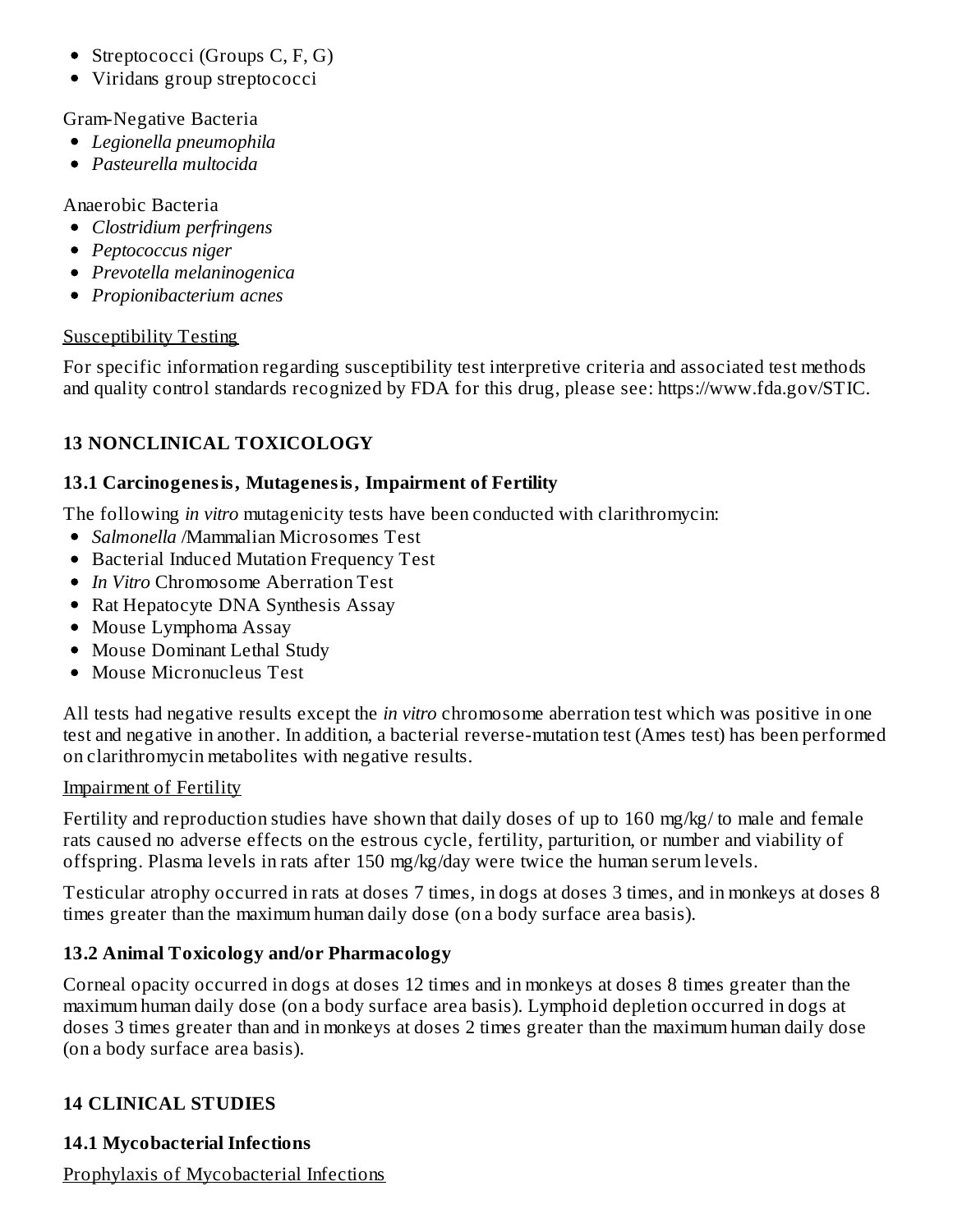- Streptococci (Groups C, F, G)
- Viridans group streptococci

Gram-Negative Bacteria

- *Legionella pneumophila*
- *Pasteurella multocida*

Anaerobic Bacteria

- *Clostridium perfringens*
- *Peptococcus niger*
- *Prevotella melaninogenica*
- *Propionibacterium acnes*

Susceptibility Testing

For specific information regarding susceptibility test interpretive criteria and associated test methods and quality control standards recognized by FDA for this drug, please see: https://www.fda.gov/STIC.

## 13 NONCLINICAL TOXICOLOGY

### 13.1 Carcinogenesis, Mutagenesis, Impairment of Fertility

The following *in vitro* mutagenicity tests have been conducted with clarithromycin:

- *Salmonella* /Mammalian Microsomes Test
- Bacterial Induced Mutation Frequency Test
- *In Vitro* Chromosome Aberration Test
- Rat Hepatocyte DNA Synthesis Assay
- Mouse Lymphoma Assay
- Mouse Dominant Lethal Study
- Mouse Micronucleus Test

All tests had negative results except the *in vitro* chromosome aberration test which was positive in one test and negative in another. In addition, a bacterial reverse-mutation test (Ames test) has been performed on clarithromycin metabolites with negative results.

Impairment of Fertility

Fertility and reproduction studies have shown that daily doses of up to 160 mg/kg/ to male and female rats caused no adverse effects on the estrous cycle, fertility, parturition, or number and viability of offspring. Plasma levels in rats after 150 mg/kg/day were twice the human serum levels.

Testicular atrophy occurred in rats at doses 7 times, in dogs at doses 3 times, and in monkeys at doses 8 times greater than the maximum human daily dose (on a body surface area basis).

### 13.2 Animal Toxicology and/or Pharmacology

Corneal opacity occurred in dogs at doses 12 times and in monkeys at doses 8 times greater than the maximum human daily dose (on a body surface area basis). Lymphoid depletion occurred in dogs at doses 3 times greater than and in monkeys at doses 2 times greater than the maximum human daily dose (on a body surface area basis).

## 14 CLINICAL STUDIES

### 14.1 Mycobacterial Infections

Prophylaxis of Mycobacterial Infections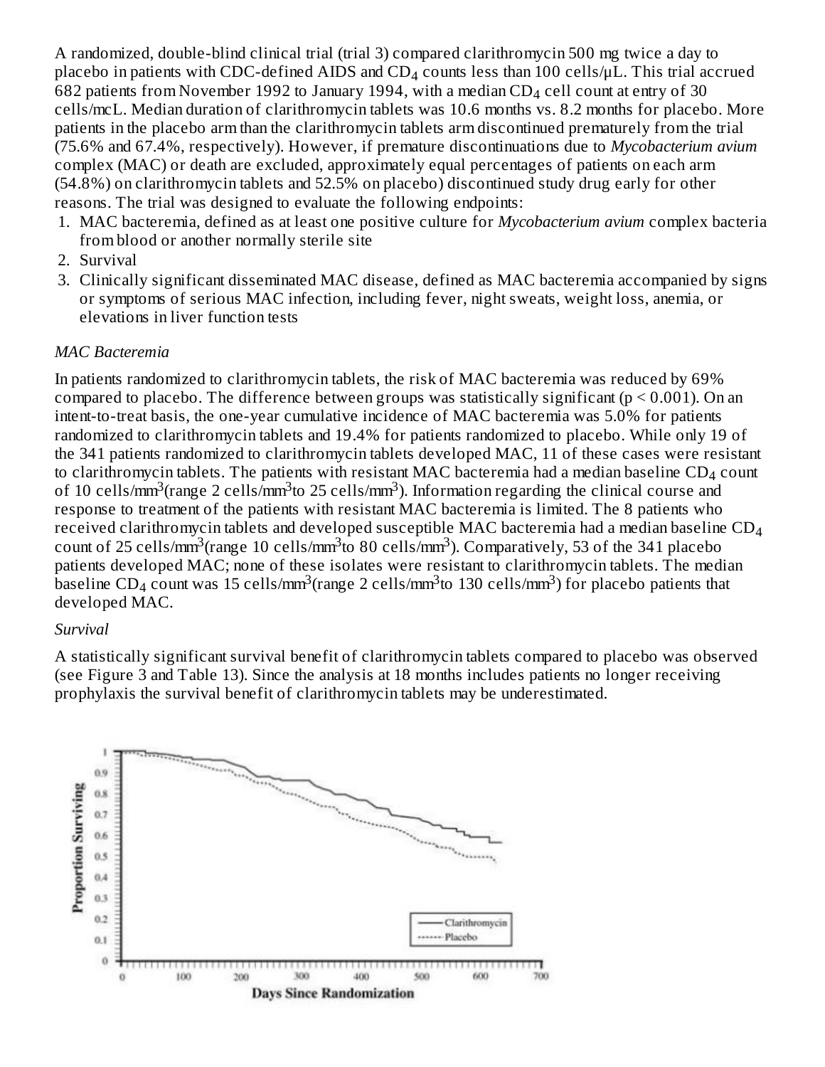A randomized, double-blind clinical trial (trial 3) compared clarithromycin 500 mg twice a day to placebo in patients with CDC-defined AIDS and $CD_4$ counts less than 100 cells/µL. This trial accrued 682 patients from November 1992 to January 1994, with a median $CD_4$ cell count at entry of 30 cells/mcL. Median duration of clarithromycin tablets was 10.6 months vs. 8.2 months for placebo. More patients in the placebo arm than the clarithromycin tablets arm discontinued prematurely from the trial (75.6% and 67.4%, respectively). However, if premature discontinuations due to *Mycobacterium avium* complex (MAC) or death are excluded, approximately equal percentages of patients on each arm (54.8%) on clarithromycin tablets and 52.5% on placebo) discontinued study drug early for other reasons. The trial was designed to evaluate the following endpoints:

1. MAC bacteremia, defined as at least one positive culture for *Mycobacterium avium* complex bacteria from blood or another normally sterile site
2. Survival
3. Clinically significant disseminated MAC disease, defined as MAC bacteremia accompanied by signs or symptoms of serious MAC infection, including fever, night sweats, weight loss, anemia, or elevations in liver function tests

*MAC Bacteremia*

In patients randomized to clarithromycin tablets, the risk of MAC bacteremia was reduced by 69% compared to placebo. The difference between groups was statistically significant ($p < 0.001$). On an intent-to-treat basis, the one-year cumulative incidence of MAC bacteremia was 5.0% for patients randomized to clarithromycin tablets and 19.4% for patients randomized to placebo. While only 19 of the 341 patients randomized to clarithromycin tablets developed MAC, 11 of these cases were resistant to clarithromycin tablets. The patients with resistant MAC bacteremia had a median baseline $CD_4$ count of 10 cells/$mm^3$(range 2 cells/$mm^3$to 25 cells/$mm^3$). Information regarding the clinical course and response to treatment of the patients with resistant MAC bacteremia is limited. The 8 patients who received clarithromycin tablets and developed susceptible MAC bacteremia had a median baseline $CD_4$ count of 25 cells/$mm^3$(range 10 cells/$mm^3$to 80 cells/$mm^3$). Comparatively, 53 of the 341 placebo patients developed MAC; none of these isolates were resistant to clarithromycin tablets. The median baseline $CD_4$ count was 15 cells/$mm^3$(range 2 cells/$mm^3$to 130 cells/$mm^3$) for placebo patients that developed MAC.

*Survival*

A statistically significant survival benefit of clarithromycin tablets compared to placebo was observed (see Figure 3 and Table 13). Since the analysis at 18 months includes patients no longer receiving prophylaxis the survival benefit of clarithromycin tablets may be underestimated.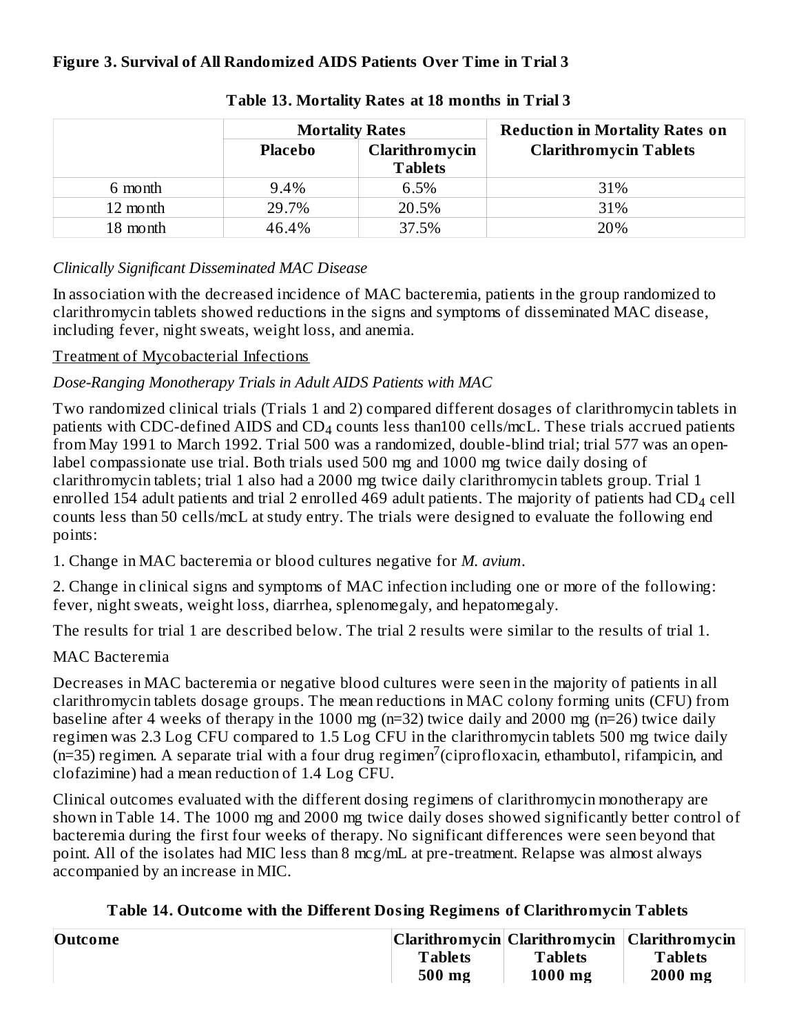**Figure 3. Survival of All Randomized AIDS Patients Over Time in Trial 3**

**Table 13. Mortality Rates at 18 months in Trial 3**

| | Mortality Rates | | Reduction in Mortality Rates on Clarithromycin Tablets |
|---|---|---|---|
| | Placebo | Clarithromycin Tablets | |
| 6 month | 9.4% | 6.5% | 31% |
| 12 month | 29.7% | 20.5% | 31% |
| 18 month | 46.4% | 37.5% | 20% |

*Clinically Significant Disseminated MAC Disease*

In association with the decreased incidence of MAC bacteremia, patients in the group randomized to clarithromycin tablets showed reductions in the signs and symptoms of disseminated MAC disease, including fever, night sweats, weight loss, and anemia.

Treatment of Mycobacterial Infections

*Dose-Ranging Monotherapy Trials in Adult AIDS Patients with MAC*

Two randomized clinical trials (Trials 1 and 2) compared different dosages of clarithromycin tablets in patients with CDC-defined AIDS and $CD_4$ counts less than100 cells/mcL. These trials accrued patients from May 1991 to March 1992. Trial 500 was a randomized, double-blind trial; trial 577 was an open-label compassionate use trial. Both trials used 500 mg and 1000 mg twice daily dosing of clarithromycin tablets; trial 1 also had a 2000 mg twice daily clarithromycin tablets group. Trial 1 enrolled 154 adult patients and trial 2 enrolled 469 adult patients. The majority of patients had $CD_4$ cell counts less than 50 cells/mcL at study entry. The trials were designed to evaluate the following end points:

1. Change in MAC bacteremia or blood cultures negative for *M. avium*.

2. Change in clinical signs and symptoms of MAC infection including one or more of the following: fever, night sweats, weight loss, diarrhea, splenomegaly, and hepatomegaly.

The results for trial 1 are described below. The trial 2 results were similar to the results of trial 1.

MAC Bacteremia

Decreases in MAC bacteremia or negative blood cultures were seen in the majority of patients in all clarithromycin tablets dosage groups. The mean reductions in MAC colony forming units (CFU) from baseline after 4 weeks of therapy in the 1000 mg (n=32) twice daily and 2000 mg (n=26) twice daily regimen was 2.3 Log CFU compared to 1.5 Log CFU in the clarithromycin tablets 500 mg twice daily (n=35) regimen. A separate trial with a four drug regimen[7] (ciprofloxacin, ethambutol, rifampicin, and clofazimine) had a mean reduction of 1.4 Log CFU.

Clinical outcomes evaluated with the different dosing regimens of clarithromycin monotherapy are shown in Table 14. The 1000 mg and 2000 mg twice daily doses showed significantly better control of bacteremia during the first four weeks of therapy. No significant differences were seen beyond that point. All of the isolates had MIC less than 8 mcg/mL at pre-treatment. Relapse was almost always accompanied by an increase in MIC.

**Table 14. Outcome with the Different Dosing Regimens of Clarithromycin Tablets**

| Outcome | Clarithromycin Tablets 500 mg | Clarithromycin Tablets 1000 mg | Clarithromycin Tablets 2000 mg |
|---|---|---|---|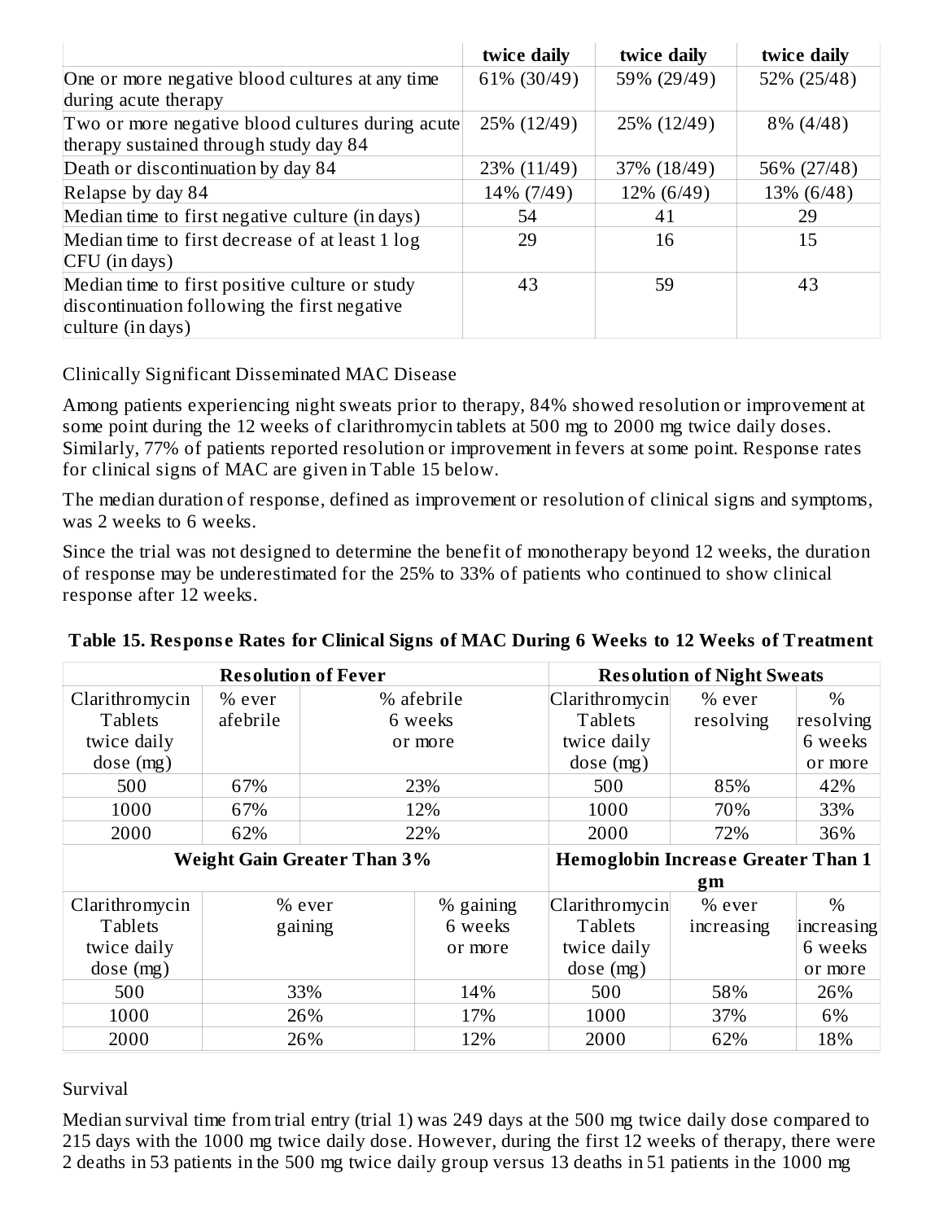| | twice daily | twice daily | twice daily |
|---|---|---|---|
| One or more negative blood cultures at any time during acute therapy | 61% (30/49) | 59% (29/49) | 52% (25/48) |
| Two or more negative blood cultures during acute therapy sustained through study day 84 | 25% (12/49) | 25% (12/49) | 8% (4/48) |
| Death or discontinuation by day 84 | 23% (11/49) | 37% (18/49) | 56% (27/48) |
| Relapse by day 84 | 14% (7/49) | 12% (6/49) | 13% (6/48) |
| Median time to first negative culture (in days) | 54 | 41 | 29 |
| Median time to first decrease of at least 1 log CFU (in days) | 29 | 16 | 15 |
| Median time to first positive culture or study discontinuation following the first negative culture (in days) | 43 | 59 | 43 |

Clinically Significant Disseminated MAC Disease

Among patients experiencing night sweats prior to therapy, 84% showed resolution or improvement at some point during the 12 weeks of clarithromycin tablets at 500 mg to 2000 mg twice daily doses. Similarly, 77% of patients reported resolution or improvement in fevers at some point. Response rates for clinical signs of MAC are given in Table 15 below.

The median duration of response, defined as improvement or resolution of clinical signs and symptoms, was 2 weeks to 6 weeks.

Since the trial was not designed to determine the benefit of monotherapy beyond 12 weeks, the duration of response may be underestimated for the 25% to 33% of patients who continued to show clinical response after 12 weeks.

**Table 15. Response Rates for Clinical Signs of MAC During 6 Weeks to 12 Weeks of Treatment**

| **Resolution of Fever** | | | **Resolution of Night Sweats** | | |
|---|---|---|---|---|---|
| Clarithromycin Tablets twice daily dose (mg) | % ever afebrile | % afebrile 6 weeks or more | Clarithromycin Tablets twice daily dose (mg) | % ever resolving | % resolving 6 weeks or more |
| 500 | 67% | 23% | 500 | 85% | 42% |
| 1000 | 67% | 12% | 1000 | 70% | 33% |
| 2000 | 62% | 22% | 2000 | 72% | 36% |
| **Weight Gain Greater Than 3%** | | | **Hemoglobin Increase Greater Than 1 gm** | | |
| Clarithromycin Tablets twice daily dose (mg) | % ever gaining | % gaining 6 weeks or more | Clarithromycin Tablets twice daily dose (mg) | % ever increasing | % increasing 6 weeks or more |
| 500 | 33% | 14% | 500 | 58% | 26% |
| 1000 | 26% | 17% | 1000 | 37% | 6% |
| 2000 | 26% | 12% | 2000 | 62% | 18% |

Survival

Median survival time from trial entry (trial 1) was 249 days at the 500 mg twice daily dose compared to 215 days with the 1000 mg twice daily dose. However, during the first 12 weeks of therapy, there were 2 deaths in 53 patients in the 500 mg twice daily group versus 13 deaths in 51 patients in the 1000 mg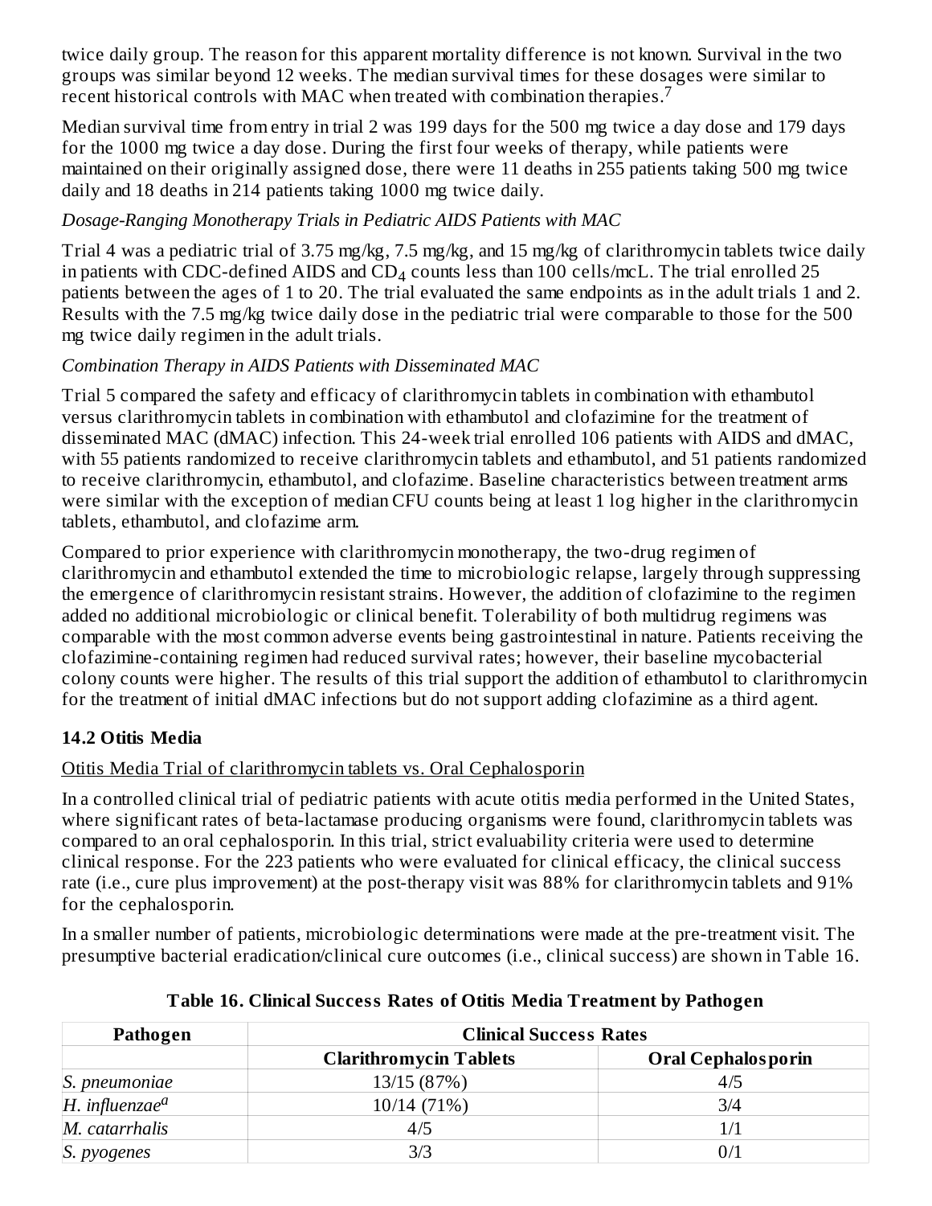twice daily group. The reason for this apparent mortality difference is not known. Survival in the two groups was similar beyond 12 weeks. The median survival times for these dosages were similar to recent historical controls with MAC when treated with combination therapies.[7]

Median survival time from entry in trial 2 was 199 days for the 500 mg twice a day dose and 179 days for the 1000 mg twice a day dose. During the first four weeks of therapy, while patients were maintained on their originally assigned dose, there were 11 deaths in 255 patients taking 500 mg twice daily and 18 deaths in 214 patients taking 1000 mg twice daily.

*Dosage-Ranging Monotherapy Trials in Pediatric AIDS Patients with MAC*

Trial 4 was a pediatric trial of 3.75 mg/kg, 7.5 mg/kg, and 15 mg/kg of clarithromycin tablets twice daily in patients with CDC-defined AIDS and $CD_4$ counts less than 100 cells/mcL. The trial enrolled 25 patients between the ages of 1 to 20. The trial evaluated the same endpoints as in the adult trials 1 and 2. Results with the 7.5 mg/kg twice daily dose in the pediatric trial were comparable to those for the 500 mg twice daily regimen in the adult trials.

*Combination Therapy in AIDS Patients with Disseminated MAC*

Trial 5 compared the safety and efficacy of clarithromycin tablets in combination with ethambutol versus clarithromycin tablets in combination with ethambutol and clofazimine for the treatment of disseminated MAC (dMAC) infection. This 24-week trial enrolled 106 patients with AIDS and dMAC, with 55 patients randomized to receive clarithromycin tablets and ethambutol, and 51 patients randomized to receive clarithromycin, ethambutol, and clofazime. Baseline characteristics between treatment arms were similar with the exception of median CFU counts being at least 1 log higher in the clarithromycin tablets, ethambutol, and clofazime arm.

Compared to prior experience with clarithromycin monotherapy, the two-drug regimen of clarithromycin and ethambutol extended the time to microbiologic relapse, largely through suppressing the emergence of clarithromycin resistant strains. However, the addition of clofazimine to the regimen added no additional microbiologic or clinical benefit. Tolerability of both multidrug regimens was comparable with the most common adverse events being gastrointestinal in nature. Patients receiving the clofazimine-containing regimen had reduced survival rates; however, their baseline mycobacterial colony counts were higher. The results of this trial support the addition of ethambutol to clarithromycin for the treatment of initial dMAC infections but do not support adding clofazimine as a third agent.

### 14.2 Otitis Media

Otitis Media Trial of clarithromycin tablets vs. Oral Cephalosporin

In a controlled clinical trial of pediatric patients with acute otitis media performed in the United States, where significant rates of beta-lactamase producing organisms were found, clarithromycin tablets was compared to an oral cephalosporin. In this trial, strict evaluability criteria were used to determine clinical response. For the 223 patients who were evaluated for clinical efficacy, the clinical success rate (i.e., cure plus improvement) at the post-therapy visit was 88% for clarithromycin tablets and 91% for the cephalosporin.

In a smaller number of patients, microbiologic determinations were made at the pre-treatment visit. The presumptive bacterial eradication/clinical cure outcomes (i.e., clinical success) are shown in Table 16.

**Table 16. Clinical Success Rates of Otitis Media Treatment by Pathogen**

| Pathogen | Clinical Success Rates | |
|---|---|---|
| | Clarithromycin Tablets | Oral Cephalosporin |
| *S. pneumoniae* | 13/15 (87%) | 4/5 |
| *H. influenzae*[a] | 10/14 (71%) | 3/4 |
| *M. catarrhalis* | 4/5 | 1/1 |
| *S. pyogenes* | 3/3 | 0/1 |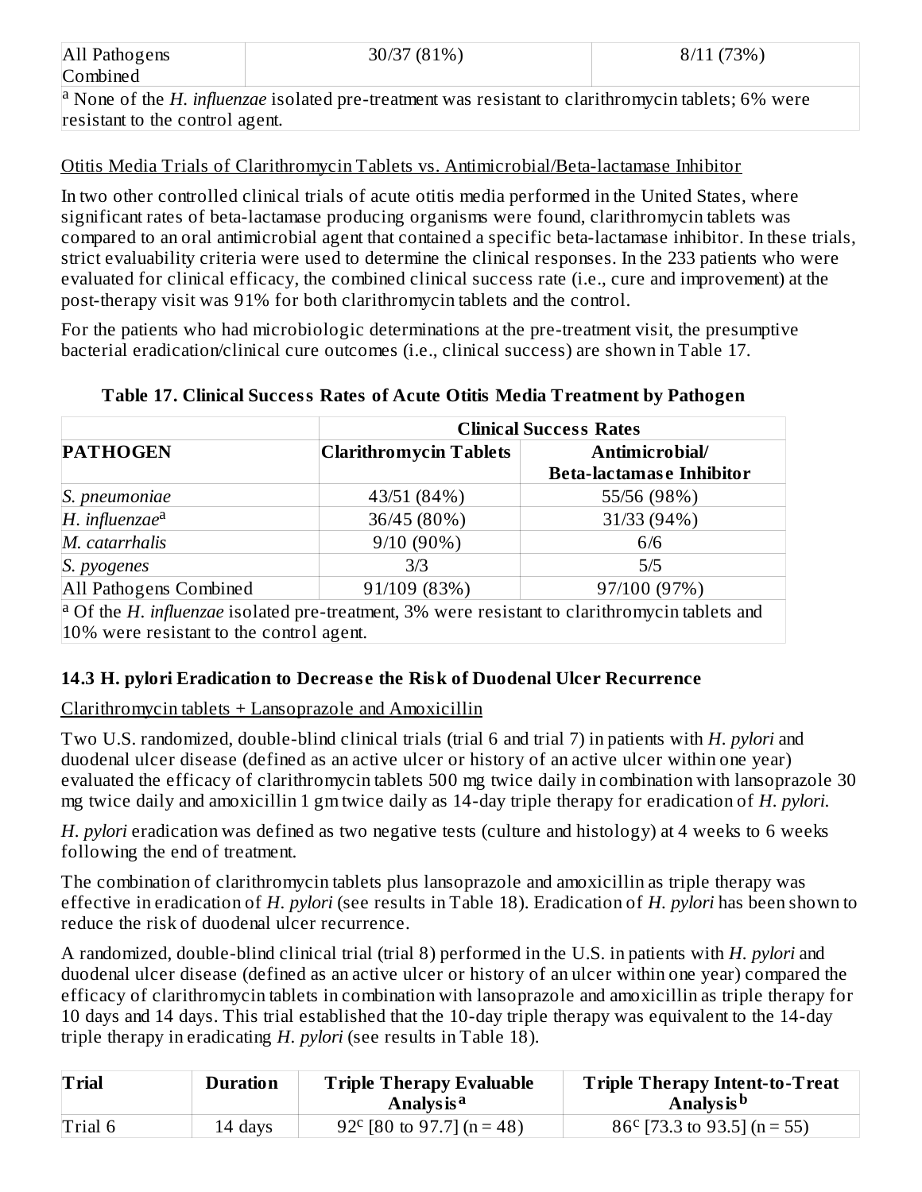| All Pathogens Combined | 30/37 (81%) | 8/11 (73%) |
|---|---|---|
| [a] None of the *H. influenzae* isolated pre-treatment was resistant to clarithromycin tablets; 6% were resistant to the control agent. | | |

Otitis Media Trials of Clarithromycin Tablets vs. Antimicrobial/Beta-lactamase Inhibitor

In two other controlled clinical trials of acute otitis media performed in the United States, where significant rates of beta-lactamase producing organisms were found, clarithromycin tablets was compared to an oral antimicrobial agent that contained a specific beta-lactamase inhibitor. In these trials, strict evaluability criteria were used to determine the clinical responses. In the 233 patients who were evaluated for clinical efficacy, the combined clinical success rate (i.e., cure and improvement) at the post-therapy visit was 91% for both clarithromycin tablets and the control.

For the patients who had microbiologic determinations at the pre-treatment visit, the presumptive bacterial eradication/clinical cure outcomes (i.e., clinical success) are shown in Table 17.

**Table 17. Clinical Success Rates of Acute Otitis Media Treatment by Pathogen**

| | **Clinical Success Rates** | |
|---|---|---|
| **PATHOGEN** | **Clarithromycin Tablets** | **Antimicrobial/ Beta-lactamase Inhibitor** |
| *S. pneumoniae* | 43/51 (84%) | 55/56 (98%) |
| *H. influenzae*[a] | 36/45 (80%) | 31/33 (94%) |
| *M. catarrhalis* | 9/10 (90%) | 6/6 |
| *S. pyogenes* | 3/3 | 5/5 |
| All Pathogens Combined | 91/109 (83%) | 97/100 (97%) |
| [a] Of the *H. influenzae* isolated pre-treatment, 3% were resistant to clarithromycin tablets and 10% were resistant to the control agent. | | |

### 14.3 H. pylori Eradication to Decrease the Risk of Duodenal Ulcer Recurrence

Clarithromycin tablets + Lansoprazole and Amoxicillin

Two U.S. randomized, double-blind clinical trials (trial 6 and trial 7) in patients with *H. pylori* and duodenal ulcer disease (defined as an active ulcer or history of an active ulcer within one year) evaluated the efficacy of clarithromycin tablets 500 mg twice daily in combination with lansoprazole 30 mg twice daily and amoxicillin 1 gm twice daily as 14-day triple therapy for eradication of *H. pylori*.

*H. pylori* eradication was defined as two negative tests (culture and histology) at 4 weeks to 6 weeks following the end of treatment.

The combination of clarithromycin tablets plus lansoprazole and amoxicillin as triple therapy was effective in eradication of *H. pylori* (see results in Table 18). Eradication of *H. pylori* has been shown to reduce the risk of duodenal ulcer recurrence.

A randomized, double-blind clinical trial (trial 8) performed in the U.S. in patients with *H. pylori* and duodenal ulcer disease (defined as an active ulcer or history of an ulcer within one year) compared the efficacy of clarithromycin tablets in combination with lansoprazole and amoxicillin as triple therapy for 10 days and 14 days. This trial established that the 10-day triple therapy was equivalent to the 14-day triple therapy in eradicating *H. pylori* (see results in Table 18).

| **Trial** | **Duration** | **Triple Therapy Evaluable Analysis**[a] | **Triple Therapy Intent-to-Treat Analysis**[b] |
|---|---|---|---|
| Trial 6 | 14 days | 92[c] [80 to 97.7] (n = 48) | 86[c] [73.3 to 93.5] (n = 55) |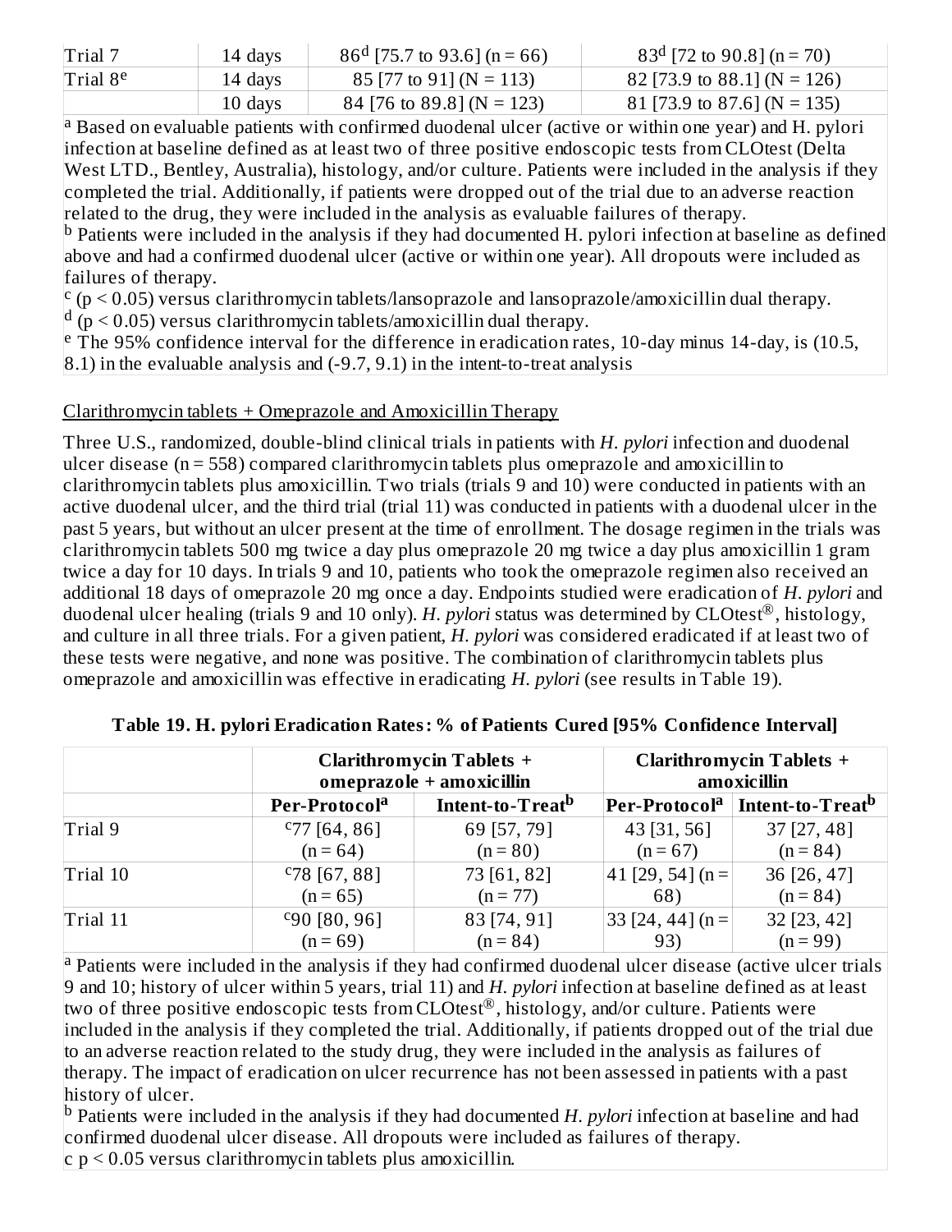| | | | |
|---|---|---|---|
| Trial 7 | 14 days | 86[d] [75.7 to 93.6] (n = 66) | 83[d] [72 to 90.8] (n = 70) |
| Trial 8[e] | 14 days | 85 [77 to 91] (N = 113) | 82 [73.9 to 88.1] (N = 126) |
| | 10 days | 84 [76 to 89.8] (N = 123) | 81 [73.9 to 87.6] (N = 135) |

[a] Based on evaluable patients with confirmed duodenal ulcer (active or within one year) and H. pylori infection at baseline defined as at least two of three positive endoscopic tests from CLOtest (Delta West LTD., Bentley, Australia), histology, and/or culture. Patients were included in the analysis if they completed the trial. Additionally, if patients were dropped out of the trial due to an adverse reaction related to the drug, they were included in the analysis as evaluable failures of therapy.
[b] Patients were included in the analysis if they had documented H. pylori infection at baseline as defined above and had a confirmed duodenal ulcer (active or within one year). All dropouts were included as failures of therapy.
[c] ($p < 0.05$) versus clarithromycin tablets/lansoprazole and lansoprazole/amoxicillin dual therapy.
[d] ($p < 0.05$) versus clarithromycin tablets/amoxicillin dual therapy.
[e] The 95% confidence interval for the difference in eradication rates, 10-day minus 14-day, is (10.5, 8.1) in the evaluable analysis and (-9.7, 9.1) in the intent-to-treat analysis

Clarithromycin tablets + Omeprazole and Amoxicillin Therapy

Three U.S., randomized, double-blind clinical trials in patients with *H. pylori* infection and duodenal ulcer disease (n = 558) compared clarithromycin tablets plus omeprazole and amoxicillin to clarithromycin tablets plus amoxicillin. Two trials (trials 9 and 10) were conducted in patients with an active duodenal ulcer, and the third trial (trial 11) was conducted in patients with a duodenal ulcer in the past 5 years, but without an ulcer present at the time of enrollment. The dosage regimen in the trials was clarithromycin tablets 500 mg twice a day plus omeprazole 20 mg twice a day plus amoxicillin 1 gram twice a day for 10 days. In trials 9 and 10, patients who took the omeprazole regimen also received an additional 18 days of omeprazole 20 mg once a day. Endpoints studied were eradication of *H. pylori* and duodenal ulcer healing (trials 9 and 10 only). *H. pylori* status was determined by CLOtest®, histology, and culture in all three trials. For a given patient, *H. pylori* was considered eradicated if at least two of these tests were negative, and none was positive. The combination of clarithromycin tablets plus omeprazole and amoxicillin was effective in eradicating *H. pylori* (see results in Table 19).

**Table 19. H. pylori Eradication Rates: % of Patients Cured [95% Confidence Interval]**

| | **Clarithromycin Tablets + omeprazole + amoxicillin** | | **Clarithromycin Tablets + amoxicillin** | |
|---|---|---|---|---|
| | **Per-Protocol[a]** | **Intent-to-Treat[b]** | **Per-Protocol[a]** | **Intent-to-Treat[b]** |
| Trial 9 | [c]77 [64, 86] (n = 64) | 69 [57, 79] (n = 80) | 43 [31, 56] (n = 67) | 37 [27, 48] (n = 84) |
| Trial 10 | [c]78 [67, 88] (n = 65) | 73 [61, 82] (n = 77) | 41 [29, 54] (n = 68) | 36 [26, 47] (n = 84) |
| Trial 11 | [c]90 [80, 96] (n = 69) | 83 [74, 91] (n = 84) | 33 [24, 44] (n = 93) | 32 [23, 42] (n = 99) |

[a] Patients were included in the analysis if they had confirmed duodenal ulcer disease (active ulcer trials 9 and 10; history of ulcer within 5 years, trial 11) and *H. pylori* infection at baseline defined as at least two of three positive endoscopic tests from CLOtest®, histology, and/or culture. Patients were included in the analysis if they completed the trial. Additionally, if patients dropped out of the trial due to an adverse reaction related to the study drug, they were included in the analysis as failures of therapy. The impact of eradication on ulcer recurrence has not been assessed in patients with a past history of ulcer.
[b] Patients were included in the analysis if they had documented *H. pylori* infection at baseline and had confirmed duodenal ulcer disease. All dropouts were included as failures of therapy.
c $p < 0.05$ versus clarithromycin tablets plus amoxicillin.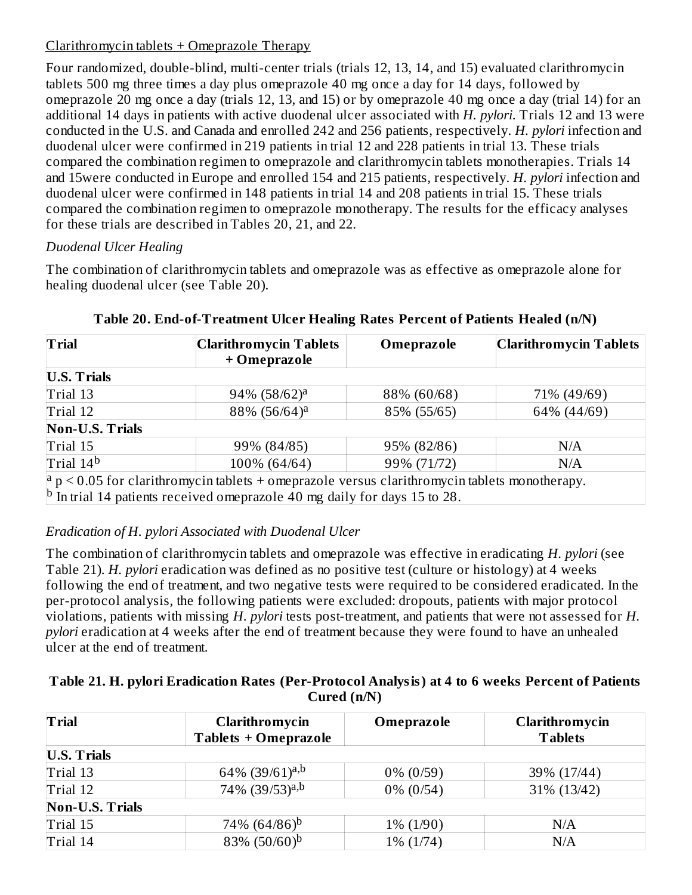Clarithromycin tablets + Omeprazole Therapy

Four randomized, double-blind, multi-center trials (trials 12, 13, 14, and 15) evaluated clarithromycin tablets 500 mg three times a day plus omeprazole 40 mg once a day for 14 days, followed by omeprazole 20 mg once a day (trials 12, 13, and 15) or by omeprazole 40 mg once a day (trial 14) for an additional 14 days in patients with active duodenal ulcer associated with *H. pylori*. Trials 12 and 13 were conducted in the U.S. and Canada and enrolled 242 and 256 patients, respectively. *H. pylori* infection and duodenal ulcer were confirmed in 219 patients in trial 12 and 228 patients in trial 13. These trials compared the combination regimen to omeprazole and clarithromycin tablets monotherapies. Trials 14 and 15were conducted in Europe and enrolled 154 and 215 patients, respectively. *H. pylori* infection and duodenal ulcer were confirmed in 148 patients in trial 14 and 208 patients in trial 15. These trials compared the combination regimen to omeprazole monotherapy. The results for the efficacy analyses for these trials are described in Tables 20, 21, and 22.

*Duodenal Ulcer Healing*

The combination of clarithromycin tablets and omeprazole was as effective as omeprazole alone for healing duodenal ulcer (see Table 20).

**Table 20. End-of-Treatment Ulcer Healing Rates Percent of Patients Healed (n/N)**

| Trial | Clarithromycin Tablets + Omeprazole | Omeprazole | Clarithromycin Tablets |
|---|---|---|---|
| **U.S. Trials** | | | |
| Trial 13 | 94% (58/62)[a] | 88% (60/68) | 71% (49/69) |
| Trial 12 | 88% (56/64)[a] | 85% (55/65) | 64% (44/69) |
| **Non-U.S. Trials** | | | |
| Trial 15 | 99% (84/85) | 95% (82/86) | N/A |
| Trial 14[b] | 100% (64/64) | 99% (71/72) | N/A |

[a] $p < 0.05$ for clarithromycin tablets + omeprazole versus clarithromycin tablets monotherapy.
[b] In trial 14 patients received omeprazole 40 mg daily for days 15 to 28.

*Eradication of H. pylori Associated with Duodenal Ulcer*

The combination of clarithromycin tablets and omeprazole was effective in eradicating *H. pylori* (see Table 21). *H. pylori* eradication was defined as no positive test (culture or histology) at 4 weeks following the end of treatment, and two negative tests were required to be considered eradicated. In the per-protocol analysis, the following patients were excluded: dropouts, patients with major protocol violations, patients with missing *H. pylori* tests post-treatment, and patients that were not assessed for *H. pylori* eradication at 4 weeks after the end of treatment because they were found to have an unhealed ulcer at the end of treatment.

**Table 21. H. pylori Eradication Rates (Per-Protocol Analysis) at 4 to 6 weeks Percent of Patients Cured (n/N)**

| Trial | Clarithromycin Tablets + Omeprazole | Omeprazole | Clarithromycin Tablets |
|---|---|---|---|
| **U.S. Trials** | | | |
| Trial 13 | 64% (39/61)[a,b] | 0% (0/59) | 39% (17/44) |
| Trial 12 | 74% (39/53)[a,b] | 0% (0/54) | 31% (13/42) |
| **Non-U.S. Trials** | | | |
| Trial 15 | 74% (64/86)[b] | 1% (1/90) | N/A |
| Trial 14 | 83% (50/60)[b] | 1% (1/74) | N/A |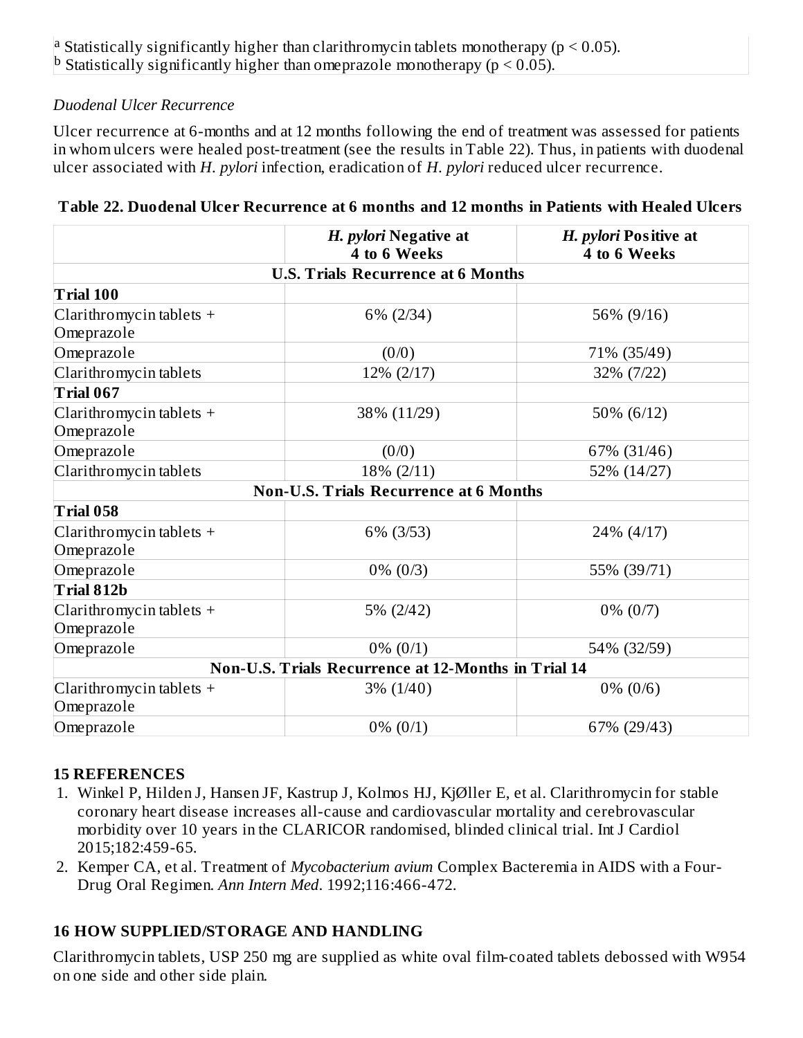[a] Statistically significantly higher than clarithromycin tablets monotherapy ($p < 0.05$).
[b] Statistically significantly higher than omeprazole monotherapy ($p < 0.05$).

*Duodenal Ulcer Recurrence*

Ulcer recurrence at 6-months and at 12 months following the end of treatment was assessed for patients in whom ulcers were healed post-treatment (see the results in Table 22). Thus, in patients with duodenal ulcer associated with *H. pylori* infection, eradication of *H. pylori* reduced ulcer recurrence.

**Table 22. Duodenal Ulcer Recurrence at 6 months and 12 months in Patients with Healed Ulcers**

| | ***H. pylori* Negative at 4 to 6 Weeks** | ***H. pylori* Positive at 4 to 6 Weeks** |
|---|---|---|
| **U.S. Trials Recurrence at 6 Months** | | |
| **Trial 100** | | |
| Clarithromycin tablets + Omeprazole | 6% (2/34) | 56% (9/16) |
| Omeprazole | (0/0) | 71% (35/49) |
| Clarithromycin tablets | 12% (2/17) | 32% (7/22) |
| **Trial 067** | | |
| Clarithromycin tablets + Omeprazole | 38% (11/29) | 50% (6/12) |
| Omeprazole | (0/0) | 67% (31/46) |
| Clarithromycin tablets | 18% (2/11) | 52% (14/27) |
| **Non-U.S. Trials Recurrence at 6 Months** | | |
| **Trial 058** | | |
| Clarithromycin tablets + Omeprazole | 6% (3/53) | 24% (4/17) |
| Omeprazole | 0% (0/3) | 55% (39/71) |
| **Trial 812b** | | |
| Clarithromycin tablets + Omeprazole | 5% (2/42) | 0% (0/7) |
| Omeprazole | 0% (0/1) | 54% (32/59) |
| **Non-U.S. Trials Recurrence at 12-Months in Trial 14** | | |
| Clarithromycin tablets + Omeprazole | 3% (1/40) | 0% (0/6) |
| Omeprazole | 0% (0/1) | 67% (29/43) |

## 15 REFERENCES

1. Winkel P, Hilden J, Hansen JF, Kastrup J, Kolmos HJ, KjØller E, et al. Clarithromycin for stable coronary heart disease increases all-cause and cardiovascular mortality and cerebrovascular morbidity over 10 years in the CLARICOR randomised, blinded clinical trial. Int J Cardiol 2015;182:459-65.
2. Kemper CA, et al. Treatment of *Mycobacterium avium* Complex Bacteremia in AIDS with a Four-Drug Oral Regimen. *Ann Intern Med*. 1992;116:466-472.

## 16 HOW SUPPLIED/STORAGE AND HANDLING

Clarithromycin tablets, USP 250 mg are supplied as white oval film-coated tablets debossed with W954 on one side and other side plain.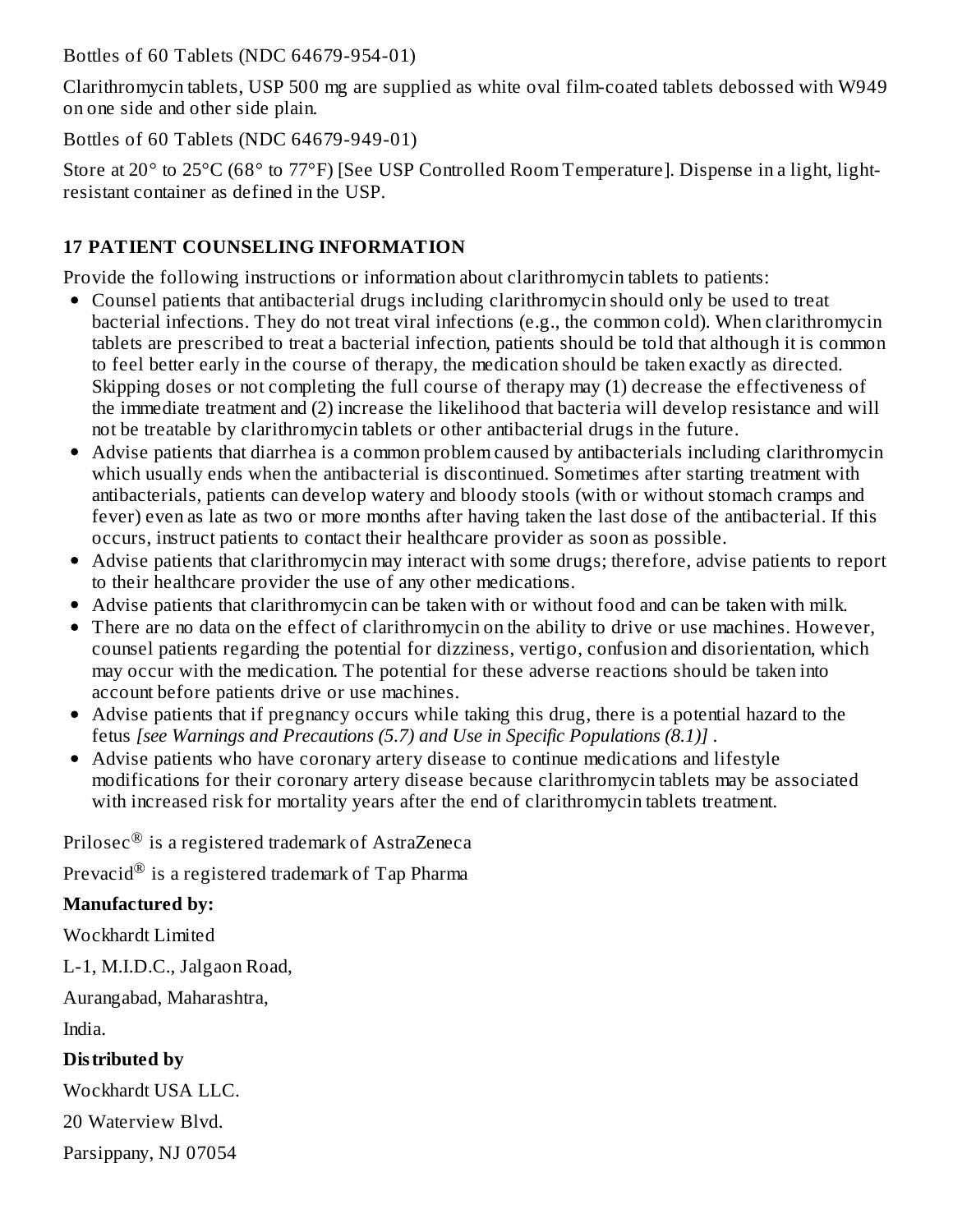Bottles of 60 Tablets (NDC 64679-954-01)

Clarithromycin tablets, USP 500 mg are supplied as white oval film-coated tablets debossed with W949 on one side and other side plain.

Bottles of 60 Tablets (NDC 64679-949-01)

Store at 20° to 25°C (68° to 77°F) [See USP Controlled Room Temperature]. Dispense in a light, light-resistant container as defined in the USP.

## 17 PATIENT COUNSELING INFORMATION

Provide the following instructions or information about clarithromycin tablets to patients:

- Counsel patients that antibacterial drugs including clarithromycin should only be used to treat bacterial infections. They do not treat viral infections (e.g., the common cold). When clarithromycin tablets are prescribed to treat a bacterial infection, patients should be told that although it is common to feel better early in the course of therapy, the medication should be taken exactly as directed. Skipping doses or not completing the full course of therapy may (1) decrease the effectiveness of the immediate treatment and (2) increase the likelihood that bacteria will develop resistance and will not be treatable by clarithromycin tablets or other antibacterial drugs in the future.
- Advise patients that diarrhea is a common problem caused by antibacterials including clarithromycin which usually ends when the antibacterial is discontinued. Sometimes after starting treatment with antibacterials, patients can develop watery and bloody stools (with or without stomach cramps and fever) even as late as two or more months after having taken the last dose of the antibacterial. If this occurs, instruct patients to contact their healthcare provider as soon as possible.
- Advise patients that clarithromycin may interact with some drugs; therefore, advise patients to report to their healthcare provider the use of any other medications.
- Advise patients that clarithromycin can be taken with or without food and can be taken with milk.
- There are no data on the effect of clarithromycin on the ability to drive or use machines. However, counsel patients regarding the potential for dizziness, vertigo, confusion and disorientation, which may occur with the medication. The potential for these adverse reactions should be taken into account before patients drive or use machines.
- Advise patients that if pregnancy occurs while taking this drug, there is a potential hazard to the fetus *[see Warnings and Precautions (5.7) and Use in Specific Populations (8.1)]* .
- Advise patients who have coronary artery disease to continue medications and lifestyle modifications for their coronary artery disease because clarithromycin tablets may be associated with increased risk for mortality years after the end of clarithromycin tablets treatment.

Prilosec® is a registered trademark of AstraZeneca

Prevacid® is a registered trademark of Tap Pharma

**Manufactured by:**

Wockhardt Limited

L-1, M.I.D.C., Jalgaon Road,

Aurangabad, Maharashtra,

India.

**Distributed by**

Wockhardt USA LLC.

20 Waterview Blvd.

Parsippany, NJ 07054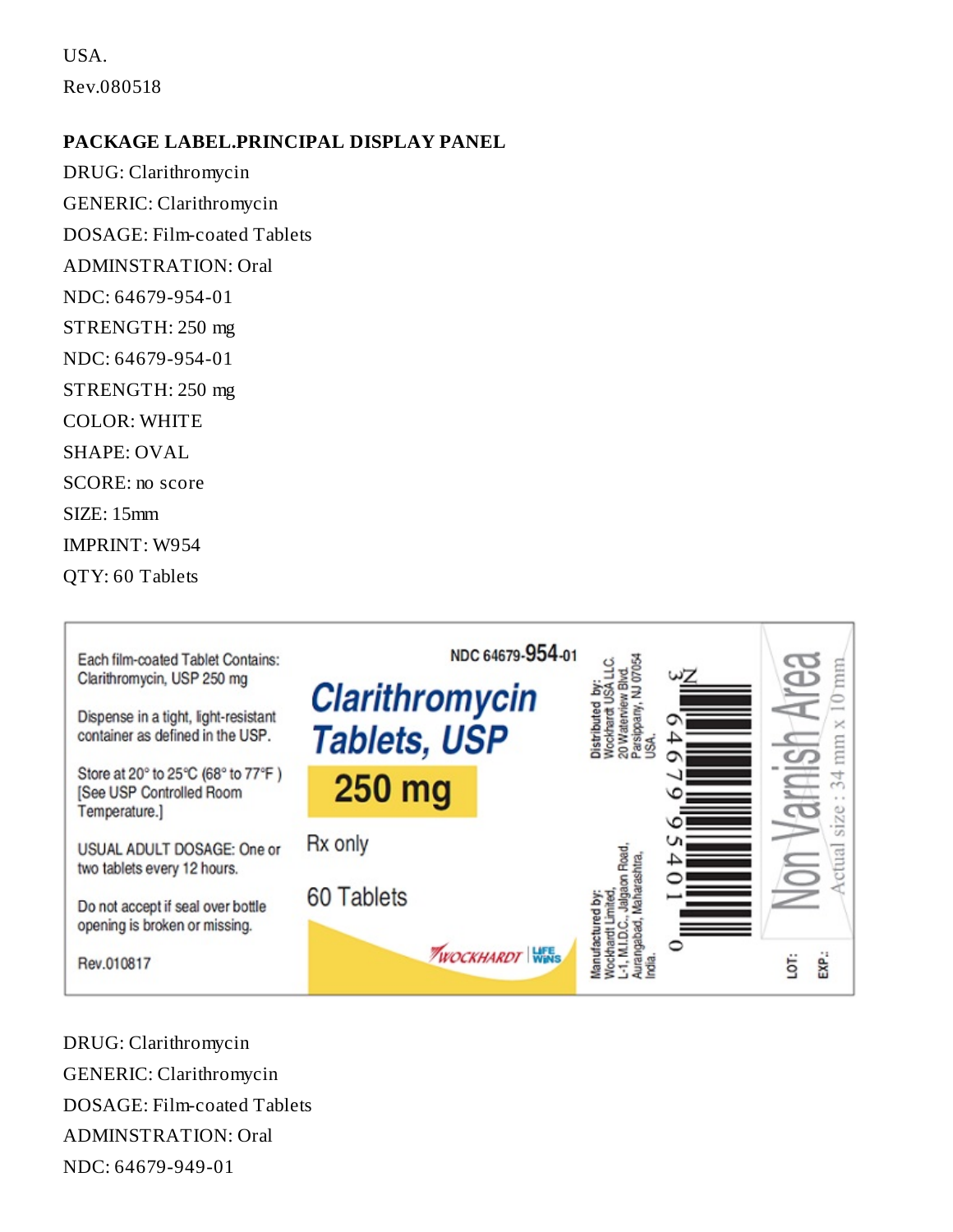USA.

Rev.080518

**PACKAGE LABEL.PRINCIPAL DISPLAY PANEL**

DRUG: Clarithromycin

GENERIC: Clarithromycin

DOSAGE: Film-coated Tablets

ADMINSTRATION: Oral

NDC: 64679-954-01

STRENGTH: 250 mg

NDC: 64679-954-01

STRENGTH: 250 mg

COLOR: WHITE

SHAPE: OVAL

SCORE: no score

SIZE: 15mm

IMPRINT: W954

QTY: 60 Tablets

Each film-coated Tablet Contains: Clarithromycin, USP 250 mg

Dispense in a tight, light-resistant container as defined in the USP.

Store at 20° to 25°C (68° to 77°F ) [See USP Controlled Room Temperature.]

USUAL ADULT DOSAGE: One or two tablets every 12 hours.

Do not accept if seal over bottle opening is broken or missing.

Rev.010817

NDC 64679-954-01

Clarithromycin Tablets, USP

250 mg

Rx only

60 Tablets

WOCKHARDT LIFE WINS

Distributed by: Wockhardt USA LLC. 20 Waterview Blvd. Parsippany, NJ 07054 USA.

Manufactured by: Wockhardt Limited, L-1, M.I.D.C., Jalgaon Road, Aurangabad, Maharashtra, India.

3 64679 95401 0

Non Varnish Area

Actual size : 34 mm x 10 mm

LOT:

EXP.:

DRUG: Clarithromycin

GENERIC: Clarithromycin

DOSAGE: Film-coated Tablets

ADMINSTRATION: Oral

NDC: 64679-949-01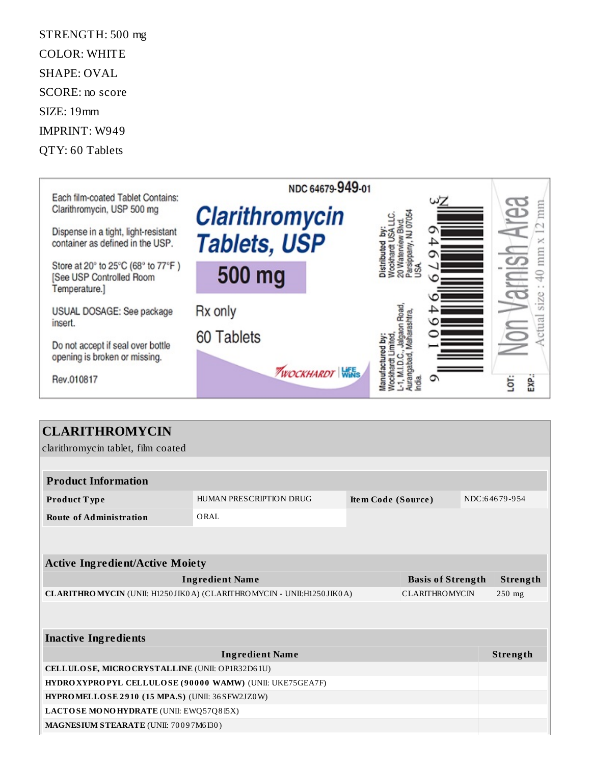STRENGTH: 500 mg

COLOR: WHITE

SHAPE: OVAL

SCORE: no score

SIZE: 19mm

IMPRINT: W949

QTY: 60 Tablets

Each film-coated Tablet Contains: Clarithromycin, USP 500 mg

Dispense in a tight, light-resistant container as defined in the USP.

Store at 20° to 25°C (68° to 77°F ) [See USP Controlled Room Temperature.]

USUAL DOSAGE: See package insert.

Do not accept if seal over bottle opening is broken or missing.

Rev.010817

NDC 64679-949-01

**Clarithromycin Tablets, USP**

**500 mg**

Rx only

60 Tablets

WOCKHARDT | LIFE WINS

Distributed by: Wockhardt USA LLC. 20 Waterview Blvd. Parsippany, NJ 07054 USA.

Manufactured by: Wockhardt Limited, L-1, M.I.D.C., Jalgaon Road, Aurangabad, Maharashtra, India.

3 64679 94901 6

Non Varnish Area

Actual size : 40 mm x 12 mm

LOT:

EXP.:

## CLARITHROMYCIN

clarithromycin tablet, film coated

| **Product Information** | | | |
|---|---|---|---|
| **Product Type** | HUMAN PRESCRIPTION DRUG | **Item Code (Source)** | NDC:64679-954 |
| **Route of Administration** | ORAL | | |

| **Active Ingredient/Active Moiety** | | |
|---|---|---|
| **Ingredient Name** | **Basis of Strength** | **Strength** |
| **CLARITHROMYCIN** (UNII: H1250JIK0A) (CLARITHROMYCIN - UNII:H1250JIK0A) | CLARITHROMYCIN | 250 mg |

| **Inactive Ingredients** | |
|---|---|
| **Ingredient Name** | **Strength** |
| **CELLULOSE, MICROCRYSTALLINE** (UNII: OP1R32D61U) | |
| **HYDROXYPROPYL CELLULOSE (90000 WAMW)** (UNII: UKE75GEA7F) | |
| **HYPROMELLOSE 2910 (15 MPA.S)** (UNII: 36SFW2JZ0W) | |
| **LACTOSE MONOHYDRATE** (UNII: EWQ57Q8I5X) | |
| **MAGNESIUM STEARATE** (UNII: 70097M6I30) | |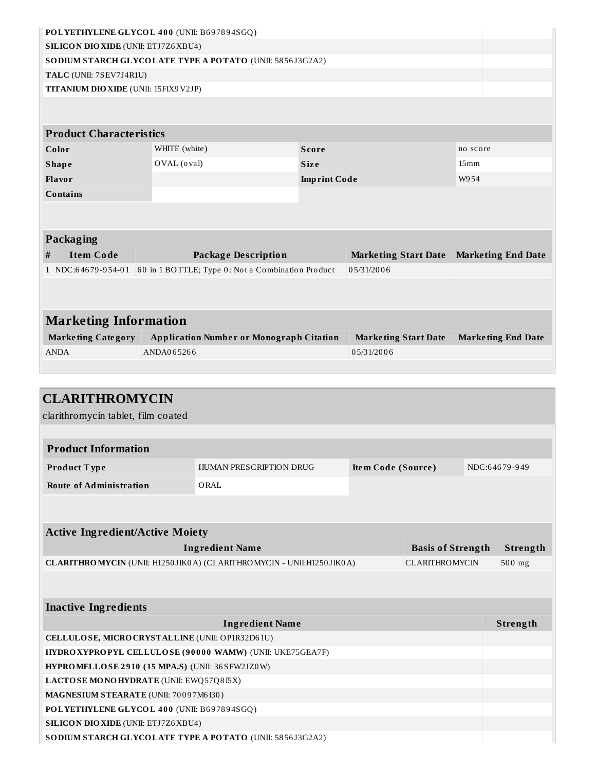| | |
|---|---|
| **POLYETHYLENE GLYCOL 400** (UNII: B697894SGQ) | |
| **SILICON DIOXIDE** (UNII: ETJ7Z6XBU4) | |
| **SODIUM STARCH GLYCOLATE TYPE A POTATO** (UNII: 5856J3G2A2) | |
| **TALC** (UNII: 7SEV7J4R1U) | |
| **TITANIUM DIOXIDE** (UNII: 15FIX9V2JP) | |

| Product Characteristics | | | |
|---|---|---|---|
| **Color** | WHITE (white) | **Score** | no score |
| **Shape** | OVAL (oval) | **Size** | 15mm |
| **Flavor** | | **Imprint Code** | W954 |
| **Contains** | | | |

| Packaging | | | | |
|---|---|---|---|---|
| **#** | **Item Code** | **Package Description** | **Marketing Start Date** | **Marketing End Date** |
| 1 | NDC:64679-954-01 | 60 in 1 BOTTLE; Type 0: Not a Combination Product | 05/31/2006 | |

## Marketing Information

| Marketing Category | Application Number or Monograph Citation | Marketing Start Date | Marketing End Date |
|---|---|---|---|
| ANDA | ANDA065266 | 05/31/2006 | |

## CLARITHROMYCIN

clarithromycin tablet, film coated

| Product Information | | | |
|---|---|---|---|
| **Product Type** | HUMAN PRESCRIPTION DRUG | **Item Code (Source)** | NDC:64679-949 |
| **Route of Administration** | ORAL | | |

| Active Ingredient/Active Moiety | | |
|---|---|---|
| **Ingredient Name** | **Basis of Strength** | **Strength** |
| **CLARITHROMYCIN** (UNII: H1250JIK0A) (CLARITHROMYCIN - UNII:H1250JIK0A) | CLARITHROMYCIN | 500 mg |

| Inactive Ingredients | |
|---|---|
| **Ingredient Name** | **Strength** |
| **CELLULOSE, MICROCRYSTALLINE** (UNII: OP1R32D61U) | |
| **HYDROXYPROPYL CELLULOSE (90000 WAMW)** (UNII: UKE75GEA7F) | |
| **HYPROMELLOSE 2910 (15 MPA.S)** (UNII: 36SFW2JZ0W) | |
| **LACTOSE MONOHYDRATE** (UNII: EWQ57Q8I5X) | |
| **MAGNESIUM STEARATE** (UNII: 70097M6I30) | |
| **POLYETHYLENE GLYCOL 400** (UNII: B697894SGQ) | |
| **SILICON DIOXIDE** (UNII: ETJ7Z6XBU4) | |
| **SODIUM STARCH GLYCOLATE TYPE A POTATO** (UNII: 5856J3G2A2) | |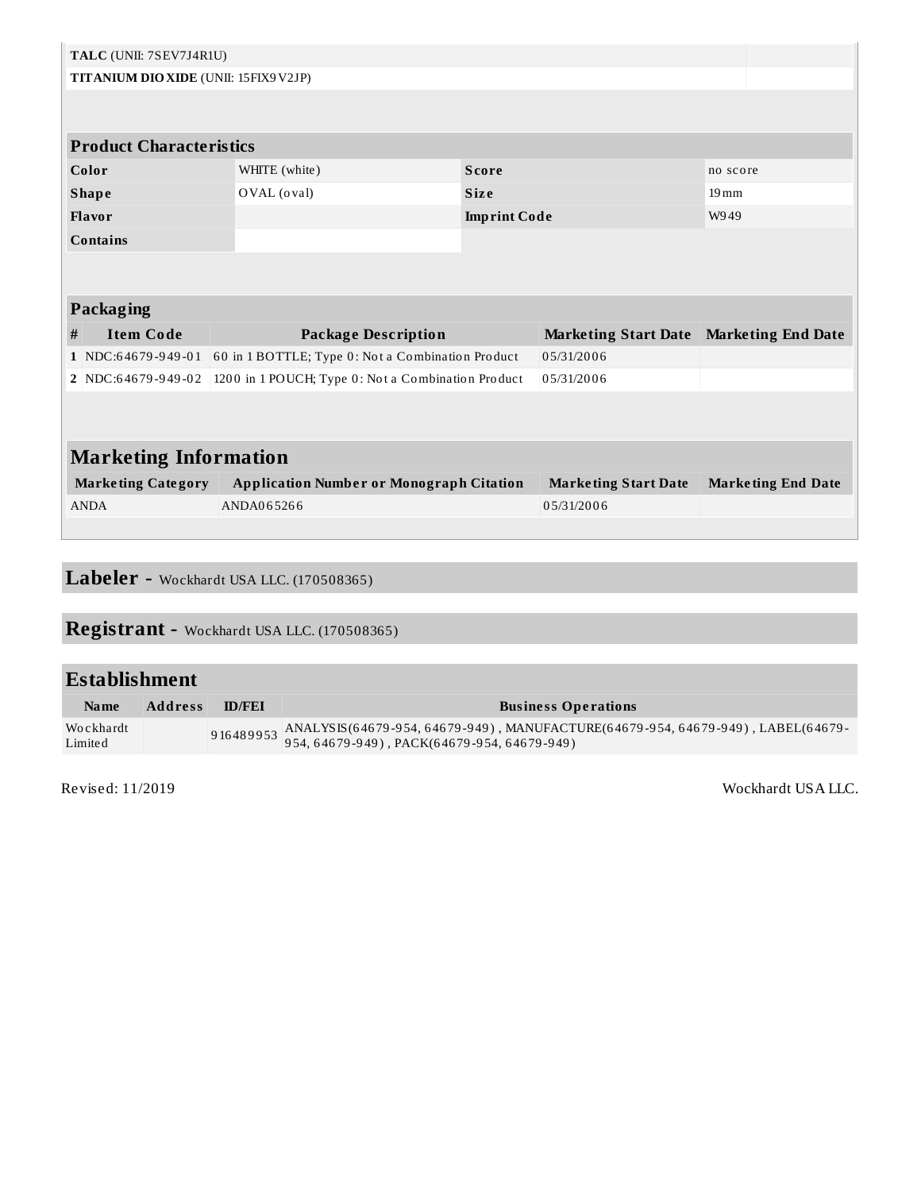| | |
|---|---|
| **TALC** (UNII: 7SEV7J4R1U) | |
| **TITANIUM DIOXIDE** (UNII: 15FIX9V2JP) | |

| Product Characteristics | | | |
|---|---|---|---|
| **Color** | WHITE (white) | **Score** | no score |
| **Shape** | OVAL (oval) | **Size** | 19mm |
| **Flavor** | | **Imprint Code** | W949 |
| **Contains** | | | |

| Packaging | | | | |
|---|---|---|---|---|
| **#** | **Item Code** | **Package Description** | **Marketing Start Date** | **Marketing End Date** |
| **1** | NDC:64679-949-01 | 60 in 1 BOTTLE; Type 0: Not a Combination Product | 05/31/2006 | |
| **2** | NDC:64679-949-02 | 1200 in 1 POUCH; Type 0: Not a Combination Product | 05/31/2006 | |

| Marketing Information | | | |
|---|---|---|---|
| **Marketing Category** | **Application Number or Monograph Citation** | **Marketing Start Date** | **Marketing End Date** |
| ANDA | ANDA065266 | 05/31/2006 | |

## Labeler - Wockhardt USA LLC. (170508365)

## Registrant - Wockhardt USA LLC. (170508365)

## Establishment

| Name | Address | ID/FEI | Business Operations |
|---|---|---|---|
| Wockhardt Limited | | 916489953 | ANALYSIS(64679-954, 64679-949) , MANUFACTURE(64679-954, 64679-949) , LABEL(64679-954, 64679-949) , PACK(64679-954, 64679-949) |

Revised: 11/2019

Wockhardt USA LLC.